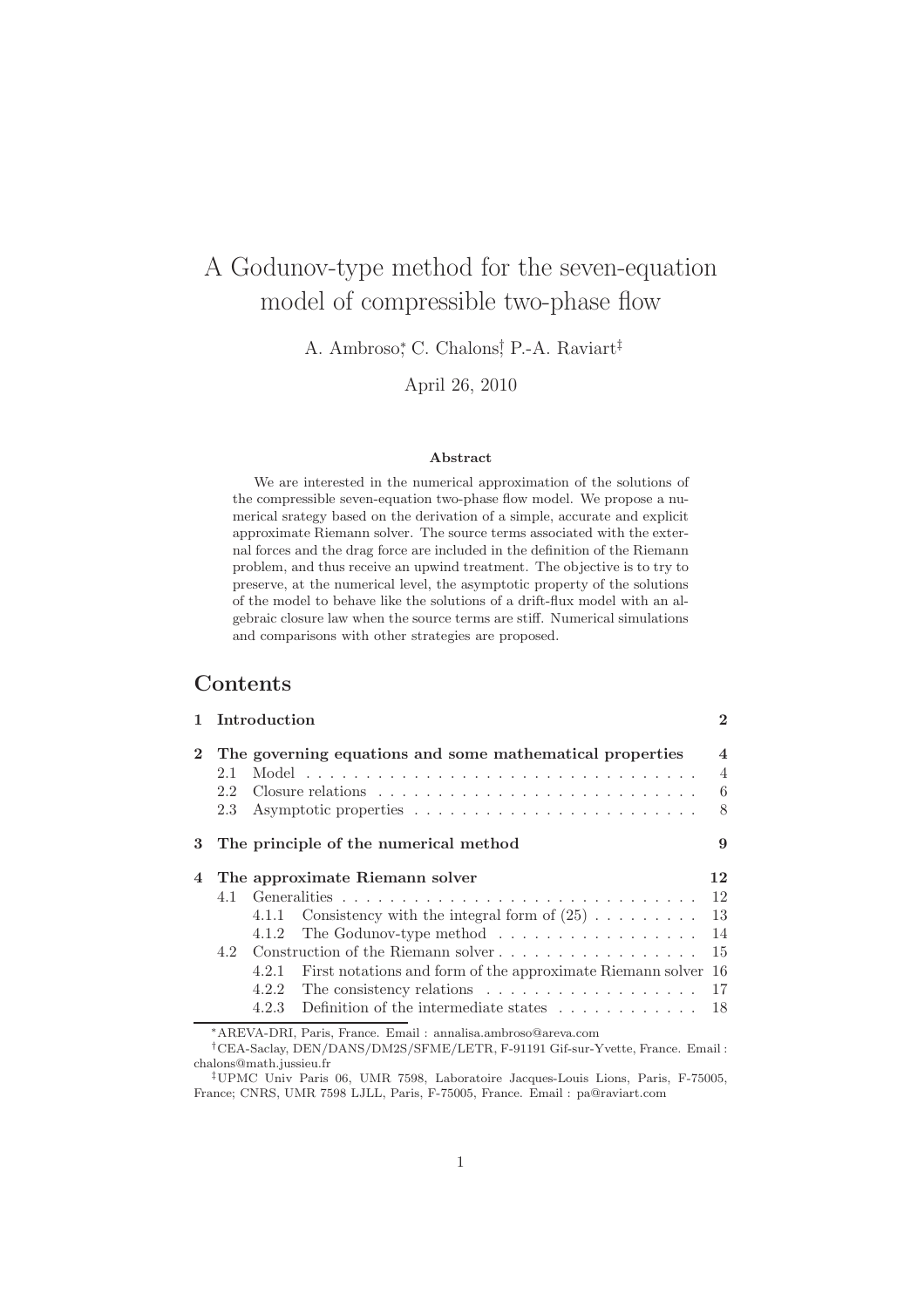# A Godunov-type method for the seven-equation model of compressible two-phase flow

A. Ambroso[*], C. Chalons[†], P.-A. Raviart[‡]

April 26, 2010

### Abstract

We are interested in the numerical approximation of the solutions of the compressible seven-equation two-phase flow model. We propose a numerical srategy based on the derivation of a simple, accurate and explicit approximate Riemann solver. The source terms associated with the external forces and the drag force are included in the definition of the Riemann problem, and thus receive an upwind treatment. The objective is to try to preserve, at the numerical level, the asymptotic property of the solutions of the model to behave like the solutions of a drift-flux model with an algebraic closure law when the source terms are stiff. Numerical simulations and comparisons with other strategies are proposed.

## Contents

- **1 Introduction** — 2
- **2 The governing equations and some mathematical properties** — 4
  - 2.1 Model — 4
  - 2.2 Closure relations — 6
  - 2.3 Asymptotic properties — 8
- **3 The principle of the numerical method** — 9
- **4 The approximate Riemann solver** — 12
  - 4.1 Generalities — 12
    - 4.1.1 Consistency with the integral form of (25) — 13
    - 4.1.2 The Godunov-type method — 14
  - 4.2 Construction of the Riemann solver — 15
    - 4.2.1 First notations and form of the approximate Riemann solver — 16
    - 4.2.2 The consistency relations — 17
    - 4.2.3 Definition of the intermediate states — 18

[*] AREVA-DRI, Paris, France. Email : annalisa.ambroso@areva.com

[†] CEA-Saclay, DEN/DANS/DM2S/SFME/LETR, F-91191 Gif-sur-Yvette, France. Email : chalons@math.jussieu.fr

[‡] UPMC Univ Paris 06, UMR 7598, Laboratoire Jacques-Louis Lions, Paris, F-75005, France; CNRS, UMR 7598 LJLL, Paris, F-75005, France. Email : pa@raviart.com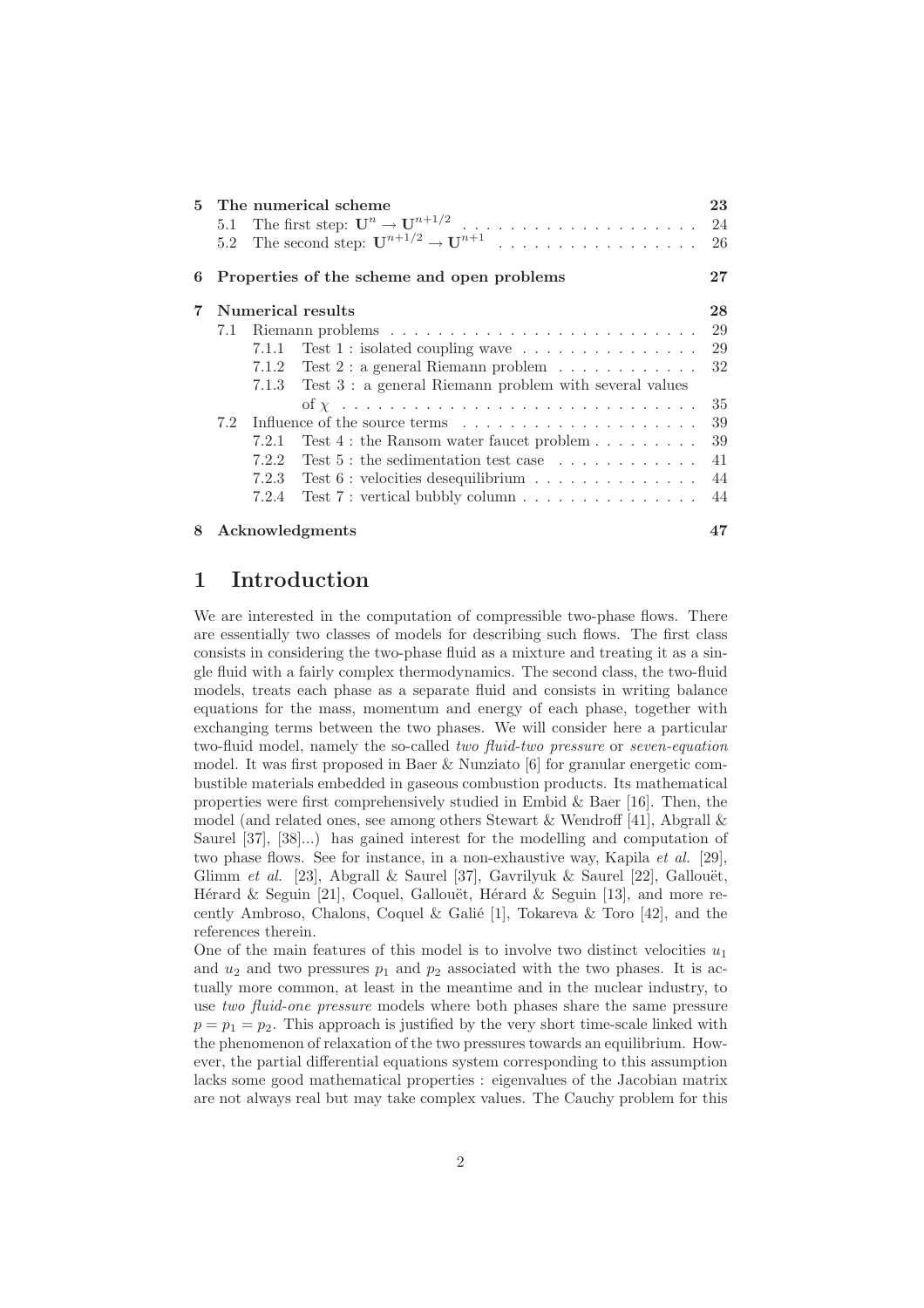| | | |
|---|---|---|
| **5** | **The numerical scheme** | **23** |
| | 5.1 The first step: $\mathbf{U}^n \rightarrow \mathbf{U}^{n+1/2}$ | 24 |
| | 5.2 The second step: $\mathbf{U}^{n+1/2} \rightarrow \mathbf{U}^{n+1}$ | 26 |
| **6** | **Properties of the scheme and open problems** | **27** |
| **7** | **Numerical results** | **28** |
| | 7.1 Riemann problems | 29 |
| | 7.1.1 Test 1 : isolated coupling wave | 29 |
| | 7.1.2 Test 2 : a general Riemann problem | 32 |
| | 7.1.3 Test 3 : a general Riemann problem with several values of $\chi$ | 35 |
| | 7.2 Influence of the source terms | 39 |
| | 7.2.1 Test 4 : the Ransom water faucet problem | 39 |
| | 7.2.2 Test 5 : the sedimentation test case | 41 |
| | 7.2.3 Test 6 : velocities desequilibrium | 44 |
| | 7.2.4 Test 7 : vertical bubbly column | 44 |
| **8** | **Acknowledgments** | **47** |

# 1 Introduction

We are interested in the computation of compressible two-phase flows. There are essentially two classes of models for describing such flows. The first class consists in considering the two-phase fluid as a mixture and treating it as a single fluid with a fairly complex thermodynamics. The second class, the two-fluid models, treats each phase as a separate fluid and consists in writing balance equations for the mass, momentum and energy of each phase, together with exchanging terms between the two phases. We will consider here a particular two-fluid model, namely the so-called *two fluid-two pressure* or *seven-equation* model. It was first proposed in Baer & Nunziato [6] for granular energetic combustible materials embedded in gaseous combustion products. Its mathematical properties were first comprehensively studied in Embid & Baer [16]. Then, the model (and related ones, see among others Stewart & Wendroff [41], Abgrall & Saurel [37], [38]...) has gained interest for the modelling and computation of two phase flows. See for instance, in a non-exhaustive way, Kapila *et al.* [29], Glimm *et al.* [23], Abgrall & Saurel [37], Gavrilyuk & Saurel [22], Gallouët, Hérard & Seguin [21], Coquel, Gallouët, Hérard & Seguin [13], and more recently Ambroso, Chalons, Coquel & Galié [1], Tokareva & Toro [42], and the references therein.

One of the main features of this model is to involve two distinct velocities $u_1$ and $u_2$ and two pressures $p_1$ and $p_2$ associated with the two phases. It is actually more common, at least in the meantime and in the nuclear industry, to use *two fluid-one pressure* models where both phases share the same pressure $p = p_1 = p_2$. This approach is justified by the very short time-scale linked with the phenomenon of relaxation of the two pressures towards an equilibrium. However, the partial differential equations system corresponding to this assumption lacks some good mathematical properties : eigenvalues of the Jacobian matrix are not always real but may take complex values. The Cauchy problem for this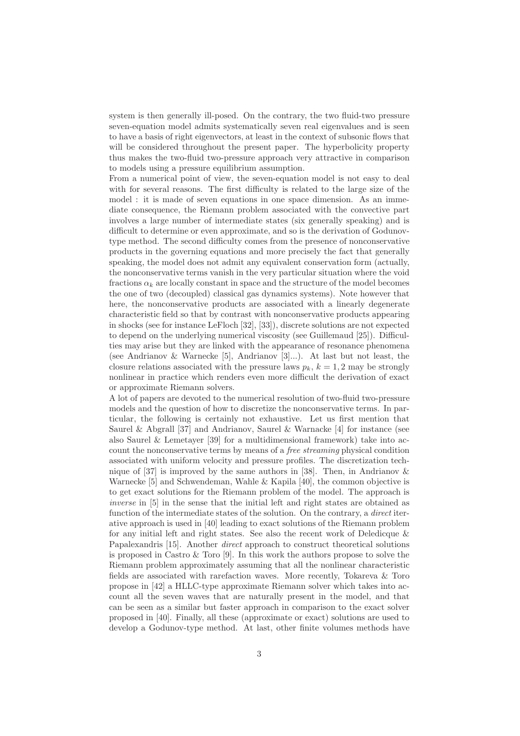system is then generally ill-posed. On the contrary, the two fluid-two pressure seven-equation model admits systematically seven real eigenvalues and is seen to have a basis of right eigenvectors, at least in the context of subsonic flows that will be considered throughout the present paper. The hyperbolicity property thus makes the two-fluid two-pressure approach very attractive in comparison to models using a pressure equilibrium assumption.

From a numerical point of view, the seven-equation model is not easy to deal with for several reasons. The first difficulty is related to the large size of the model : it is made of seven equations in one space dimension. As an immediate consequence, the Riemann problem associated with the convective part involves a large number of intermediate states (six generally speaking) and is difficult to determine or even approximate, and so is the derivation of Godunov-type method. The second difficulty comes from the presence of nonconservative products in the governing equations and more precisely the fact that generally speaking, the model does not admit any equivalent conservation form (actually, the nonconservative terms vanish in the very particular situation where the void fractions $\alpha_k$ are locally constant in space and the structure of the model becomes the one of two (decoupled) classical gas dynamics systems). Note however that here, the nonconservative products are associated with a linearly degenerate characteristic field so that by contrast with nonconservative products appearing in shocks (see for instance LeFloch [32], [33]), discrete solutions are not expected to depend on the underlying numerical viscosity (see Guillemaud [25]). Difficulties may arise but they are linked with the appearance of resonance phenomena (see Andrianov & Warnecke [5], Andrianov [3]...). At last but not least, the closure relations associated with the pressure laws $p_k$, $k = 1, 2$ may be strongly nonlinear in practice which renders even more difficult the derivation of exact or approximate Riemann solvers.

A lot of papers are devoted to the numerical resolution of two-fluid two-pressure models and the question of how to discretize the nonconservative terms. In particular, the following is certainly not exhaustive. Let us first mention that Saurel & Abgrall [37] and Andrianov, Saurel & Warnacke [4] for instance (see also Saurel & Lemetayer [39] for a multidimensional framework) take into account the nonconservative terms by means of a *free streaming* physical condition associated with uniform velocity and pressure profiles. The discretization technique of [37] is improved by the same authors in [38]. Then, in Andrianov & Warnecke [5] and Schwendeman, Wahle & Kapila [40], the common objective is to get exact solutions for the Riemann problem of the model. The approach is *inverse* in [5] in the sense that the initial left and right states are obtained as function of the intermediate states of the solution. On the contrary, a *direct* iterative approach is used in [40] leading to exact solutions of the Riemann problem for any initial left and right states. See also the recent work of Deledicque & Papalexandris [15]. Another *direct* approach to construct theoretical solutions is proposed in Castro & Toro [9]. In this work the authors propose to solve the Riemann problem approximately assuming that all the nonlinear characteristic fields are associated with rarefaction waves. More recently, Tokareva & Toro propose in [42] a HLLC-type approximate Riemann solver which takes into account all the seven waves that are naturally present in the model, and that can be seen as a similar but faster approach in comparison to the exact solver proposed in [40]. Finally, all these (approximate or exact) solutions are used to develop a Godunov-type method. At last, other finite volumes methods have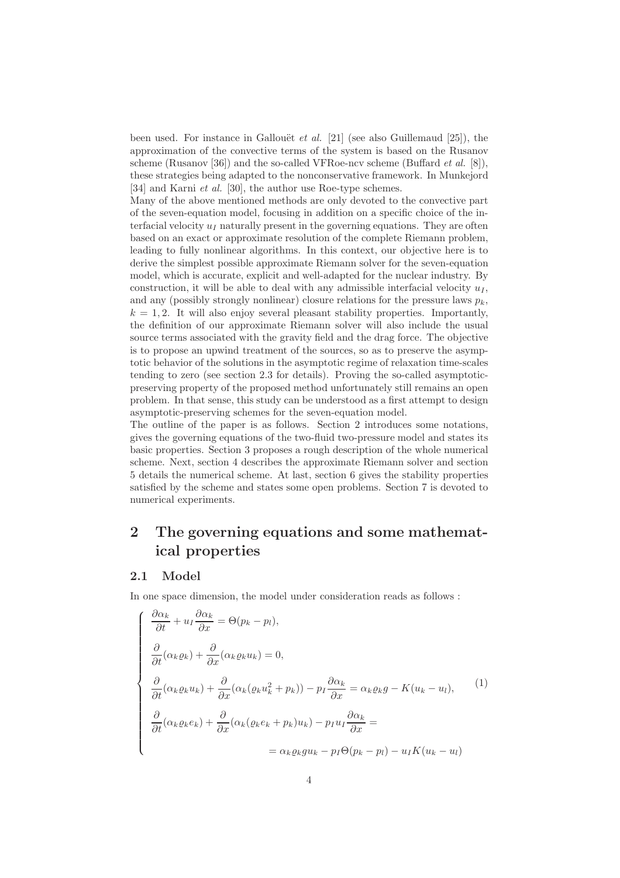been used. For instance in Gallouët *et al.* [21] (see also Guillemaud [25]), the approximation of the convective terms of the system is based on the Rusanov scheme (Rusanov [36]) and the so-called VFRoe-ncv scheme (Buffard *et al.* [8]), these strategies being adapted to the nonconservative framework. In Munkejord [34] and Karni *et al.* [30], the author use Roe-type schemes.

Many of the above mentioned methods are only devoted to the convective part of the seven-equation model, focusing in addition on a specific choice of the interfacial velocity $u_I$ naturally present in the governing equations. They are often based on an exact or approximate resolution of the complete Riemann problem, leading to fully nonlinear algorithms. In this context, our objective here is to derive the simplest possible approximate Riemann solver for the seven-equation model, which is accurate, explicit and well-adapted for the nuclear industry. By construction, it will be able to deal with any admissible interfacial velocity $u_I$, and any (possibly strongly nonlinear) closure relations for the pressure laws $p_k$, $k = 1, 2$. It will also enjoy several pleasant stability properties. Importantly, the definition of our approximate Riemann solver will also include the usual source terms associated with the gravity field and the drag force. The objective is to propose an upwind treatment of the sources, so as to preserve the asymptotic behavior of the solutions in the asymptotic regime of relaxation time-scales tending to zero (see section 2.3 for details). Proving the so-called asymptotic-preserving property of the proposed method unfortunately still remains an open problem. In that sense, this study can be understood as a first attempt to design asymptotic-preserving schemes for the seven-equation model.

The outline of the paper is as follows. Section 2 introduces some notations, gives the governing equations of the two-fluid two-pressure model and states its basic properties. Section 3 proposes a rough description of the whole numerical scheme. Next, section 4 describes the approximate Riemann solver and section 5 details the numerical scheme. At last, section 6 gives the stability properties satisfied by the scheme and states some open problems. Section 7 is devoted to numerical experiments.

# 2 The governing equations and some mathematical properties

## 2.1 Model

In one space dimension, the model under consideration reads as follows :

$$
\left\{
\begin{aligned}
& \frac{\partial \alpha_k}{\partial t} + u_I \frac{\partial \alpha_k}{\partial x} = \Theta(p_k - p_l), \\
& \frac{\partial}{\partial t}(\alpha_k \varrho_k) + \frac{\partial}{\partial x}(\alpha_k \varrho_k u_k) = 0, \\
& \frac{\partial}{\partial t}(\alpha_k \varrho_k u_k) + \frac{\partial}{\partial x}(\alpha_k(\varrho_k u_k^2 + p_k)) - p_I \frac{\partial \alpha_k}{\partial x} = \alpha_k \varrho_k g - K(u_k - u_l), \\
& \frac{\partial}{\partial t}(\alpha_k \varrho_k e_k) + \frac{\partial}{\partial x}(\alpha_k(\varrho_k e_k + p_k)u_k) - p_I u_I \frac{\partial \alpha_k}{\partial x} = \\
& \qquad\qquad = \alpha_k \varrho_k g u_k - p_I \Theta(p_k - p_l) - u_I K(u_k - u_l)
\end{aligned}
\right.
\tag{1}
$$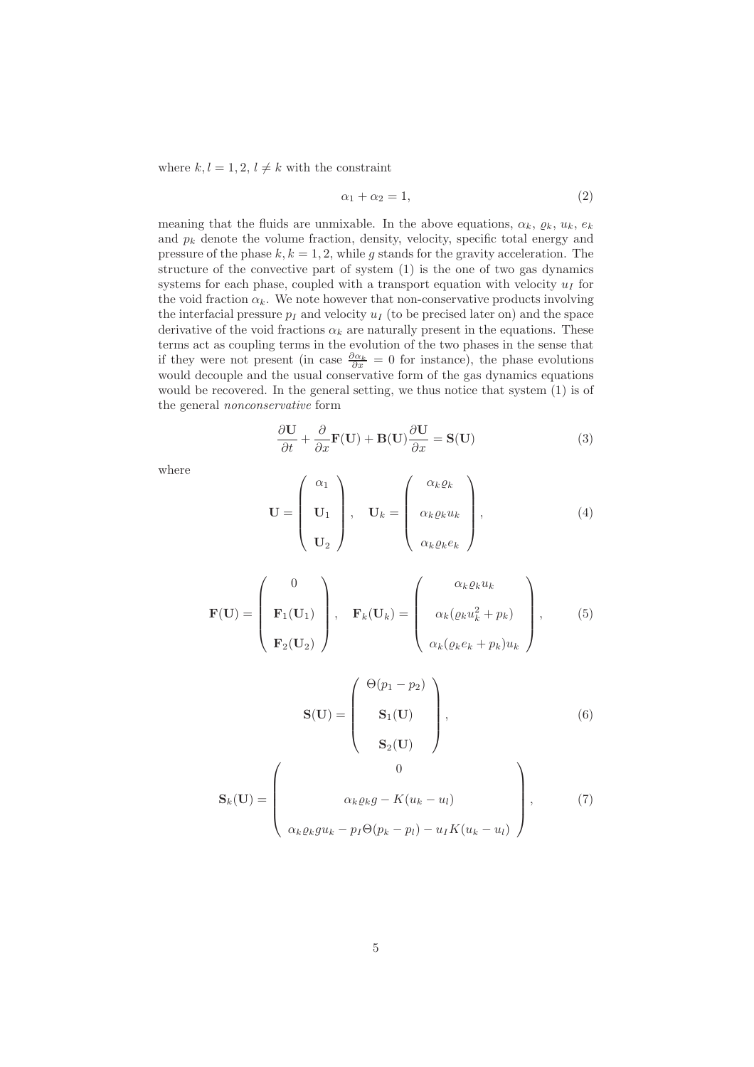where $k, l = 1, 2$, $l \neq k$ with the constraint

$$\alpha_1 + \alpha_2 = 1, \tag{2}$$

meaning that the fluids are unmixable. In the above equations, $\alpha_k$, $\varrho_k$, $u_k$, $e_k$ and $p_k$ denote the volume fraction, density, velocity, specific total energy and pressure of the phase $k, k = 1, 2$, while $g$ stands for the gravity acceleration. The structure of the convective part of system (1) is the one of two gas dynamics systems for each phase, coupled with a transport equation with velocity $u_I$ for the void fraction $\alpha_k$. We note however that non-conservative products involving the interfacial pressure $p_I$ and velocity $u_I$ (to be precised later on) and the space derivative of the void fractions $\alpha_k$ are naturally present in the equations. These terms act as coupling terms in the evolution of the two phases in the sense that if they were not present (in case $\frac{\partial \alpha_k}{\partial x} = 0$ for instance), the phase evolutions would decouple and the usual conservative form of the gas dynamics equations would be recovered. In the general setting, we thus notice that system (1) is of the general *nonconservative* form

$$\frac{\partial \mathbf{U}}{\partial t} + \frac{\partial}{\partial x}\mathbf{F}(\mathbf{U}) + \mathbf{B}(\mathbf{U})\frac{\partial \mathbf{U}}{\partial x} = \mathbf{S}(\mathbf{U}) \tag{3}$$

where

$$\mathbf{U} = \begin{pmatrix} \alpha_1 \\ \\ \mathbf{U}_1 \\ \\ \mathbf{U}_2 \end{pmatrix}, \quad \mathbf{U}_k = \begin{pmatrix} \alpha_k \varrho_k \\ \\ \alpha_k \varrho_k u_k \\ \\ \alpha_k \varrho_k e_k \end{pmatrix}, \tag{4}$$

$$\mathbf{F}(\mathbf{U}) = \begin{pmatrix} 0 \\ \\ \mathbf{F}_1(\mathbf{U}_1) \\ \\ \mathbf{F}_2(\mathbf{U}_2) \end{pmatrix}, \quad \mathbf{F}_k(\mathbf{U}_k) = \begin{pmatrix} \alpha_k \varrho_k u_k \\ \\ \alpha_k(\varrho_k u_k^2 + p_k) \\ \\ \alpha_k(\varrho_k e_k + p_k) u_k \end{pmatrix}, \tag{5}$$

$$\mathbf{S}(\mathbf{U}) = \begin{pmatrix} \Theta(p_1 - p_2) \\ \\ \mathbf{S}_1(\mathbf{U}) \\ \\ \mathbf{S}_2(\mathbf{U}) \end{pmatrix}, \tag{6}$$

$$\mathbf{S}_k(\mathbf{U}) = \begin{pmatrix} 0 \\ \\ \alpha_k \varrho_k g - K(u_k - u_l) \\ \\ \alpha_k \varrho_k g u_k - p_I \Theta(p_k - p_l) - u_I K(u_k - u_l) \end{pmatrix}, \tag{7}$$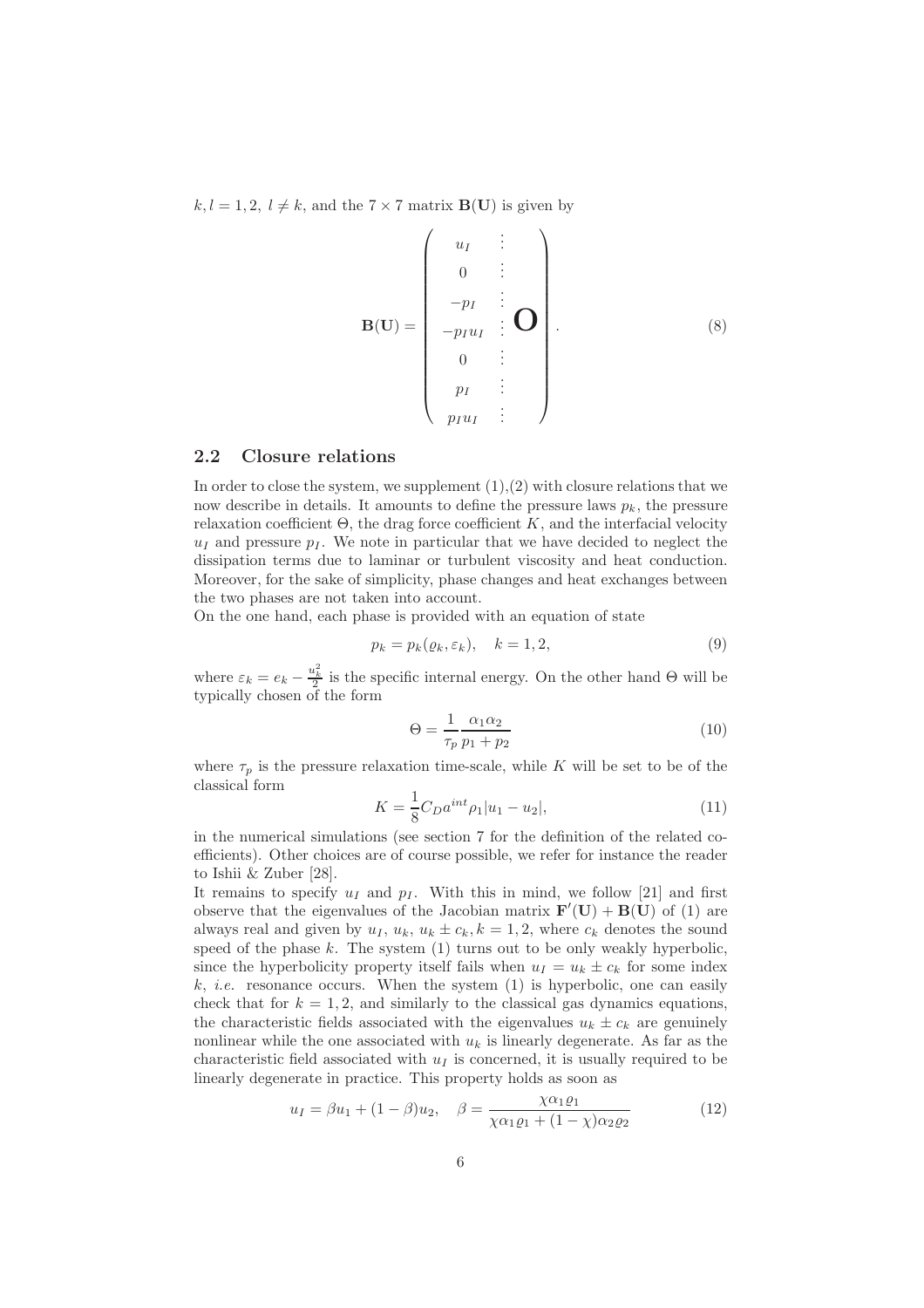$k, l = 1, 2,\ l \neq k$, and the $7 \times 7$ matrix $\mathbf{B}(\mathbf{U})$ is given by

$$\mathbf{B}(\mathbf{U}) = \left( \begin{array}{c|c} u_I & \\ 0 & \\ -p_I & \\ -p_I u_I & \mathbf{O} \\ 0 & \\ p_I & \\ p_I u_I & \end{array} \right). \tag{8}$$

## 2.2 Closure relations

In order to close the system, we supplement (1),(2) with closure relations that we now describe in details. It amounts to define the pressure laws $p_k$, the pressure relaxation coefficient $\Theta$, the drag force coefficient $K$, and the interfacial velocity $u_I$ and pressure $p_I$. We note in particular that we have decided to neglect the dissipation terms due to laminar or turbulent viscosity and heat conduction. Moreover, for the sake of simplicity, phase changes and heat exchanges between the two phases are not taken into account.

On the one hand, each phase is provided with an equation of state

$$p_k = p_k(\varrho_k, \varepsilon_k), \quad k = 1, 2, \tag{9}$$

where $\varepsilon_k = e_k - \frac{u_k^2}{2}$ is the specific internal energy. On the other hand $\Theta$ will be typically chosen of the form

$$\Theta = \frac{1}{\tau_p} \frac{\alpha_1 \alpha_2}{p_1 + p_2} \tag{10}$$

where $\tau_p$ is the pressure relaxation time-scale, while $K$ will be set to be of the classical form

$$K = \frac{1}{8} C_D a^{int} \rho_1 |u_1 - u_2|, \tag{11}$$

in the numerical simulations (see section 7 for the definition of the related coefficients). Other choices are of course possible, we refer for instance the reader to Ishii & Zuber [28].

It remains to specify $u_I$ and $p_I$. With this in mind, we follow [21] and first observe that the eigenvalues of the Jacobian matrix $\mathbf{F}'(\mathbf{U}) + \mathbf{B}(\mathbf{U})$ of (1) are always real and given by $u_I$, $u_k$, $u_k \pm c_k, k = 1, 2$, where $c_k$ denotes the sound speed of the phase $k$. The system (1) turns out to be only weakly hyperbolic, since the hyperbolicity property itself fails when $u_I = u_k \pm c_k$ for some index $k$, *i.e.* resonance occurs. When the system (1) is hyperbolic, one can easily check that for $k = 1, 2$, and similarly to the classical gas dynamics equations, the characteristic fields associated with the eigenvalues $u_k \pm c_k$ are genuinely nonlinear while the one associated with $u_k$ is linearly degenerate. As far as the characteristic field associated with $u_I$ is concerned, it is usually required to be linearly degenerate in practice. This property holds as soon as

$$u_I = \beta u_1 + (1 - \beta) u_2, \quad \beta = \frac{\chi \alpha_1 \varrho_1}{\chi \alpha_1 \varrho_1 + (1 - \chi) \alpha_2 \varrho_2} \tag{12}$$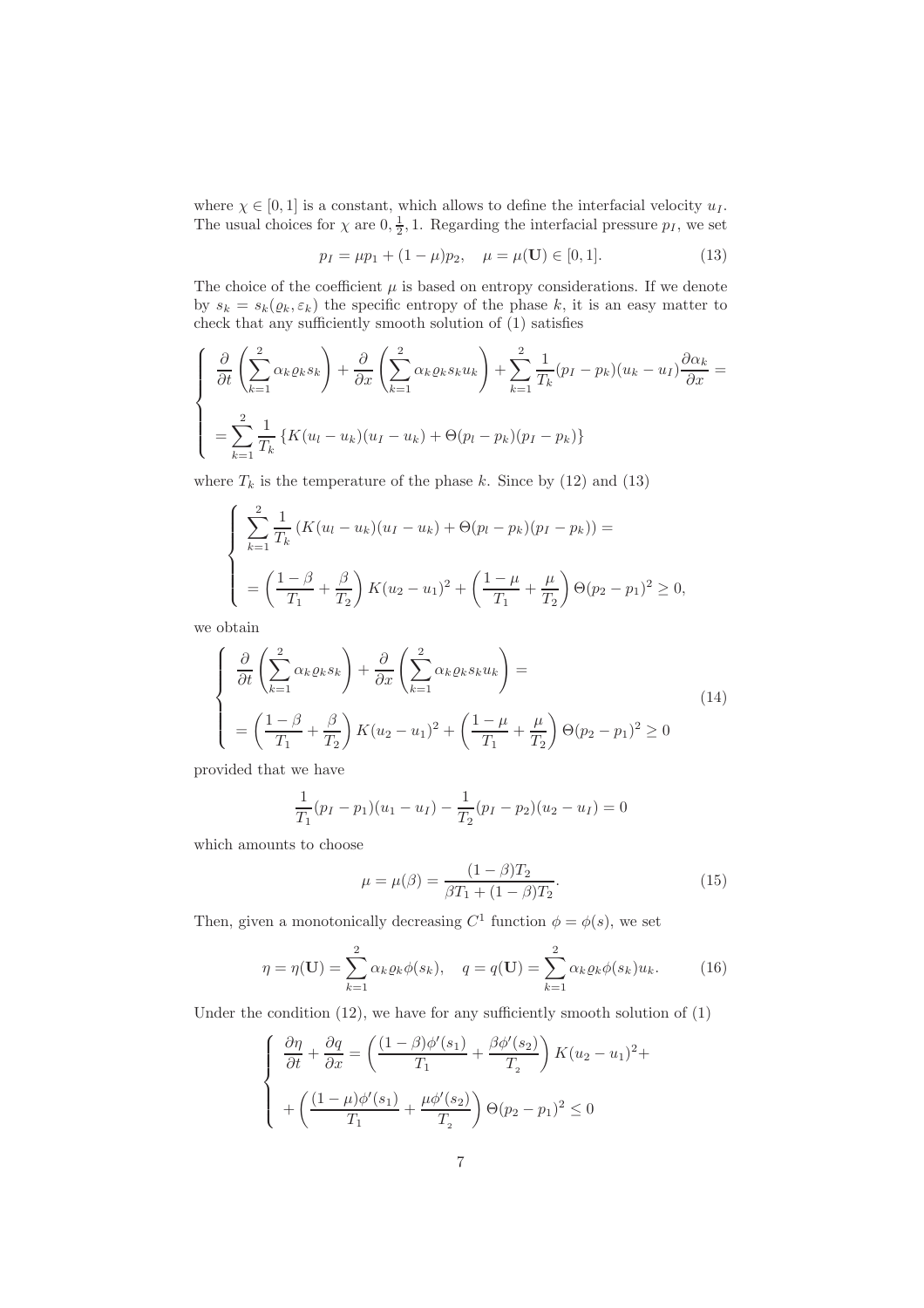where $\chi \in [0, 1]$ is a constant, which allows to define the interfacial velocity $u_I$. The usual choices for $\chi$ are $0, \frac{1}{2}, 1$. Regarding the interfacial pressure $p_I$, we set

$$p_I = \mu p_1 + (1 - \mu) p_2, \quad \mu = \mu(\mathbf{U}) \in [0, 1]. \tag{13}$$

The choice of the coefficient $\mu$ is based on entropy considerations. If we denote by $s_k = s_k(\varrho_k, \varepsilon_k)$ the specific entropy of the phase $k$, it is an easy matter to check that any sufficiently smooth solution of (1) satisfies

$$\begin{cases} \dfrac{\partial}{\partial t}\left(\displaystyle\sum_{k=1}^{2} \alpha_k \varrho_k s_k\right) + \dfrac{\partial}{\partial x}\left(\displaystyle\sum_{k=1}^{2} \alpha_k \varrho_k s_k u_k\right) + \displaystyle\sum_{k=1}^{2} \dfrac{1}{T_k}(p_I - p_k)(u_k - u_I)\dfrac{\partial \alpha_k}{\partial x} = \\ = \displaystyle\sum_{k=1}^{2} \dfrac{1}{T_k}\left\{K(u_l - u_k)(u_I - u_k) + \Theta(p_l - p_k)(p_I - p_k)\right\} \end{cases}$$

where $T_k$ is the temperature of the phase $k$. Since by (12) and (13)

$$\begin{cases} \displaystyle\sum_{k=1}^{2} \dfrac{1}{T_k}\left(K(u_l - u_k)(u_I - u_k) + \Theta(p_l - p_k)(p_I - p_k)\right) = \\ = \left(\dfrac{1-\beta}{T_1} + \dfrac{\beta}{T_2}\right) K (u_2 - u_1)^2 + \left(\dfrac{1-\mu}{T_1} + \dfrac{\mu}{T_2}\right)\Theta(p_2 - p_1)^2 \geq 0, \end{cases}$$

we obtain

$$\begin{cases} \dfrac{\partial}{\partial t}\left(\displaystyle\sum_{k=1}^{2} \alpha_k \varrho_k s_k\right) + \dfrac{\partial}{\partial x}\left(\displaystyle\sum_{k=1}^{2} \alpha_k \varrho_k s_k u_k\right) = \\ = \left(\dfrac{1-\beta}{T_1} + \dfrac{\beta}{T_2}\right) K (u_2 - u_1)^2 + \left(\dfrac{1-\mu}{T_1} + \dfrac{\mu}{T_2}\right)\Theta(p_2 - p_1)^2 \geq 0 \end{cases} \tag{14}$$

provided that we have

$$\frac{1}{T_1}(p_I - p_1)(u_1 - u_I) - \frac{1}{T_2}(p_I - p_2)(u_2 - u_I) = 0$$

which amounts to choose

$$\mu = \mu(\beta) = \frac{(1-\beta)T_2}{\beta T_1 + (1-\beta)T_2}. \tag{15}$$

Then, given a monotonically decreasing $C^1$ function $\phi = \phi(s)$, we set

$$\eta = \eta(\mathbf{U}) = \sum_{k=1}^{2} \alpha_k \varrho_k \phi(s_k), \quad q = q(\mathbf{U}) = \sum_{k=1}^{2} \alpha_k \varrho_k \phi(s_k) u_k. \tag{16}$$

Under the condition (12), we have for any sufficiently smooth solution of (1)

$$\begin{cases} \dfrac{\partial \eta}{\partial t} + \dfrac{\partial q}{\partial x} = \left(\dfrac{(1-\beta)\phi'(s_1)}{T_1} + \dfrac{\beta \phi'(s_2)}{T_2}\right) K (u_2 - u_1)^2 + \\ + \left(\dfrac{(1-\mu)\phi'(s_1)}{T_1} + \dfrac{\mu \phi'(s_2)}{T_2}\right)\Theta(p_2 - p_1)^2 \leq 0 \end{cases}$$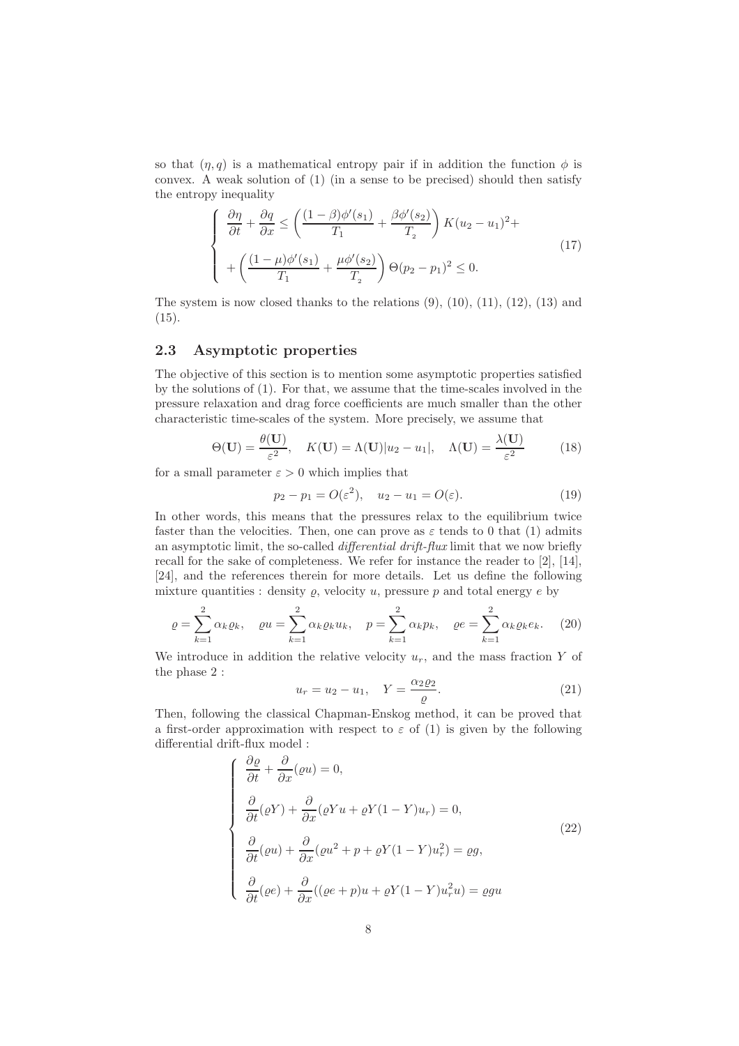so that $(\eta, q)$ is a mathematical entropy pair if in addition the function $\phi$ is convex. A weak solution of (1) (in a sense to be precised) should then satisfy the entropy inequality

$$
\left\{
\begin{array}{l}
\dfrac{\partial \eta}{\partial t} + \dfrac{\partial q}{\partial x} \leq \left( \dfrac{(1-\beta)\phi'(s_1)}{T_1} + \dfrac{\beta \phi'(s_2)}{T_2} \right) K(u_2 - u_1)^2 + \\[2ex]
+ \left( \dfrac{(1-\mu)\phi'(s_1)}{T_1} + \dfrac{\mu \phi'(s_2)}{T_2} \right) \Theta(p_2 - p_1)^2 \leq 0.
\end{array}
\right.
\tag{17}
$$

The system is now closed thanks to the relations (9), (10), (11), (12), (13) and (15).

## 2.3 Asymptotic properties

The objective of this section is to mention some asymptotic properties satisfied by the solutions of (1). For that, we assume that the time-scales involved in the pressure relaxation and drag force coefficients are much smaller than the other characteristic time-scales of the system. More precisely, we assume that

$$
\Theta(\mathbf{U}) = \frac{\theta(\mathbf{U})}{\varepsilon^2}, \quad K(\mathbf{U}) = \Lambda(\mathbf{U})|u_2 - u_1|, \quad \Lambda(\mathbf{U}) = \frac{\lambda(\mathbf{U})}{\varepsilon^2}
\tag{18}
$$

for a small parameter $\varepsilon > 0$ which implies that

$$
p_2 - p_1 = O(\varepsilon^2), \quad u_2 - u_1 = O(\varepsilon).
\tag{19}
$$

In other words, this means that the pressures relax to the equilibrium twice faster than the velocities. Then, one can prove as $\varepsilon$ tends to 0 that (1) admits an asymptotic limit, the so-called *differential drift-flux* limit that we now briefly recall for the sake of completeness. We refer for instance the reader to [2], [14], [24], and the references therein for more details. Let us define the following mixture quantities : density $\varrho$, velocity $u$, pressure $p$ and total energy $e$ by

$$
\varrho = \sum_{k=1}^{2} \alpha_k \varrho_k, \quad \varrho u = \sum_{k=1}^{2} \alpha_k \varrho_k u_k, \quad p = \sum_{k=1}^{2} \alpha_k p_k, \quad \varrho e = \sum_{k=1}^{2} \alpha_k \varrho_k e_k.
\tag{20}
$$

We introduce in addition the relative velocity $u_r$, and the mass fraction $Y$ of the phase 2 :

$$
u_r = u_2 - u_1, \quad Y = \frac{\alpha_2 \varrho_2}{\varrho}.
\tag{21}
$$

Then, following the classical Chapman-Enskog method, it can be proved that a first-order approximation with respect to $\varepsilon$ of (1) is given by the following differential drift-flux model :

$$
\left\{
\begin{array}{l}
\dfrac{\partial \varrho}{\partial t} + \dfrac{\partial}{\partial x}(\varrho u) = 0, \\[2ex]
\dfrac{\partial}{\partial t}(\varrho Y) + \dfrac{\partial}{\partial x}(\varrho Y u + \varrho Y(1-Y)u_r) = 0, \\[2ex]
\dfrac{\partial}{\partial t}(\varrho u) + \dfrac{\partial}{\partial x}(\varrho u^2 + p + \varrho Y(1-Y)u_r^2) = \varrho g, \\[2ex]
\dfrac{\partial}{\partial t}(\varrho e) + \dfrac{\partial}{\partial x}((\varrho e + p)u + \varrho Y(1-Y)u_r^2 u) = \varrho g u
\end{array}
\right.
\tag{22}
$$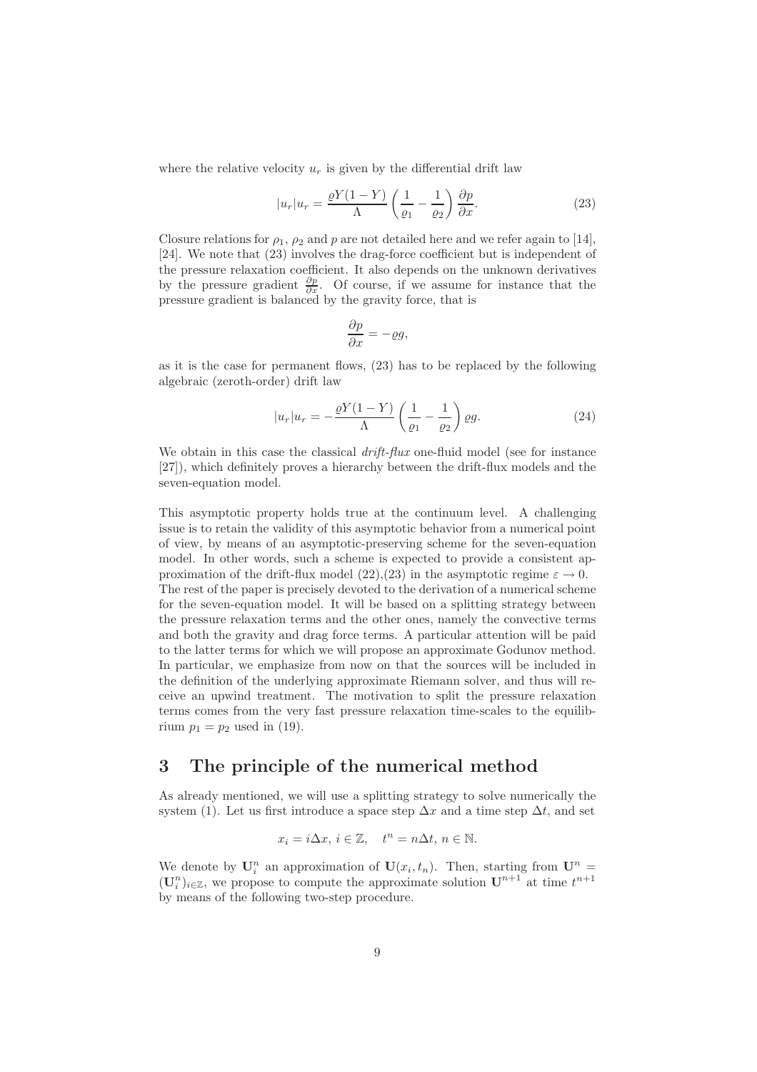where the relative velocity $u_r$ is given by the differential drift law

$$|u_r|u_r = \frac{\varrho Y(1-Y)}{\Lambda}\left(\frac{1}{\varrho_1} - \frac{1}{\varrho_2}\right)\frac{\partial p}{\partial x}. \tag{23}$$

Closure relations for $\rho_1$, $\rho_2$ and $p$ are not detailed here and we refer again to [14], [24]. We note that (23) involves the drag-force coefficient but is independent of the pressure relaxation coefficient. It also depends on the unknown derivatives by the pressure gradient $\frac{\partial p}{\partial x}$. Of course, if we assume for instance that the pressure gradient is balanced by the gravity force, that is

$$\frac{\partial p}{\partial x} = -\varrho g,$$

as it is the case for permanent flows, (23) has to be replaced by the following algebraic (zeroth-order) drift law

$$|u_r|u_r = -\frac{\varrho Y(1-Y)}{\Lambda}\left(\frac{1}{\varrho_1} - \frac{1}{\varrho_2}\right)\varrho g. \tag{24}$$

We obtain in this case the classical *drift-flux* one-fluid model (see for instance [27]), which definitely proves a hierarchy between the drift-flux models and the seven-equation model.

This asymptotic property holds true at the continuum level. A challenging issue is to retain the validity of this asymptotic behavior from a numerical point of view, by means of an asymptotic-preserving scheme for the seven-equation model. In other words, such a scheme is expected to provide a consistent approximation of the drift-flux model (22),(23) in the asymptotic regime $\varepsilon \to 0$. The rest of the paper is precisely devoted to the derivation of a numerical scheme for the seven-equation model. It will be based on a splitting strategy between the pressure relaxation terms and the other ones, namely the convective terms and both the gravity and drag force terms. A particular attention will be paid to the latter terms for which we will propose an approximate Godunov method. In particular, we emphasize from now on that the sources will be included in the definition of the underlying approximate Riemann solver, and thus will receive an upwind treatment. The motivation to split the pressure relaxation terms comes from the very fast pressure relaxation time-scales to the equilibrium $p_1 = p_2$ used in (19).

## 3 The principle of the numerical method

As already mentioned, we will use a splitting strategy to solve numerically the system (1). Let us first introduce a space step $\Delta x$ and a time step $\Delta t$, and set

$$x_i = i\Delta x,\ i \in \mathbb{Z}, \quad t^n = n\Delta t,\ n \in \mathbb{N}.$$

We denote by $\mathbf{U}_i^n$ an approximation of $\mathbf{U}(x_i, t_n)$. Then, starting from $\mathbf{U}^n = (\mathbf{U}_i^n)_{i\in\mathbb{Z}}$, we propose to compute the approximate solution $\mathbf{U}^{n+1}$ at time $t^{n+1}$ by means of the following two-step procedure.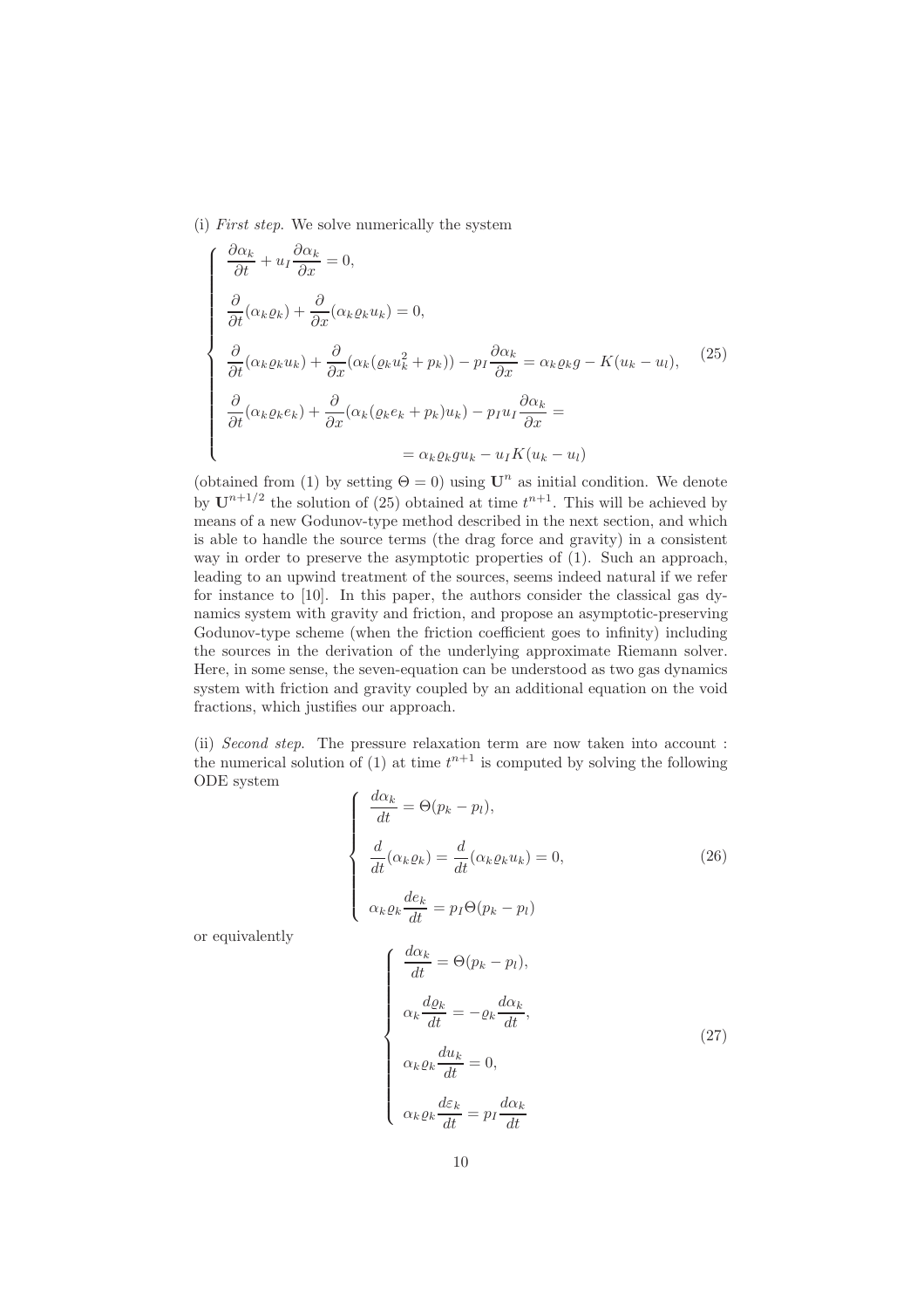(i) *First step*. We solve numerically the system

$$
\left\{
\begin{array}{l}
\dfrac{\partial \alpha_k}{\partial t} + u_I \dfrac{\partial \alpha_k}{\partial x} = 0, \\[2ex]
\dfrac{\partial}{\partial t}(\alpha_k \varrho_k) + \dfrac{\partial}{\partial x}(\alpha_k \varrho_k u_k) = 0, \\[2ex]
\dfrac{\partial}{\partial t}(\alpha_k \varrho_k u_k) + \dfrac{\partial}{\partial x}(\alpha_k(\varrho_k u_k^2 + p_k)) - p_I \dfrac{\partial \alpha_k}{\partial x} = \alpha_k \varrho_k g - K(u_k - u_l), \\[2ex]
\dfrac{\partial}{\partial t}(\alpha_k \varrho_k e_k) + \dfrac{\partial}{\partial x}(\alpha_k(\varrho_k e_k + p_k)u_k) - p_I u_I \dfrac{\partial \alpha_k}{\partial x} = \\[2ex]
\qquad\qquad\qquad\qquad = \alpha_k \varrho_k g u_k - u_I K(u_k - u_l)
\end{array}
\right.
\tag{25}
$$

(obtained from (1) by setting $\Theta = 0$) using $\mathbf{U}^n$ as initial condition. We denote by $\mathbf{U}^{n+1/2}$ the solution of (25) obtained at time $t^{n+1}$. This will be achieved by means of a new Godunov-type method described in the next section, and which is able to handle the source terms (the drag force and gravity) in a consistent way in order to preserve the asymptotic properties of (1). Such an approach, leading to an upwind treatment of the sources, seems indeed natural if we refer for instance to [10]. In this paper, the authors consider the classical gas dynamics system with gravity and friction, and propose an asymptotic-preserving Godunov-type scheme (when the friction coefficient goes to infinity) including the sources in the derivation of the underlying approximate Riemann solver. Here, in some sense, the seven-equation can be understood as two gas dynamics system with friction and gravity coupled by an additional equation on the void fractions, which justifies our approach.

(ii) *Second step*. The pressure relaxation term are now taken into account : the numerical solution of (1) at time $t^{n+1}$ is computed by solving the following ODE system

$$
\left\{
\begin{array}{l}
\dfrac{d\alpha_k}{dt} = \Theta(p_k - p_l), \\[2ex]
\dfrac{d}{dt}(\alpha_k \varrho_k) = \dfrac{d}{dt}(\alpha_k \varrho_k u_k) = 0, \\[2ex]
\alpha_k \varrho_k \dfrac{de_k}{dt} = p_I \Theta(p_k - p_l)
\end{array}
\right.
\tag{26}
$$

or equivalently

$$
\left\{
\begin{array}{l}
\dfrac{d\alpha_k}{dt} = \Theta(p_k - p_l), \\[2ex]
\alpha_k \dfrac{d\varrho_k}{dt} = -\varrho_k \dfrac{d\alpha_k}{dt}, \\[2ex]
\alpha_k \varrho_k \dfrac{du_k}{dt} = 0, \\[2ex]
\alpha_k \varrho_k \dfrac{d\varepsilon_k}{dt} = p_I \dfrac{d\alpha_k}{dt}
\end{array}
\right.
\tag{27}
$$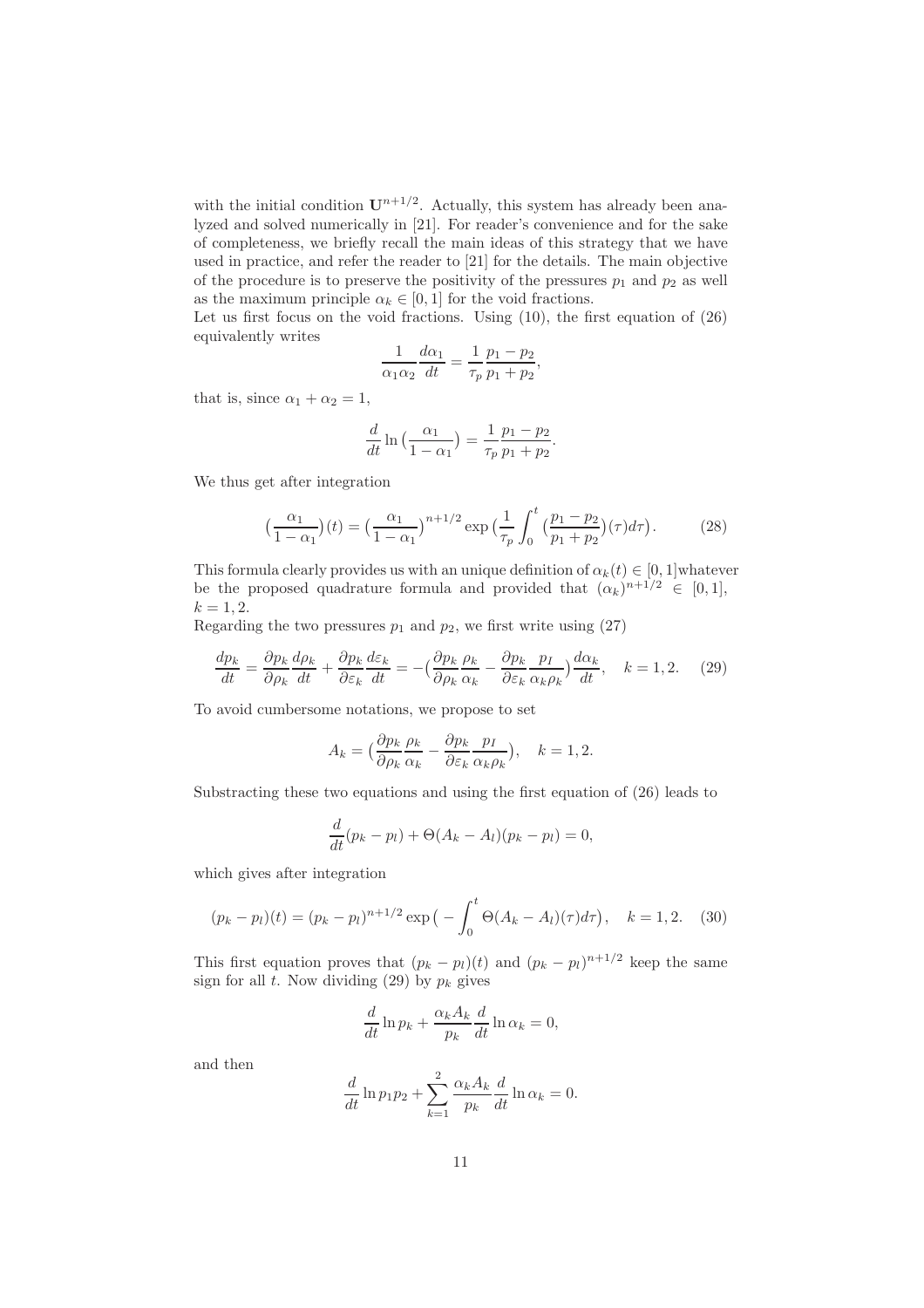with the initial condition $\mathbf{U}^{n+1/2}$. Actually, this system has already been analyzed and solved numerically in [21]. For reader's convenience and for the sake of completeness, we briefly recall the main ideas of this strategy that we have used in practice, and refer the reader to [21] for the details. The main objective of the procedure is to preserve the positivity of the pressures $p_1$ and $p_2$ as well as the maximum principle $\alpha_k \in [0, 1]$ for the void fractions.

Let us first focus on the void fractions. Using (10), the first equation of (26) equivalently writes

$$\frac{1}{\alpha_1 \alpha_2} \frac{d\alpha_1}{dt} = \frac{1}{\tau_p} \frac{p_1 - p_2}{p_1 + p_2},$$

that is, since $\alpha_1 + \alpha_2 = 1$,

$$\frac{d}{dt} \ln\big(\frac{\alpha_1}{1 - \alpha_1}\big) = \frac{1}{\tau_p} \frac{p_1 - p_2}{p_1 + p_2}.$$

We thus get after integration

$$\big(\frac{\alpha_1}{1 - \alpha_1}\big)(t) = \big(\frac{\alpha_1}{1 - \alpha_1}\big)^{n+1/2} \exp\big(\frac{1}{\tau_p} \int_0^t \big(\frac{p_1 - p_2}{p_1 + p_2}\big)(\tau) d\tau\big). \tag{28}$$

This formula clearly provides us with an unique definition of $\alpha_k(t) \in [0, 1]$whatever be the proposed quadrature formula and provided that $(\alpha_k)^{n+1/2} \in [0, 1]$, $k = 1, 2$.

Regarding the two pressures $p_1$ and $p_2$, we first write using (27)

$$\frac{dp_k}{dt} = \frac{\partial p_k}{\partial \rho_k} \frac{d\rho_k}{dt} + \frac{\partial p_k}{\partial \varepsilon_k} \frac{d\varepsilon_k}{dt} = -\big(\frac{\partial p_k}{\partial \rho_k} \frac{\rho_k}{\alpha_k} - \frac{\partial p_k}{\partial \varepsilon_k} \frac{p_I}{\alpha_k \rho_k}\big) \frac{d\alpha_k}{dt}, \quad k = 1, 2. \tag{29}$$

To avoid cumbersome notations, we propose to set

$$A_k = \big(\frac{\partial p_k}{\partial \rho_k} \frac{\rho_k}{\alpha_k} - \frac{\partial p_k}{\partial \varepsilon_k} \frac{p_I}{\alpha_k \rho_k}\big), \quad k = 1, 2.$$

Substracting these two equations and using the first equation of (26) leads to

$$\frac{d}{dt}(p_k - p_l) + \Theta(A_k - A_l)(p_k - p_l) = 0,$$

which gives after integration

$$(p_k - p_l)(t) = (p_k - p_l)^{n+1/2} \exp\big(-\int_0^t \Theta(A_k - A_l)(\tau) d\tau\big), \quad k = 1, 2. \tag{30}$$

This first equation proves that $(p_k - p_l)(t)$ and $(p_k - p_l)^{n+1/2}$ keep the same sign for all $t$. Now dividing (29) by $p_k$ gives

$$\frac{d}{dt} \ln p_k + \frac{\alpha_k A_k}{p_k} \frac{d}{dt} \ln \alpha_k = 0,$$

and then

$$\frac{d}{dt} \ln p_1 p_2 + \sum_{k=1}^{2} \frac{\alpha_k A_k}{p_k} \frac{d}{dt} \ln \alpha_k = 0.$$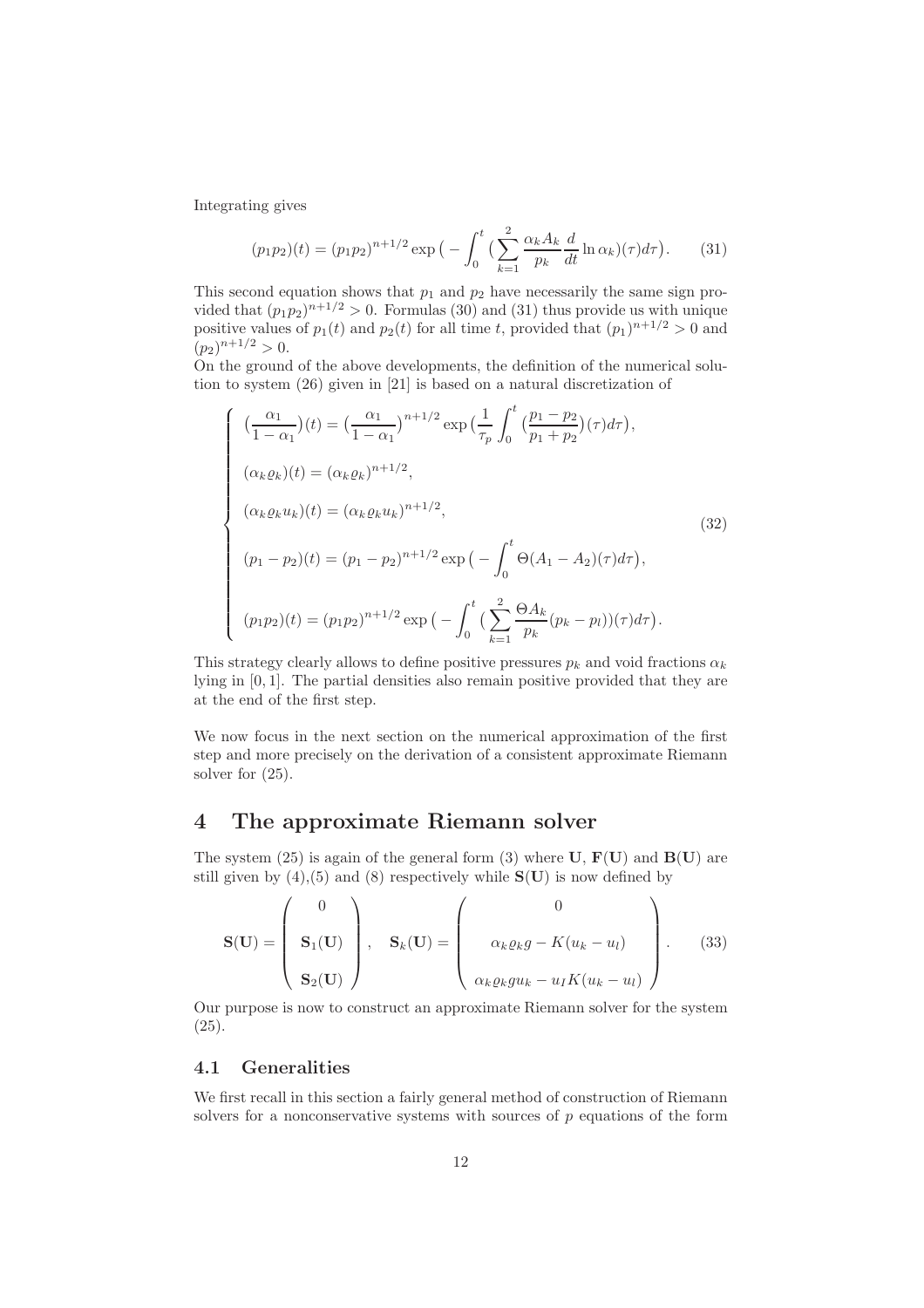Integrating gives

$$(p_1 p_2)(t) = (p_1 p_2)^{n+1/2} \exp\big( - \int_0^t \big( \sum_{k=1}^{2} \frac{\alpha_k A_k}{p_k} \frac{d}{dt} \ln \alpha_k \big)(\tau) d\tau \big). \qquad (31)$$

This second equation shows that $p_1$ and $p_2$ have necessarily the same sign provided that $(p_1 p_2)^{n+1/2} > 0$. Formulas (30) and (31) thus provide us with unique positive values of $p_1(t)$ and $p_2(t)$ for all time $t$, provided that $(p_1)^{n+1/2} > 0$ and $(p_2)^{n+1/2} > 0$.

On the ground of the above developments, the definition of the numerical solution to system (26) given in [21] is based on a natural discretization of

$$\left\{ \begin{array}{l} \big(\frac{\alpha_1}{1-\alpha_1}\big)(t) = \big(\frac{\alpha_1}{1-\alpha_1}\big)^{n+1/2} \exp\big( \frac{1}{\tau_p} \int_0^t \big( \frac{p_1 - p_2}{p_1 + p_2} \big)(\tau) d\tau \big), \\ \\ (\alpha_k \varrho_k)(t) = (\alpha_k \varrho_k)^{n+1/2}, \\ \\ (\alpha_k \varrho_k u_k)(t) = (\alpha_k \varrho_k u_k)^{n+1/2}, \\ \\ (p_1 - p_2)(t) = (p_1 - p_2)^{n+1/2} \exp\big( - \int_0^t \Theta (A_1 - A_2)(\tau) d\tau \big), \\ \\ (p_1 p_2)(t) = (p_1 p_2)^{n+1/2} \exp\big( - \int_0^t \big( \sum_{k=1}^{2} \frac{\Theta A_k}{p_k} (p_k - p_l) \big)(\tau) d\tau \big). \end{array} \right. \qquad (32)$$

This strategy clearly allows to define positive pressures $p_k$ and void fractions $\alpha_k$ lying in $[0, 1]$. The partial densities also remain positive provided that they are at the end of the first step.

We now focus in the next section on the numerical approximation of the first step and more precisely on the derivation of a consistent approximate Riemann solver for (25).

# 4 The approximate Riemann solver

The system (25) is again of the general form (3) where $\mathbf{U}$, $\mathbf{F}(\mathbf{U})$ and $\mathbf{B}(\mathbf{U})$ are still given by (4),(5) and (8) respectively while $\mathbf{S}(\mathbf{U})$ is now defined by

$$\mathbf{S}(\mathbf{U}) = \begin{pmatrix} 0 \\ \\ \mathbf{S}_1(\mathbf{U}) \\ \\ \mathbf{S}_2(\mathbf{U}) \end{pmatrix}, \quad \mathbf{S}_k(\mathbf{U}) = \begin{pmatrix} 0 \\ \\ \alpha_k \varrho_k g - K(u_k - u_l) \\ \\ \alpha_k \varrho_k g u_k - u_I K(u_k - u_l) \end{pmatrix}. \qquad (33)$$

Our purpose is now to construct an approximate Riemann solver for the system (25).

## 4.1 Generalities

We first recall in this section a fairly general method of construction of Riemann solvers for a nonconservative systems with sources of $p$ equations of the form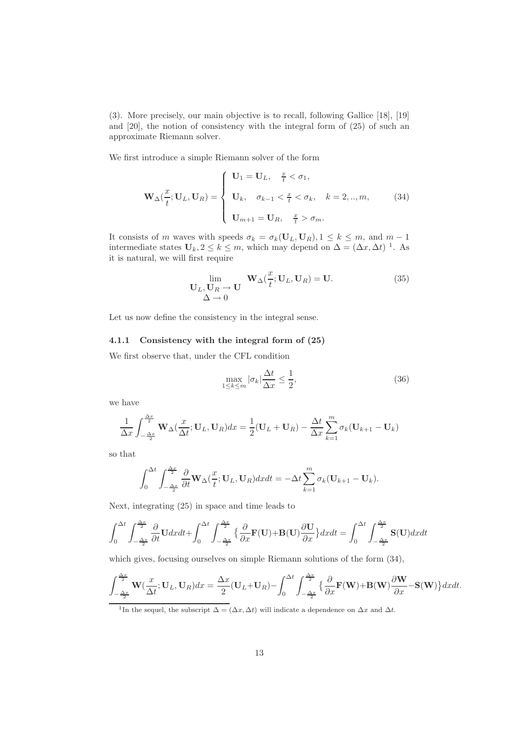(3). More precisely, our main objective is to recall, following Gallice [18], [19] and [20], the notion of consistency with the integral form of (25) of such an approximate Riemann solver.

We first introduce a simple Riemann solver of the form

$$
\mathbf{W}_\Delta(\frac{x}{t};\mathbf{U}_L,\mathbf{U}_R) = \begin{cases} \mathbf{U}_1 = \mathbf{U}_L, & \frac{x}{t} < \sigma_1, \\ \mathbf{U}_k, & \sigma_{k-1} < \frac{x}{t} < \sigma_k, \quad k = 2,..,m, \\ \mathbf{U}_{m+1} = \mathbf{U}_R, & \frac{x}{t} > \sigma_m. \end{cases} \tag{34}
$$

It consists of $m$ waves with speeds $\sigma_k = \sigma_k(\mathbf{U}_L, \mathbf{U}_R), 1 \le k \le m$, and $m-1$ intermediate states $\mathbf{U}_k, 2 \le k \le m$, which may depend on $\Delta = (\Delta x, \Delta t)$ [1]. As it is natural, we will first require

$$
\lim_{\substack{\mathbf{U}_L, \mathbf{U}_R \to \mathbf{U} \\ \Delta \to 0}} \mathbf{W}_\Delta(\frac{x}{t};\mathbf{U}_L,\mathbf{U}_R) = \mathbf{U}. \tag{35}
$$

Let us now define the consistency in the integral sense.

#### 4.1.1 Consistency with the integral form of (25)

We first observe that, under the CFL condition

$$
\max_{1\le k\le m} |\sigma_k| \frac{\Delta t}{\Delta x} \le \frac{1}{2}, \tag{36}
$$

we have

$$
\frac{1}{\Delta x}\int_{-\frac{\Delta x}{2}}^{\frac{\Delta x}{2}} \mathbf{W}_\Delta(\frac{x}{\Delta t};\mathbf{U}_L,\mathbf{U}_R)dx = \frac{1}{2}(\mathbf{U}_L+\mathbf{U}_R) - \frac{\Delta t}{\Delta x}\sum_{k=1}^{m}\sigma_k(\mathbf{U}_{k+1}-\mathbf{U}_k)
$$

so that

$$
\int_0^{\Delta t}\int_{-\frac{\Delta x}{2}}^{\frac{\Delta x}{2}} \frac{\partial}{\partial t}\mathbf{W}_\Delta(\frac{x}{t};\mathbf{U}_L,\mathbf{U}_R)dxdt = -\Delta t\sum_{k=1}^{m}\sigma_k(\mathbf{U}_{k+1}-\mathbf{U}_k).
$$

Next, integrating (25) in space and time leads to

$$
\int_0^{\Delta t}\int_{-\frac{\Delta x}{2}}^{\frac{\Delta x}{2}} \frac{\partial}{\partial t}\mathbf{U}dxdt + \int_0^{\Delta t}\int_{-\frac{\Delta x}{2}}^{\frac{\Delta x}{2}} \big\{\frac{\partial}{\partial x}\mathbf{F}(\mathbf{U}) + \mathbf{B}(\mathbf{U})\frac{\partial \mathbf{U}}{\partial x}\big\}dxdt = \int_0^{\Delta t}\int_{-\frac{\Delta x}{2}}^{\frac{\Delta x}{2}} \mathbf{S}(\mathbf{U})dxdt
$$

which gives, focusing ourselves on simple Riemann solutions of the form (34),

$$
\int_{-\frac{\Delta x}{2}}^{\frac{\Delta x}{2}} \mathbf{W}(\frac{x}{\Delta t};\mathbf{U}_L,\mathbf{U}_R)dx = \frac{\Delta x}{2}(\mathbf{U}_L+\mathbf{U}_R) - \int_0^{\Delta t}\int_{-\frac{\Delta x}{2}}^{\frac{\Delta x}{2}} \big\{\frac{\partial}{\partial x}\mathbf{F}(\mathbf{W}) + \mathbf{B}(\mathbf{W})\frac{\partial \mathbf{W}}{\partial x} - \mathbf{S}(\mathbf{W})\big\}dxdt.
$$

[1] In the sequel, the subscript $\Delta = (\Delta x, \Delta t)$ will indicate a dependence on $\Delta x$ and $\Delta t$.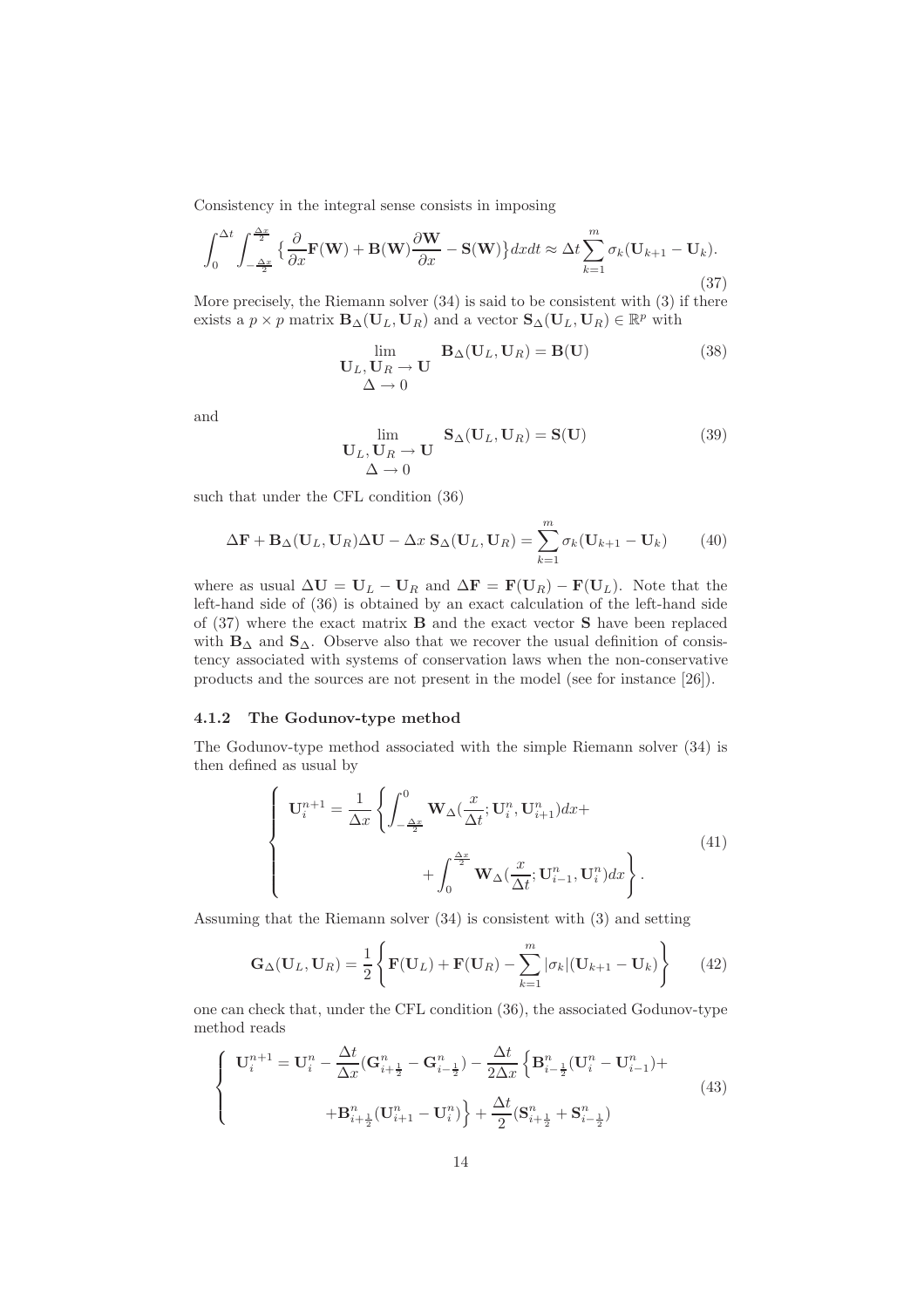Consistency in the integral sense consists in imposing

$$\int_0^{\Delta t} \int_{-\frac{\Delta x}{2}}^{\frac{\Delta x}{2}} \big\{ \frac{\partial}{\partial x}\mathbf{F}(\mathbf{W}) + \mathbf{B}(\mathbf{W})\frac{\partial \mathbf{W}}{\partial x} - \mathbf{S}(\mathbf{W}) \big\} dx dt \approx \Delta t \sum_{k=1}^{m} \sigma_k (\mathbf{U}_{k+1} - \mathbf{U}_k). \tag{37}$$

More precisely, the Riemann solver (34) is said to be consistent with (3) if there exists a $p \times p$ matrix $\mathbf{B}_\Delta(\mathbf{U}_L, \mathbf{U}_R)$ and a vector $\mathbf{S}_\Delta(\mathbf{U}_L, \mathbf{U}_R) \in \mathbb{R}^p$ with

$$\lim_{\substack{\mathbf{U}_L, \mathbf{U}_R \to \mathbf{U} \\ \Delta \to 0}} \mathbf{B}_\Delta(\mathbf{U}_L, \mathbf{U}_R) = \mathbf{B}(\mathbf{U}) \tag{38}$$

and

$$\lim_{\substack{\mathbf{U}_L, \mathbf{U}_R \to \mathbf{U} \\ \Delta \to 0}} \mathbf{S}_\Delta(\mathbf{U}_L, \mathbf{U}_R) = \mathbf{S}(\mathbf{U}) \tag{39}$$

such that under the CFL condition (36)

$$\Delta \mathbf{F} + \mathbf{B}_\Delta(\mathbf{U}_L, \mathbf{U}_R)\Delta \mathbf{U} - \Delta x \, \mathbf{S}_\Delta(\mathbf{U}_L, \mathbf{U}_R) = \sum_{k=1}^{m} \sigma_k (\mathbf{U}_{k+1} - \mathbf{U}_k) \tag{40}$$

where as usual $\Delta \mathbf{U} = \mathbf{U}_L - \mathbf{U}_R$ and $\Delta \mathbf{F} = \mathbf{F}(\mathbf{U}_R) - \mathbf{F}(\mathbf{U}_L)$. Note that the left-hand side of (36) is obtained by an exact calculation of the left-hand side of (37) where the exact matrix $\mathbf{B}$ and the exact vector $\mathbf{S}$ have been replaced with $\mathbf{B}_\Delta$ and $\mathbf{S}_\Delta$. Observe also that we recover the usual definition of consistency associated with systems of conservation laws when the non-conservative products and the sources are not present in the model (see for instance [26]).

### 4.1.2 The Godunov-type method

The Godunov-type method associated with the simple Riemann solver (34) is then defined as usual by

$$\left\{ \begin{aligned} \mathbf{U}_i^{n+1} = \frac{1}{\Delta x} \Bigg\{ & \int_{-\frac{\Delta x}{2}}^{0} \mathbf{W}_\Delta(\frac{x}{\Delta t}; \mathbf{U}_i^n, \mathbf{U}_{i+1}^n) dx + \\ & + \int_0^{\frac{\Delta x}{2}} \mathbf{W}_\Delta(\frac{x}{\Delta t}; \mathbf{U}_{i-1}^n, \mathbf{U}_i^n) dx \Bigg\}. \end{aligned} \right. \tag{41}$$

Assuming that the Riemann solver (34) is consistent with (3) and setting

$$\mathbf{G}_\Delta(\mathbf{U}_L, \mathbf{U}_R) = \frac{1}{2} \left\{ \mathbf{F}(\mathbf{U}_L) + \mathbf{F}(\mathbf{U}_R) - \sum_{k=1}^{m} |\sigma_k| (\mathbf{U}_{k+1} - \mathbf{U}_k) \right\} \tag{42}$$

one can check that, under the CFL condition (36), the associated Godunov-type method reads

$$\left\{ \begin{aligned} \mathbf{U}_i^{n+1} = \mathbf{U}_i^n - \frac{\Delta t}{\Delta x}(\mathbf{G}_{i+\frac{1}{2}}^n - \mathbf{G}_{i-\frac{1}{2}}^n) - \frac{\Delta t}{2\Delta x} \Big\{ & \mathbf{B}_{i-\frac{1}{2}}^n (\mathbf{U}_i^n - \mathbf{U}_{i-1}^n) + \\ + \mathbf{B}_{i+\frac{1}{2}}^n (\mathbf{U}_{i+1}^n - \mathbf{U}_i^n) \Big\} & + \frac{\Delta t}{2} (\mathbf{S}_{i+\frac{1}{2}}^n + \mathbf{S}_{i-\frac{1}{2}}^n) \end{aligned} \right. \tag{43}$$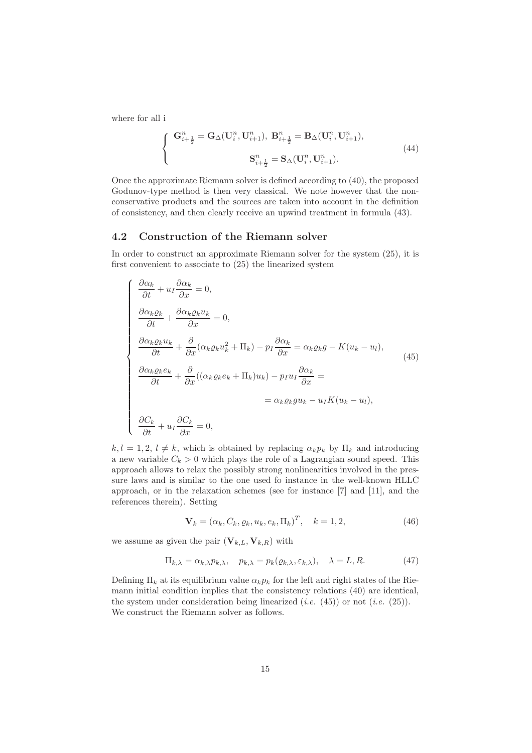where for all i

$$
\left\{
\begin{array}{c}
\mathbf{G}^n_{i+\frac{1}{2}} = \mathbf{G}_\Delta(\mathbf{U}^n_i, \mathbf{U}^n_{i+1}),\ \mathbf{B}^n_{i+\frac{1}{2}} = \mathbf{B}_\Delta(\mathbf{U}^n_i, \mathbf{U}^n_{i+1}), \\
\mathbf{S}^n_{i+\frac{1}{2}} = \mathbf{S}_\Delta(\mathbf{U}^n_i, \mathbf{U}^n_{i+1}).
\end{array}
\right.
\tag{44}
$$

Once the approximate Riemann solver is defined according to (40), the proposed Godunov-type method is then very classical. We note however that the non-conservative products and the sources are taken into account in the definition of consistency, and then clearly receive an upwind treatment in formula (43).

## 4.2 Construction of the Riemann solver

In order to construct an approximate Riemann solver for the system (25), it is first convenient to associate to (25) the linearized system

$$
\left\{
\begin{array}{l}
\dfrac{\partial \alpha_k}{\partial t} + u_I \dfrac{\partial \alpha_k}{\partial x} = 0, \\[2ex]
\dfrac{\partial \alpha_k \varrho_k}{\partial t} + \dfrac{\partial \alpha_k \varrho_k u_k}{\partial x} = 0, \\[2ex]
\dfrac{\partial \alpha_k \varrho_k u_k}{\partial t} + \dfrac{\partial}{\partial x}(\alpha_k \varrho_k u_k^2 + \Pi_k) - p_I \dfrac{\partial \alpha_k}{\partial x} = \alpha_k \varrho_k g - K(u_k - u_l), \\[2ex]
\dfrac{\partial \alpha_k \varrho_k e_k}{\partial t} + \dfrac{\partial}{\partial x}((\alpha_k \varrho_k e_k + \Pi_k) u_k) - p_I u_I \dfrac{\partial \alpha_k}{\partial x} = \\[2ex]
\qquad\qquad\qquad\qquad\qquad\qquad = \alpha_k \varrho_k g u_k - u_I K(u_k - u_l), \\[2ex]
\dfrac{\partial C_k}{\partial t} + u_I \dfrac{\partial C_k}{\partial x} = 0,
\end{array}
\right.
\tag{45}
$$

$k, l = 1, 2,\ l \neq k$, which is obtained by replacing $\alpha_k p_k$ by $\Pi_k$ and introducing a new variable $C_k > 0$ which plays the role of a Lagrangian sound speed. This approach allows to relax the possibly strong nonlinearities involved in the pressure laws and is similar to the one used fo instance in the well-known HLLC approach, or in the relaxation schemes (see for instance [7] and [11], and the references therein). Setting

$$
\mathbf{V}_k = (\alpha_k, C_k, \varrho_k, u_k, e_k, \Pi_k)^T, \quad k = 1, 2,
\tag{46}
$$

we assume as given the pair $(\mathbf{V}_{k,L}, \mathbf{V}_{k,R})$ with

$$
\Pi_{k,\lambda} = \alpha_{k,\lambda} p_{k,\lambda}, \quad p_{k,\lambda} = p_k(\varrho_{k,\lambda}, \varepsilon_{k,\lambda}), \quad \lambda = L, R.
\tag{47}
$$

Defining $\Pi_k$ at its equilibrium value $\alpha_k p_k$ for the left and right states of the Riemann initial condition implies that the consistency relations (40) are identical, the system under consideration being linearized (*i.e.* (45)) or not (*i.e.* (25)). We construct the Riemann solver as follows.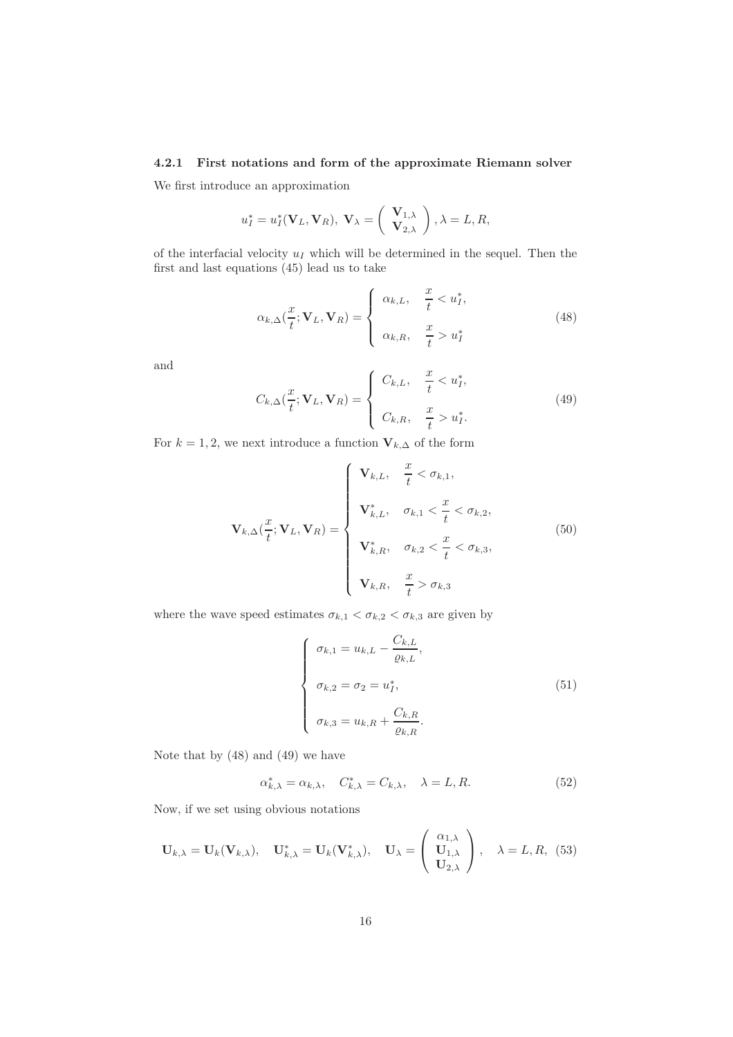### 4.2.1 First notations and form of the approximate Riemann solver

We first introduce an approximation

$$u_I^* = u_I^*(\mathbf{V}_L, \mathbf{V}_R),\ \mathbf{V}_\lambda = \begin{pmatrix} \mathbf{V}_{1,\lambda} \\ \mathbf{V}_{2,\lambda} \end{pmatrix}, \lambda = L, R,$$

of the interfacial velocity $u_I$ which will be determined in the sequel. Then the first and last equations (45) lead us to take

$$\alpha_{k,\Delta}(\frac{x}{t}; \mathbf{V}_L, \mathbf{V}_R) = \begin{cases} \alpha_{k,L}, & \dfrac{x}{t} < u_I^*, \\ \\ \alpha_{k,R}, & \dfrac{x}{t} > u_I^* \end{cases} \tag{48}$$

and

$$C_{k,\Delta}(\frac{x}{t}; \mathbf{V}_L, \mathbf{V}_R) = \begin{cases} C_{k,L}, & \dfrac{x}{t} < u_I^*, \\ \\ C_{k,R}, & \dfrac{x}{t} > u_I^*. \end{cases} \tag{49}$$

For $k = 1, 2$, we next introduce a function $\mathbf{V}_{k,\Delta}$ of the form

$$\mathbf{V}_{k,\Delta}(\frac{x}{t}; \mathbf{V}_L, \mathbf{V}_R) = \begin{cases} \mathbf{V}_{k,L}, & \dfrac{x}{t} < \sigma_{k,1}, \\ \\ \mathbf{V}_{k,L}^*, & \sigma_{k,1} < \dfrac{x}{t} < \sigma_{k,2}, \\ \\ \mathbf{V}_{k,R}^*, & \sigma_{k,2} < \dfrac{x}{t} < \sigma_{k,3}, \\ \\ \mathbf{V}_{k,R}, & \dfrac{x}{t} > \sigma_{k,3} \end{cases} \tag{50}$$

where the wave speed estimates $\sigma_{k,1} < \sigma_{k,2} < \sigma_{k,3}$ are given by

$$\begin{cases} \sigma_{k,1} = u_{k,L} - \dfrac{C_{k,L}}{\varrho_{k,L}}, \\ \\ \sigma_{k,2} = \sigma_2 = u_I^*, \\ \\ \sigma_{k,3} = u_{k,R} + \dfrac{C_{k,R}}{\varrho_{k,R}}. \end{cases} \tag{51}$$

Note that by (48) and (49) we have

$$\alpha_{k,\lambda}^* = \alpha_{k,\lambda}, \quad C_{k,\lambda}^* = C_{k,\lambda}, \quad \lambda = L, R. \tag{52}$$

Now, if we set using obvious notations

$$\mathbf{U}_{k,\lambda} = \mathbf{U}_k(\mathbf{V}_{k,\lambda}), \quad \mathbf{U}_{k,\lambda}^* = \mathbf{U}_k(\mathbf{V}_{k,\lambda}^*), \quad \mathbf{U}_\lambda = \begin{pmatrix} \alpha_{1,\lambda} \\ \mathbf{U}_{1,\lambda} \\ \mathbf{U}_{2,\lambda} \end{pmatrix}, \quad \lambda = L, R, \tag{53}$$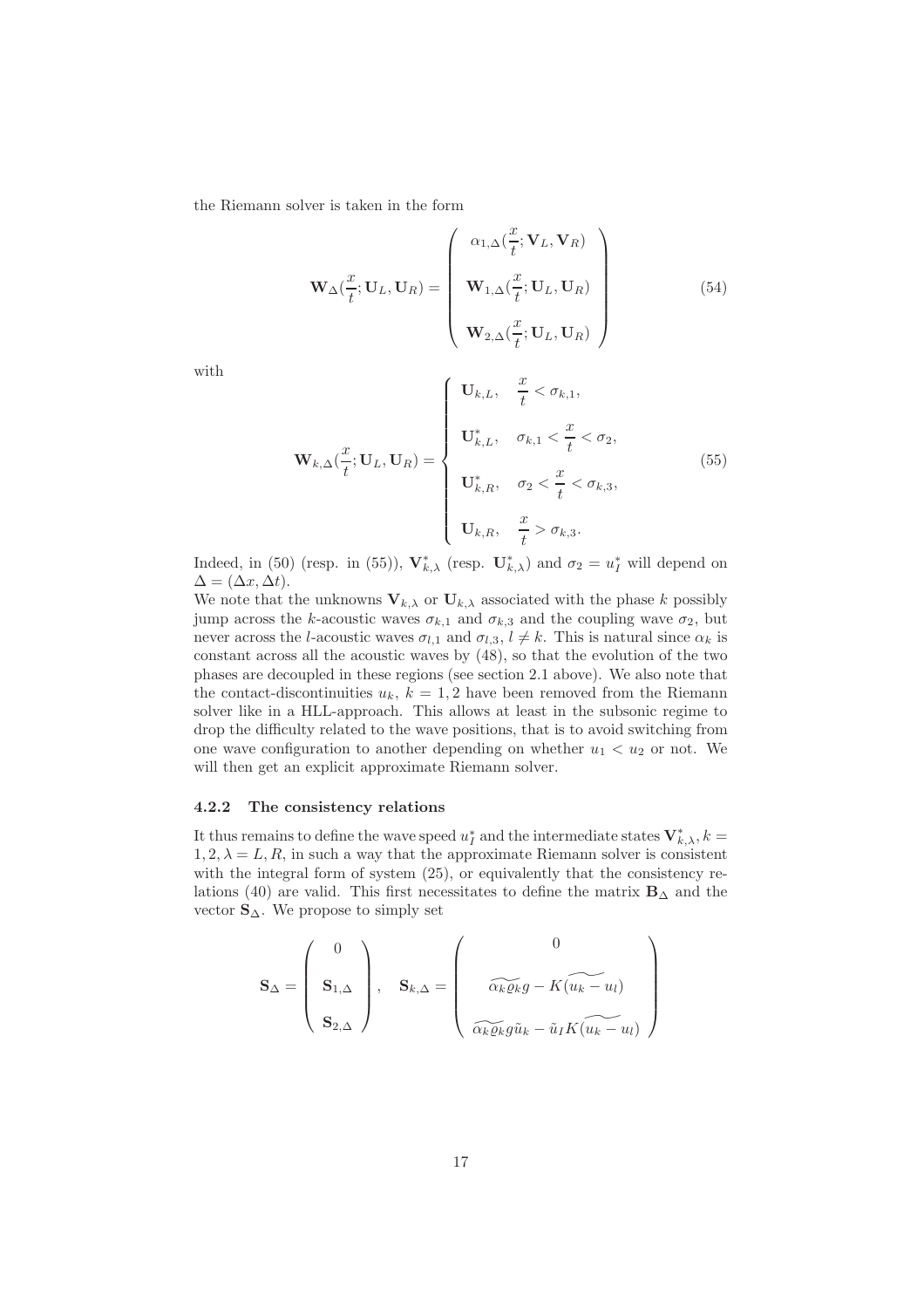the Riemann solver is taken in the form

$$
\mathbf{W}_{\Delta}(\frac{x}{t};\mathbf{U}_L,\mathbf{U}_R) = \begin{pmatrix} \alpha_{1,\Delta}(\frac{x}{t};\mathbf{V}_L,\mathbf{V}_R) \\ \\ \mathbf{W}_{1,\Delta}(\frac{x}{t};\mathbf{U}_L,\mathbf{U}_R) \\ \\ \mathbf{W}_{2,\Delta}(\frac{x}{t};\mathbf{U}_L,\mathbf{U}_R) \end{pmatrix} \tag{54}
$$

with

$$
\mathbf{W}_{k,\Delta}(\frac{x}{t};\mathbf{U}_L,\mathbf{U}_R) = \begin{cases} \mathbf{U}_{k,L}, & \frac{x}{t} < \sigma_{k,1}, \\ \\ \mathbf{U}_{k,L}^{*}, & \sigma_{k,1} < \frac{x}{t} < \sigma_2, \\ \\ \mathbf{U}_{k,R}^{*}, & \sigma_2 < \frac{x}{t} < \sigma_{k,3}, \\ \\ \mathbf{U}_{k,R}, & \frac{x}{t} > \sigma_{k,3}. \end{cases} \tag{55}
$$

Indeed, in (50) (resp. in (55)), $\mathbf{V}_{k,\lambda}^{*}$ (resp. $\mathbf{U}_{k,\lambda}^{*}$) and $\sigma_2 = u_I^{*}$ will depend on $\Delta = (\Delta x, \Delta t)$.

We note that the unknowns $\mathbf{V}_{k,\lambda}$ or $\mathbf{U}_{k,\lambda}$ associated with the phase $k$ possibly jump across the $k$-acoustic waves $\sigma_{k,1}$ and $\sigma_{k,3}$ and the coupling wave $\sigma_2$, but never across the $l$-acoustic waves $\sigma_{l,1}$ and $\sigma_{l,3}$, $l \neq k$. This is natural since $\alpha_k$ is constant across all the acoustic waves by (48), so that the evolution of the two phases are decoupled in these regions (see section 2.1 above). We also note that the contact-discontinuities $u_k$, $k = 1, 2$ have been removed from the Riemann solver like in a HLL-approach. This allows at least in the subsonic regime to drop the difficulty related to the wave positions, that is to avoid switching from one wave configuration to another depending on whether $u_1 < u_2$ or not. We will then get an explicit approximate Riemann solver.

### 4.2.2 The consistency relations

It thus remains to define the wave speed $u_I^{*}$ and the intermediate states $\mathbf{V}_{k,\lambda}^{*}, k = 1, 2, \lambda = L, R$, in such a way that the approximate Riemann solver is consistent with the integral form of system (25), or equivalently that the consistency relations (40) are valid. This first necessitates to define the matrix $\mathbf{B}_{\Delta}$ and the vector $\mathbf{S}_{\Delta}$. We propose to simply set

$$
\mathbf{S}_{\Delta} = \begin{pmatrix} 0 \\ \\ \mathbf{S}_{1,\Delta} \\ \\ \mathbf{S}_{2,\Delta} \end{pmatrix}, \quad \mathbf{S}_{k,\Delta} = \begin{pmatrix} 0 \\ \\ \widetilde{\alpha_k \varrho_k} g - K\widetilde{(u_k - u_l)} \\ \\ \widetilde{\alpha_k \varrho_k} g \tilde{u}_k - \tilde{u}_I K\widetilde{(u_k - u_l)} \end{pmatrix}
$$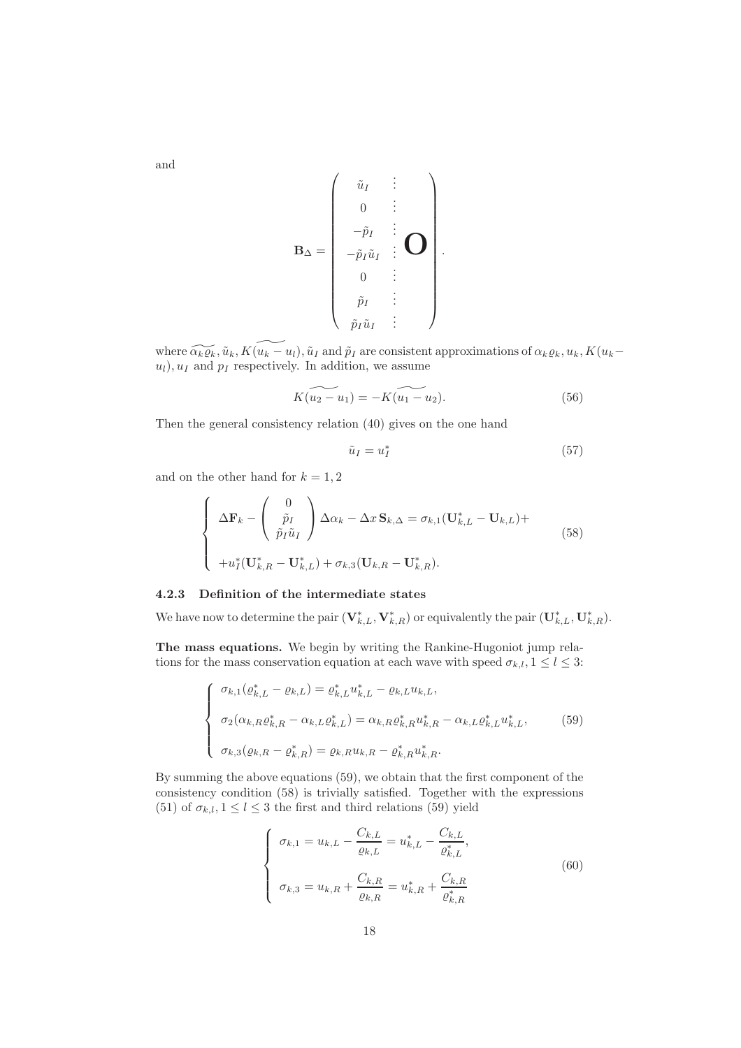and

$$
\mathbf{B}_\Delta = \left( \begin{array}{c|c} \tilde{u}_I & \\ 0 & \\ -\tilde{p}_I & \\ -\tilde{p}_I \tilde{u}_I & \mathbf{O} \\ 0 & \\ \tilde{p}_I & \\ \tilde{p}_I \tilde{u}_I & \end{array} \right).
$$

where $\widetilde{\alpha_k \varrho_k}, \tilde{u}_k, K(\widetilde{u_k - u_l}), \tilde{u}_I$ and $\tilde{p}_I$ are consistent approximations of $\alpha_k \varrho_k, u_k, K(u_k - u_l), u_I$ and $p_I$ respectively. In addition, we assume

$$
K(\widetilde{u_2 - u_1}) = -K(\widetilde{u_1 - u_2}). \tag{56}
$$

Then the general consistency relation (40) gives on the one hand

$$
\tilde{u}_I = u_I^* \tag{57}
$$

and on the other hand for $k = 1, 2$

$$
\left\{ \begin{array}{l} \Delta \mathbf{F}_k - \begin{pmatrix} 0 \\ \tilde{p}_I \\ \tilde{p}_I \tilde{u}_I \end{pmatrix} \Delta \alpha_k - \Delta x \, \mathbf{S}_{k,\Delta} = \sigma_{k,1}(\mathbf{U}_{k,L}^* - \mathbf{U}_{k,L}) + \\ \\ + u_I^*(\mathbf{U}_{k,R}^* - \mathbf{U}_{k,L}^*) + \sigma_{k,3}(\mathbf{U}_{k,R} - \mathbf{U}_{k,R}^*). \end{array} \right. \tag{58}
$$

### 4.2.3 Definition of the intermediate states

We have now to determine the pair $(\mathbf{V}_{k,L}^*, \mathbf{V}_{k,R}^*)$ or equivalently the pair $(\mathbf{U}_{k,L}^*, \mathbf{U}_{k,R}^*)$.

**The mass equations.** We begin by writing the Rankine-Hugoniot jump relations for the mass conservation equation at each wave with speed $\sigma_{k,l}, 1 \leq l \leq 3$:

$$
\left\{ \begin{array}{l} \sigma_{k,1}(\varrho_{k,L}^* - \varrho_{k,L}) = \varrho_{k,L}^* u_{k,L}^* - \varrho_{k,L} u_{k,L}, \\ \\ \sigma_2(\alpha_{k,R} \varrho_{k,R}^* - \alpha_{k,L} \varrho_{k,L}^*) = \alpha_{k,R} \varrho_{k,R}^* u_{k,R}^* - \alpha_{k,L} \varrho_{k,L}^* u_{k,L}^*, \\ \\ \sigma_{k,3}(\varrho_{k,R} - \varrho_{k,R}^*) = \varrho_{k,R} u_{k,R} - \varrho_{k,R}^* u_{k,R}^*. \end{array} \right. \tag{59}
$$

By summing the above equations (59), we obtain that the first component of the consistency condition (58) is trivially satisfied. Together with the expressions (51) of $\sigma_{k,l}, 1 \leq l \leq 3$ the first and third relations (59) yield

$$
\left\{ \begin{array}{l} \sigma_{k,1} = u_{k,L} - \dfrac{C_{k,L}}{\varrho_{k,L}} = u_{k,L}^* - \dfrac{C_{k,L}}{\varrho_{k,L}^*}, \\ \\ \sigma_{k,3} = u_{k,R} + \dfrac{C_{k,R}}{\varrho_{k,R}} = u_{k,R}^* + \dfrac{C_{k,R}}{\varrho_{k,R}^*} \end{array} \right. \tag{60}
$$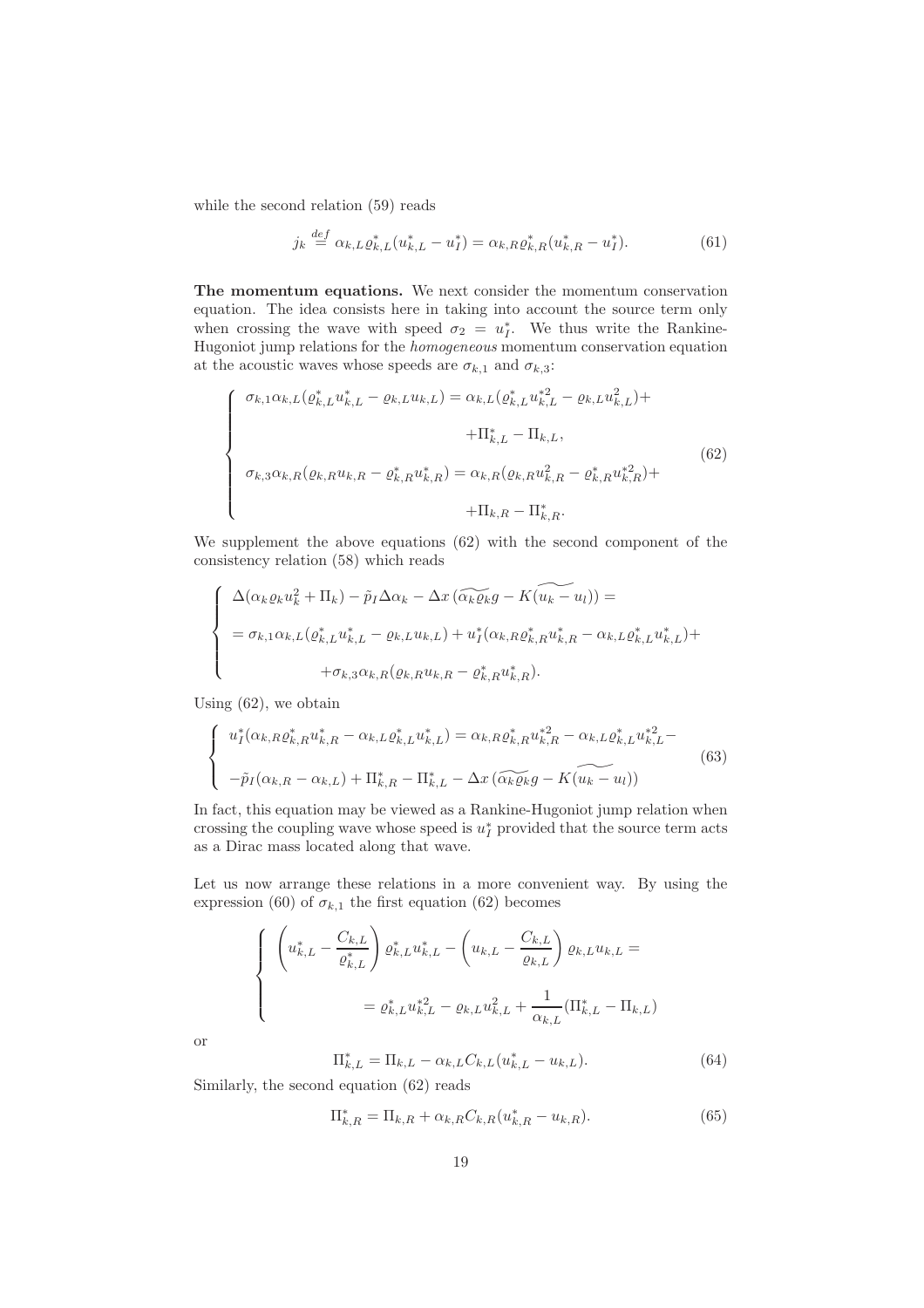while the second relation (59) reads

$$j_k \stackrel{def}{=} \alpha_{k,L}\varrho^*_{k,L}(u^*_{k,L} - u^*_I) = \alpha_{k,R}\varrho^*_{k,R}(u^*_{k,R} - u^*_I). \tag{61}$$

**The momentum equations.** We next consider the momentum conservation equation. The idea consists here in taking into account the source term only when crossing the wave with speed $\sigma_2 = u^*_I$. We thus write the Rankine-Hugoniot jump relations for the *homogeneous* momentum conservation equation at the acoustic waves whose speeds are $\sigma_{k,1}$ and $\sigma_{k,3}$:

$$\left\{\begin{array}{l} \sigma_{k,1}\alpha_{k,L}(\varrho^*_{k,L}u^*_{k,L} - \varrho_{k,L}u_{k,L}) = \alpha_{k,L}(\varrho^*_{k,L}u^{*2}_{k,L} - \varrho_{k,L}u^2_{k,L}) + \\ \qquad\qquad\qquad\qquad\qquad + \Pi^*_{k,L} - \Pi_{k,L}, \\ \sigma_{k,3}\alpha_{k,R}(\varrho_{k,R}u_{k,R} - \varrho^*_{k,R}u^*_{k,R}) = \alpha_{k,R}(\varrho_{k,R}u^2_{k,R} - \varrho^*_{k,R}u^{*2}_{k,R}) + \\ \qquad\qquad\qquad\qquad\qquad + \Pi_{k,R} - \Pi^*_{k,R}. \end{array}\right. \tag{62}$$

We supplement the above equations (62) with the second component of the consistency relation (58) which reads

$$\left\{\begin{array}{l} \Delta(\alpha_k\varrho_k u^2_k + \Pi_k) - \tilde{p}_I\Delta\alpha_k - \Delta x\,(\widetilde{\alpha_k\varrho_k}g - K\widetilde{(u_k - u_l)}) = \\ = \sigma_{k,1}\alpha_{k,L}(\varrho^*_{k,L}u^*_{k,L} - \varrho_{k,L}u_{k,L}) + u^*_I(\alpha_{k,R}\varrho^*_{k,R}u^*_{k,R} - \alpha_{k,L}\varrho^*_{k,L}u^*_{k,L}) + \\ \qquad + \sigma_{k,3}\alpha_{k,R}(\varrho_{k,R}u_{k,R} - \varrho^*_{k,R}u^*_{k,R}). \end{array}\right.$$

Using (62), we obtain

$$\left\{\begin{array}{l} u^*_I(\alpha_{k,R}\varrho^*_{k,R}u^*_{k,R} - \alpha_{k,L}\varrho^*_{k,L}u^*_{k,L}) = \alpha_{k,R}\varrho^*_{k,R}u^{*2}_{k,R} - \alpha_{k,L}\varrho^*_{k,L}u^{*2}_{k,L} - \\ -\tilde{p}_I(\alpha_{k,R} - \alpha_{k,L}) + \Pi^*_{k,R} - \Pi^*_{k,L} - \Delta x\,(\widetilde{\alpha_k\varrho_k}g - K\widetilde{(u_k - u_l)}) \end{array}\right. \tag{63}$$

In fact, this equation may be viewed as a Rankine-Hugoniot jump relation when crossing the coupling wave whose speed is $u^*_I$ provided that the source term acts as a Dirac mass located along that wave.

Let us now arrange these relations in a more convenient way. By using the expression (60) of $\sigma_{k,1}$ the first equation (62) becomes

$$\left\{\begin{array}{l} \left(u^*_{k,L} - \dfrac{C_{k,L}}{\varrho^*_{k,L}}\right)\varrho^*_{k,L}u^*_{k,L} - \left(u_{k,L} - \dfrac{C_{k,L}}{\varrho_{k,L}}\right)\varrho_{k,L}u_{k,L} = \\ \qquad\qquad = \varrho^*_{k,L}u^{*2}_{k,L} - \varrho_{k,L}u^2_{k,L} + \dfrac{1}{\alpha_{k,L}}(\Pi^*_{k,L} - \Pi_{k,L}) \end{array}\right.$$

or

$$\Pi^*_{k,L} = \Pi_{k,L} - \alpha_{k,L}C_{k,L}(u^*_{k,L} - u_{k,L}). \tag{64}$$

Similarly, the second equation (62) reads

$$\Pi^*_{k,R} = \Pi_{k,R} + \alpha_{k,R}C_{k,R}(u^*_{k,R} - u_{k,R}). \tag{65}$$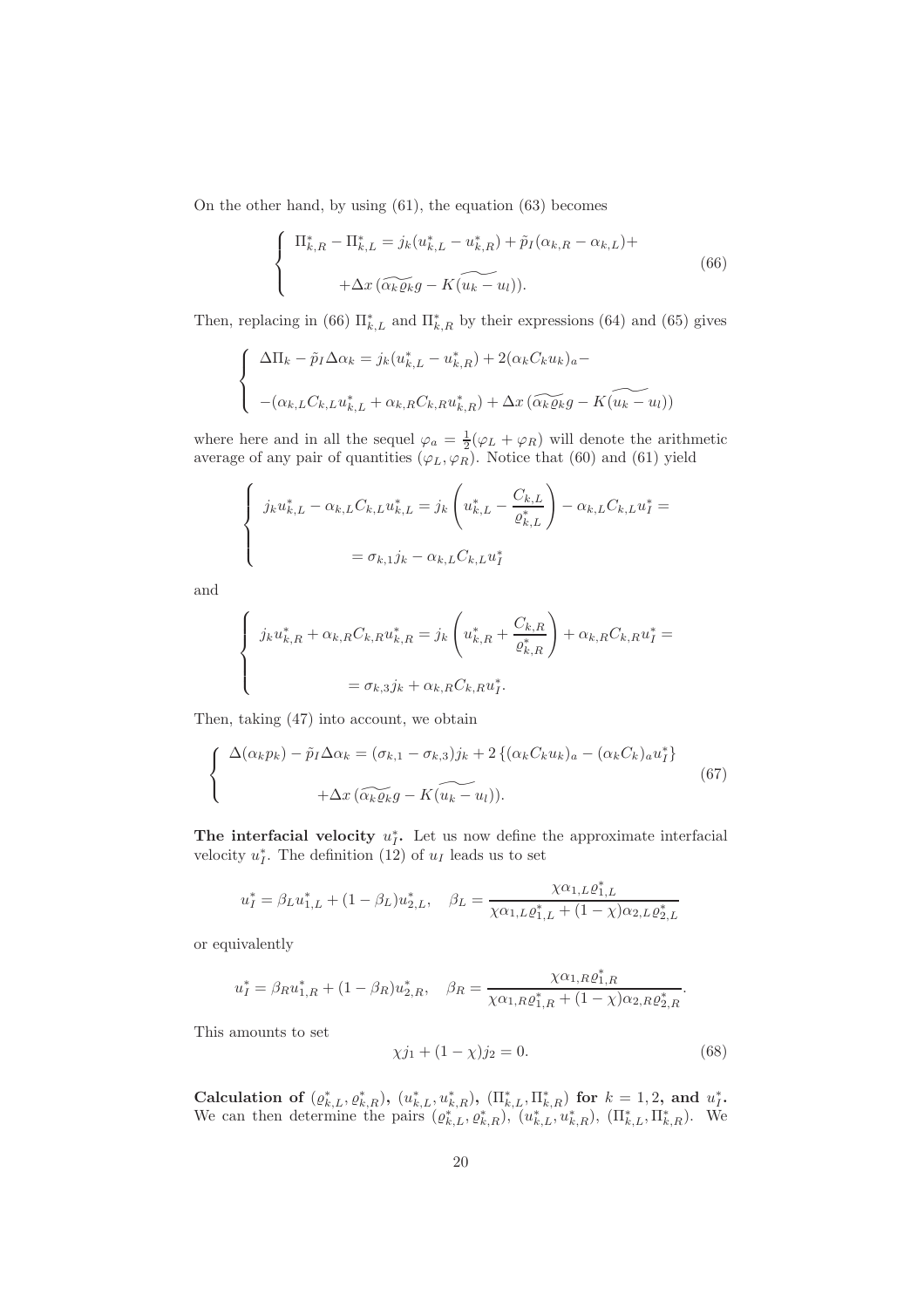On the other hand, by using (61), the equation (63) becomes

$$
\left\{
\begin{array}{l}
\Pi_{k,R}^* - \Pi_{k,L}^* = j_k(u_{k,L}^* - u_{k,R}^*) + \tilde{p}_I(\alpha_{k,R} - \alpha_{k,L}) + \\[2ex]
\qquad + \Delta x \, (\widetilde{\alpha_k \varrho_k} g - K \widetilde{(u_k - u_l)}).
\end{array}
\right.
\tag{66}
$$

Then, replacing in (66) $\Pi_{k,L}^*$ and $\Pi_{k,R}^*$ by their expressions (64) and (65) gives

$$
\left\{
\begin{array}{l}
\Delta \Pi_k - \tilde{p}_I \Delta \alpha_k = j_k(u_{k,L}^* - u_{k,R}^*) + 2(\alpha_k C_k u_k)_a - \\[2ex]
-(\alpha_{k,L} C_{k,L} u_{k,L}^* + \alpha_{k,R} C_{k,R} u_{k,R}^*) + \Delta x \, (\widetilde{\alpha_k \varrho_k} g - K \widetilde{(u_k - u_l)})
\end{array}
\right.
$$

where here and in all the sequel $\varphi_a = \frac{1}{2}(\varphi_L + \varphi_R)$ will denote the arithmetic average of any pair of quantities $(\varphi_L, \varphi_R)$. Notice that (60) and (61) yield

$$
\left\{
\begin{array}{l}
j_k u_{k,L}^* - \alpha_{k,L} C_{k,L} u_{k,L}^* = j_k \left( u_{k,L}^* - \dfrac{C_{k,L}}{\varrho_{k,L}^*} \right) - \alpha_{k,L} C_{k,L} u_I^* = \\[3ex]
\qquad = \sigma_{k,1} j_k - \alpha_{k,L} C_{k,L} u_I^*
\end{array}
\right.
$$

and

$$
\left\{
\begin{array}{l}
j_k u_{k,R}^* + \alpha_{k,R} C_{k,R} u_{k,R}^* = j_k \left( u_{k,R}^* + \dfrac{C_{k,R}}{\varrho_{k,R}^*} \right) + \alpha_{k,R} C_{k,R} u_I^* = \\[3ex]
\qquad = \sigma_{k,3} j_k + \alpha_{k,R} C_{k,R} u_I^*.
\end{array}
\right.
$$

Then, taking (47) into account, we obtain

$$
\left\{
\begin{array}{l}
\Delta(\alpha_k p_k) - \tilde{p}_I \Delta \alpha_k = (\sigma_{k,1} - \sigma_{k,3}) j_k + 2 \left\{ (\alpha_k C_k u_k)_a - (\alpha_k C_k)_a u_I^* \right\} \\[2ex]
\qquad + \Delta x \, (\widetilde{\alpha_k \varrho_k} g - K \widetilde{(u_k - u_l)}).
\end{array}
\right.
\tag{67}
$$

**The interfacial velocity $u_I^*$.** Let us now define the approximate interfacial velocity $u_I^*$. The definition (12) of $u_I$ leads us to set

$$
u_I^* = \beta_L u_{1,L}^* + (1 - \beta_L) u_{2,L}^*, \quad \beta_L = \frac{\chi \alpha_{1,L} \varrho_{1,L}^*}{\chi \alpha_{1,L} \varrho_{1,L}^* + (1 - \chi) \alpha_{2,L} \varrho_{2,L}^*}
$$

or equivalently

$$
u_I^* = \beta_R u_{1,R}^* + (1 - \beta_R) u_{2,R}^*, \quad \beta_R = \frac{\chi \alpha_{1,R} \varrho_{1,R}^*}{\chi \alpha_{1,R} \varrho_{1,R}^* + (1 - \chi) \alpha_{2,R} \varrho_{2,R}^*}.
$$

This amounts to set

$$
\chi j_1 + (1 - \chi) j_2 = 0. \tag{68}
$$

**Calculation of $(\varrho_{k,L}^*, \varrho_{k,R}^*)$, $(u_{k,L}^*, u_{k,R}^*)$, $(\Pi_{k,L}^*, \Pi_{k,R}^*)$ for $k = 1, 2$, and $u_I^*$.** We can then determine the pairs $(\varrho_{k,L}^*, \varrho_{k,R}^*)$, $(u_{k,L}^*, u_{k,R}^*)$, $(\Pi_{k,L}^*, \Pi_{k,R}^*)$. We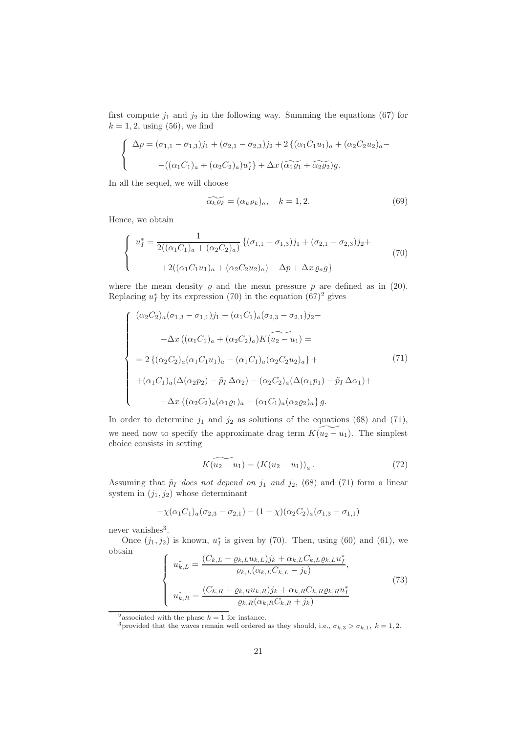first compute $j_1$ and $j_2$ in the following way. Summing the equations (67) for $k = 1, 2$, using (56), we find

$$
\left\{
\begin{array}{l}
\Delta p = (\sigma_{1,1} - \sigma_{1,3}) j_1 + (\sigma_{2,1} - \sigma_{2,3}) j_2 + 2 \left\{ (\alpha_1 C_1 u_1)_a + (\alpha_2 C_2 u_2)_a - \right. \\[2ex]
\qquad \left. - ((\alpha_1 C_1)_a + (\alpha_2 C_2)_a) u_I^* \right\} + \Delta x \, (\widetilde{\alpha_1 \varrho_1} + \widetilde{\alpha_2 \varrho_2}) g.
\end{array}
\right.
$$

In all the sequel, we will choose

$$
\widetilde{\alpha_k \varrho_k} = (\alpha_k \varrho_k)_a, \quad k = 1, 2. \tag{69}
$$

Hence, we obtain

$$
\left\{
\begin{array}{l}
u_I^* = \dfrac{1}{2((\alpha_1 C_1)_a + (\alpha_2 C_2)_a)} \left\{ (\sigma_{1,1} - \sigma_{1,3}) j_1 + (\sigma_{2,1} - \sigma_{2,3}) j_2 + \right. \\[2ex]
\qquad \left. + 2((\alpha_1 C_1 u_1)_a + (\alpha_2 C_2 u_2)_a) - \Delta p + \Delta x \, \varrho_a g \right\}
\end{array}
\right. \tag{70}
$$

where the mean density $\varrho$ and the mean pressure $p$ are defined as in (20). Replacing $u_I^*$ by its expression (70) in the equation $(67)^2$ gives

$$
\left\{
\begin{array}{l}
(\alpha_2 C_2)_a (\sigma_{1,3} - \sigma_{1,1}) j_1 - (\alpha_1 C_1)_a (\sigma_{2,3} - \sigma_{2,1}) j_2 - \\[2ex]
\qquad - \Delta x \, ((\alpha_1 C_1)_a + (\alpha_2 C_2)_a) K \widetilde{(u_2 - u_1)} = \\[2ex]
= 2 \left\{ (\alpha_2 C_2)_a (\alpha_1 C_1 u_1)_a - (\alpha_1 C_1)_a (\alpha_2 C_2 u_2)_a \right\} + \\[2ex]
+ (\alpha_1 C_1)_a (\Delta(\alpha_2 p_2) - \tilde{p}_I \, \Delta \alpha_2) - (\alpha_2 C_2)_a (\Delta(\alpha_1 p_1) - \tilde{p}_I \, \Delta \alpha_1) + \\[2ex]
\qquad + \Delta x \left\{ (\alpha_2 C_2)_a (\alpha_1 \varrho_1)_a - (\alpha_1 C_1)_a (\alpha_2 \varrho_2)_a \right\} g.
\end{array}
\right. \tag{71}
$$

In order to determine $j_1$ and $j_2$ as solutions of the equations (68) and (71), we need now to specify the approximate drag term $K \widetilde{(u_2 - u_1)}$. The simplest choice consists in setting

$$
K \widetilde{(u_2 - u_1)} = \left( K (u_2 - u_1) \right)_a. \tag{72}
$$

Assuming that $\tilde{p}_I$ *does not depend on* $j_1$ *and* $j_2$, (68) and (71) form a linear system in $(j_1, j_2)$ whose determinant

$$
-\chi (\alpha_1 C_1)_a (\sigma_{2,3} - \sigma_{2,1}) - (1 - \chi)(\alpha_2 C_2)_a (\sigma_{1,3} - \sigma_{1,1})
$$

never vanishes[3].

Once $(j_1, j_2)$ is known, $u_I^*$ is given by (70). Then, using (60) and (61), we obtain

$$
\left\{
\begin{array}{l}
u_{k,L}^* = \dfrac{(C_{k,L} - \varrho_{k,L} u_{k,L}) j_k + \alpha_{k,L} C_{k,L} \varrho_{k,L} u_I^*}{\varrho_{k,L} (\alpha_{k,L} C_{k,L} - j_k)}, \\[3ex]
u_{k,R}^* = \dfrac{(C_{k,R} + \varrho_{k,R} u_{k,R}) j_k + \alpha_{k,R} C_{k,R} \varrho_{k,R} u_I^*}{\varrho_{k,R} (\alpha_{k,R} C_{k,R} + j_k)}
\end{array}
\right. \tag{73}
$$

---

[2] associated with the phase $k = 1$ for instance.

[3] provided that the waves remain well ordered as they should, i.e., $\sigma_{k,3} > \sigma_{k,1}$, $k = 1, 2$.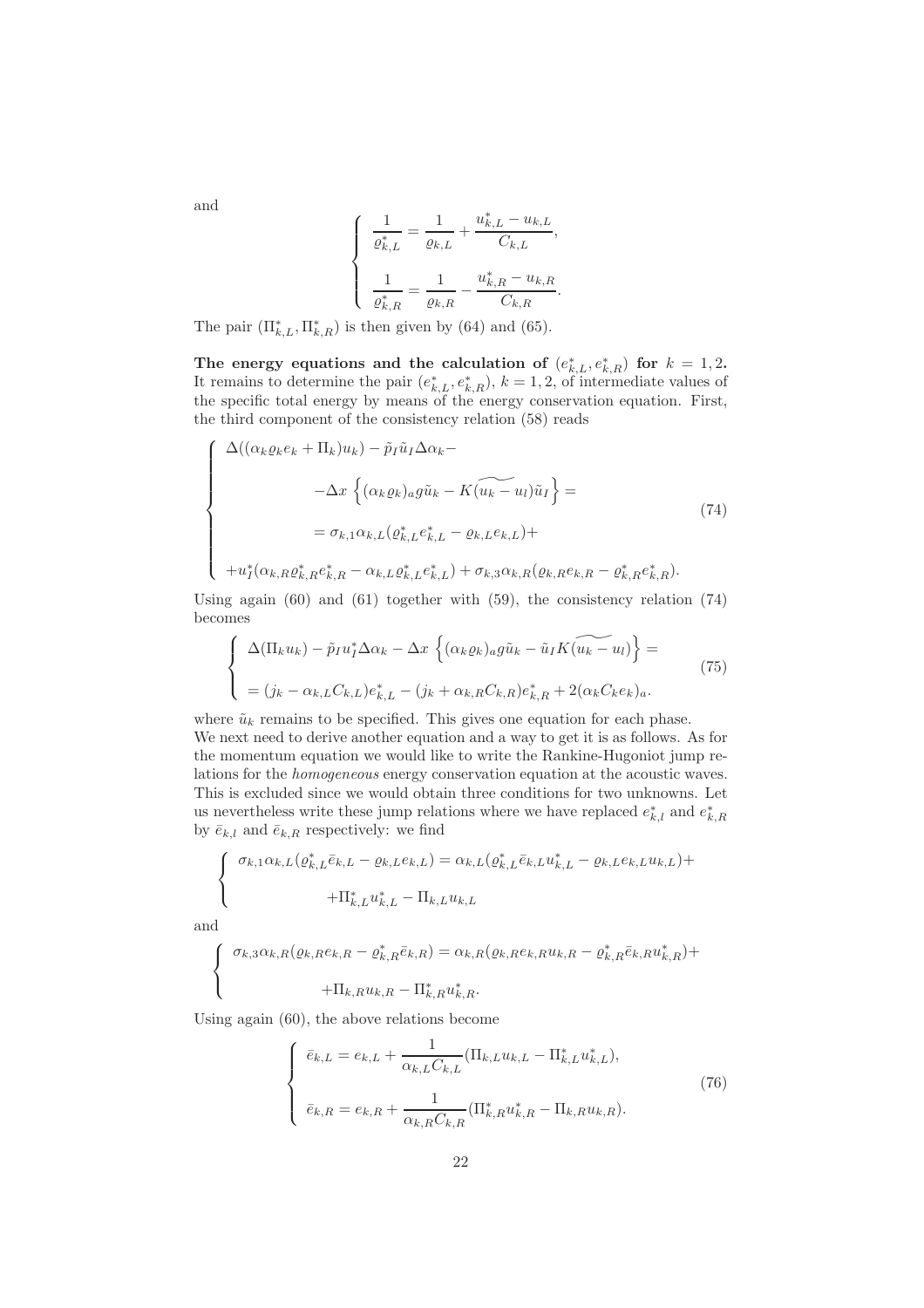and

$$
\left\{
\begin{array}{l}
\dfrac{1}{\varrho_{k,L}^{*}} = \dfrac{1}{\varrho_{k,L}} + \dfrac{u_{k,L}^{*} - u_{k,L}}{C_{k,L}}, \\[2ex]
\dfrac{1}{\varrho_{k,R}^{*}} = \dfrac{1}{\varrho_{k,R}} - \dfrac{u_{k,R}^{*} - u_{k,R}}{C_{k,R}}.
\end{array}
\right.
$$

The pair $(\Pi_{k,L}^{*}, \Pi_{k,R}^{*})$ is then given by (64) and (65).

**The energy equations and the calculation of $(e_{k,L}^{*}, e_{k,R}^{*})$ for $k = 1, 2$.** It remains to determine the pair $(e_{k,L}^{*}, e_{k,R}^{*})$, $k = 1, 2$, of intermediate values of the specific total energy by means of the energy conservation equation. First, the third component of the consistency relation (58) reads

$$
\left\{
\begin{array}{l}
\Delta((\alpha_k \varrho_k e_k + \Pi_k) u_k) - \tilde{p}_I \tilde{u}_I \Delta \alpha_k - \\[1ex]
\qquad -\Delta x \left\{ (\alpha_k \varrho_k)_a g \tilde{u}_k - K \widetilde{(u_k - u_l)} \tilde{u}_I \right\} = \\[1ex]
\qquad = \sigma_{k,1} \alpha_{k,L} (\varrho_{k,L}^{*} e_{k,L}^{*} - \varrho_{k,L} e_{k,L}) + \\[1ex]
+ u_I^{*} (\alpha_{k,R} \varrho_{k,R}^{*} e_{k,R}^{*} - \alpha_{k,L} \varrho_{k,L}^{*} e_{k,L}^{*}) + \sigma_{k,3} \alpha_{k,R} (\varrho_{k,R} e_{k,R} - \varrho_{k,R}^{*} e_{k,R}^{*}).
\end{array}
\right.
\tag{74}
$$

Using again (60) and (61) together with (59), the consistency relation (74) becomes

$$
\left\{
\begin{array}{l}
\Delta(\Pi_k u_k) - \tilde{p}_I u_I^{*} \Delta \alpha_k - \Delta x \left\{ (\alpha_k \varrho_k)_a g \tilde{u}_k - \tilde{u}_I K \widetilde{(u_k - u_l)} \right\} = \\[1ex]
= (j_k - \alpha_{k,L} C_{k,L}) e_{k,L}^{*} - (j_k + \alpha_{k,R} C_{k,R}) e_{k,R}^{*} + 2 (\alpha_k C_k e_k)_a.
\end{array}
\right.
\tag{75}
$$

where $\tilde{u}_k$ remains to be specified. This gives one equation for each phase. We next need to derive another equation and a way to get it is as follows. As for the momentum equation we would like to write the Rankine-Hugoniot jump relations for the *homogeneous* energy conservation equation at the acoustic waves. This is excluded since we would obtain three conditions for two unknowns. Let us nevertheless write these jump relations where we have replaced $e_{k,l}^{*}$ and $e_{k,R}^{*}$ by $\bar{e}_{k,l}$ and $\bar{e}_{k,R}$ respectively: we find

$$
\left\{
\begin{array}{l}
\sigma_{k,1} \alpha_{k,L} (\varrho_{k,L}^{*} \bar{e}_{k,L} - \varrho_{k,L} e_{k,L}) = \alpha_{k,L} (\varrho_{k,L}^{*} \bar{e}_{k,L} u_{k,L}^{*} - \varrho_{k,L} e_{k,L} u_{k,L}) + \\[1ex]
\qquad + \Pi_{k,L}^{*} u_{k,L}^{*} - \Pi_{k,L} u_{k,L}
\end{array}
\right.
$$

and

$$
\left\{
\begin{array}{l}
\sigma_{k,3} \alpha_{k,R} (\varrho_{k,R} e_{k,R} - \varrho_{k,R}^{*} \bar{e}_{k,R}) = \alpha_{k,R} (\varrho_{k,R} e_{k,R} u_{k,R} - \varrho_{k,R}^{*} \bar{e}_{k,R} u_{k,R}^{*}) + \\[1ex]
\qquad + \Pi_{k,R} u_{k,R} - \Pi_{k,R}^{*} u_{k,R}^{*}.
\end{array}
\right.
$$

Using again (60), the above relations become

$$
\left\{
\begin{array}{l}
\bar{e}_{k,L} = e_{k,L} + \dfrac{1}{\alpha_{k,L} C_{k,L}} (\Pi_{k,L} u_{k,L} - \Pi_{k,L}^{*} u_{k,L}^{*}), \\[2ex]
\bar{e}_{k,R} = e_{k,R} + \dfrac{1}{\alpha_{k,R} C_{k,R}} (\Pi_{k,R}^{*} u_{k,R}^{*} - \Pi_{k,R} u_{k,R}).
\end{array}
\right.
\tag{76}
$$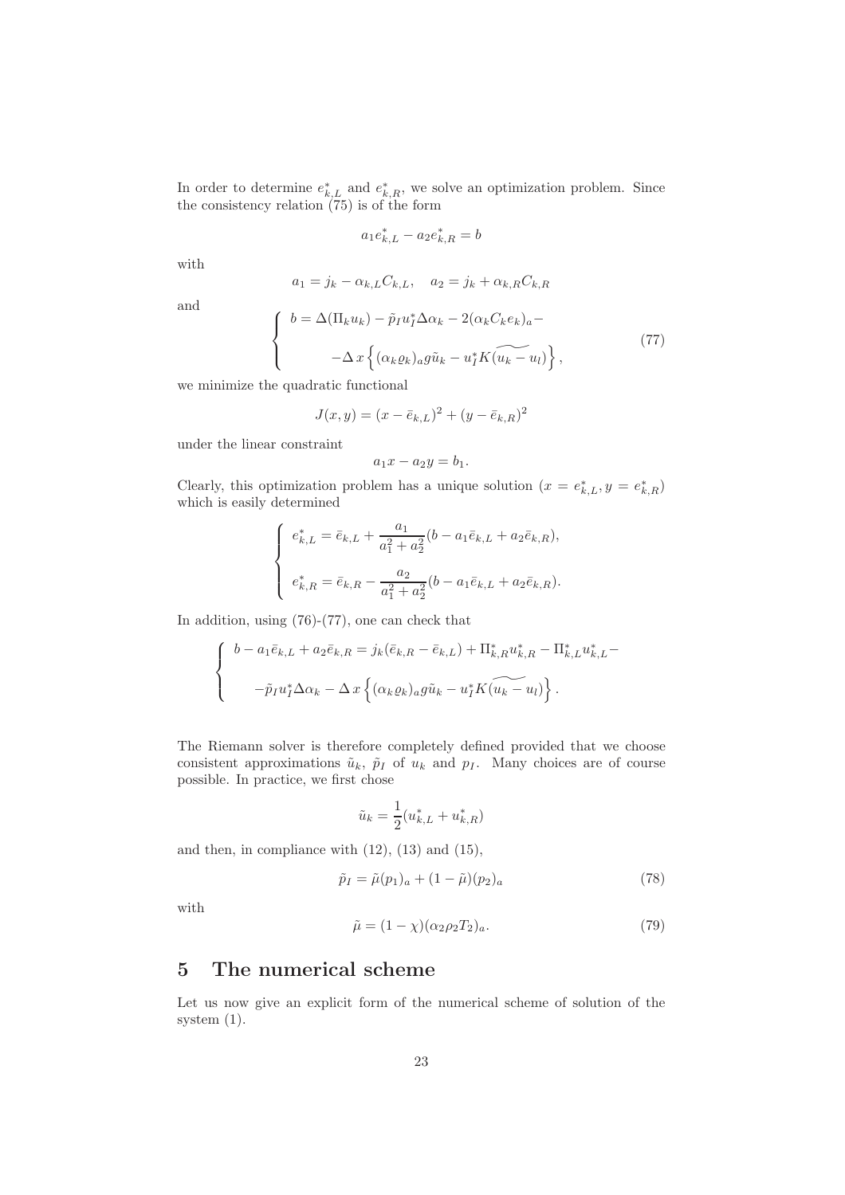In order to determine $e^*_{k,L}$ and $e^*_{k,R}$, we solve an optimization problem. Since the consistency relation (75) is of the form

$$a_1 e^*_{k,L} - a_2 e^*_{k,R} = b$$

with

$$a_1 = j_k - \alpha_{k,L} C_{k,L}, \quad a_2 = j_k + \alpha_{k,R} C_{k,R}$$

and

$$\left\{ \begin{array}{l} b = \Delta(\Pi_k u_k) - \tilde{p}_I u^*_I \Delta\alpha_k - 2(\alpha_k C_k e_k)_a - \\ \\ \qquad -\Delta\, x \left\{ (\alpha_k \varrho_k)_a g \tilde{u}_k - u^*_I K \widetilde{(u_k - u_l)} \right\}, \end{array} \right. \tag{77}$$

we minimize the quadratic functional

$$J(x, y) = (x - \bar{e}_{k,L})^2 + (y - \bar{e}_{k,R})^2$$

under the linear constraint

$$a_1 x - a_2 y = b_1.$$

Clearly, this optimization problem has a unique solution $(x = e^*_{k,L}, y = e^*_{k,R})$ which is easily determined

$$\left\{ \begin{array}{l} e^*_{k,L} = \bar{e}_{k,L} + \dfrac{a_1}{a_1^2 + a_2^2}(b - a_1 \bar{e}_{k,L} + a_2 \bar{e}_{k,R}), \\ \\ e^*_{k,R} = \bar{e}_{k,R} - \dfrac{a_2}{a_1^2 + a_2^2}(b - a_1 \bar{e}_{k,L} + a_2 \bar{e}_{k,R}). \end{array} \right.$$

In addition, using (76)-(77), one can check that

$$\left\{ \begin{array}{l} b - a_1 \bar{e}_{k,L} + a_2 \bar{e}_{k,R} = j_k(\bar{e}_{k,R} - \bar{e}_{k,L}) + \Pi^*_{k,R} u^*_{k,R} - \Pi^*_{k,L} u^*_{k,L} - \\ \\ \qquad -\tilde{p}_I u^*_I \Delta\alpha_k - \Delta\, x \left\{ (\alpha_k \varrho_k)_a g \tilde{u}_k - u^*_I K \widetilde{(u_k - u_l)} \right\}. \end{array} \right.$$

The Riemann solver is therefore completely defined provided that we choose consistent approximations $\tilde{u}_k$, $\tilde{p}_I$ of $u_k$ and $p_I$. Many choices are of course possible. In practice, we first chose

$$\tilde{u}_k = \frac{1}{2}(u^*_{k,L} + u^*_{k,R})$$

and then, in compliance with (12), (13) and (15),

$$\tilde{p}_I = \tilde{\mu}(p_1)_a + (1 - \tilde{\mu})(p_2)_a \tag{78}$$

with

$$\tilde{\mu} = (1 - \chi)(\alpha_2 \rho_2 T_2)_a. \tag{79}$$

# 5 The numerical scheme

Let us now give an explicit form of the numerical scheme of solution of the system (1).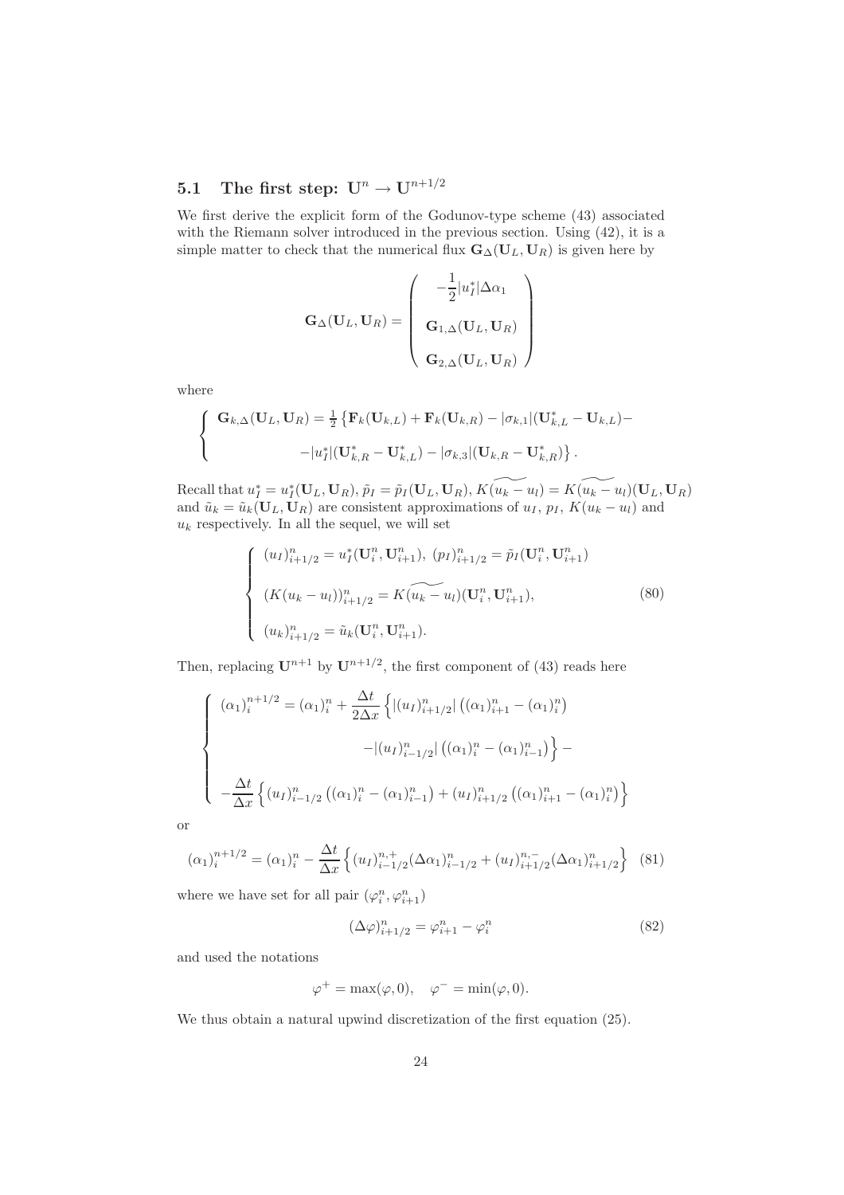## 5.1 The first step: $\mathbf{U}^n \to \mathbf{U}^{n+1/2}$

We first derive the explicit form of the Godunov-type scheme (43) associated with the Riemann solver introduced in the previous section. Using (42), it is a simple matter to check that the numerical flux $\mathbf{G}_\Delta(\mathbf{U}_L, \mathbf{U}_R)$ is given here by

$$
\mathbf{G}_\Delta(\mathbf{U}_L, \mathbf{U}_R) = \begin{pmatrix} -\dfrac{1}{2}|u_I^*|\Delta\alpha_1 \\ \\ \mathbf{G}_{1,\Delta}(\mathbf{U}_L, \mathbf{U}_R) \\ \\ \mathbf{G}_{2,\Delta}(\mathbf{U}_L, \mathbf{U}_R) \end{pmatrix}
$$

where

$$
\left\{ \begin{array}{l} \mathbf{G}_{k,\Delta}(\mathbf{U}_L, \mathbf{U}_R) = \frac{1}{2}\left\{\mathbf{F}_k(\mathbf{U}_{k,L}) + \mathbf{F}_k(\mathbf{U}_{k,R}) - |\sigma_{k,1}|(\mathbf{U}_{k,L}^* - \mathbf{U}_{k,L}) - \right. \\ \\ \qquad\qquad \left. -|u_I^*|(\mathbf{U}_{k,R}^* - \mathbf{U}_{k,L}^*) - |\sigma_{k,3}|(\mathbf{U}_{k,R} - \mathbf{U}_{k,R}^*)\right\}. \end{array} \right.
$$

Recall that $u_I^* = u_I^*(\mathbf{U}_L, \mathbf{U}_R)$, $\tilde{p}_I = \tilde{p}_I(\mathbf{U}_L, \mathbf{U}_R)$, $K\widetilde{(u_k - u_l)} = K\widetilde{(u_k - u_l)}(\mathbf{U}_L, \mathbf{U}_R)$ and $\tilde{u}_k = \tilde{u}_k(\mathbf{U}_L, \mathbf{U}_R)$ are consistent approximations of $u_I$, $p_I$, $K(u_k - u_l)$ and $u_k$ respectively. In all the sequel, we will set

$$
\left\{ \begin{array}{l} (u_I)_{i+1/2}^n = u_I^*(\mathbf{U}_i^n, \mathbf{U}_{i+1}^n),\ (p_I)_{i+1/2}^n = \tilde{p}_I(\mathbf{U}_i^n, \mathbf{U}_{i+1}^n) \\ \\ (K(u_k - u_l))_{i+1/2}^n = K\widetilde{(u_k - u_l)}(\mathbf{U}_i^n, \mathbf{U}_{i+1}^n), \\ \\ (u_k)_{i+1/2}^n = \tilde{u}_k(\mathbf{U}_i^n, \mathbf{U}_{i+1}^n). \end{array} \right. \tag{80}
$$

Then, replacing $\mathbf{U}^{n+1}$ by $\mathbf{U}^{n+1/2}$, the first component of (43) reads here

$$
\left\{ \begin{array}{l} (\alpha_1)_i^{n+1/2} = (\alpha_1)_i^n + \dfrac{\Delta t}{2\Delta x}\Big\{|(u_I)_{i+1/2}^n|\left((\alpha_1)_{i+1}^n - (\alpha_1)_i^n\right) \\ \\ \qquad\qquad\qquad\qquad -|(u_I)_{i-1/2}^n|\left((\alpha_1)_i^n - (\alpha_1)_{i-1}^n\right)\Big\} - \\ \\ -\dfrac{\Delta t}{\Delta x}\Big\{(u_I)_{i-1/2}^n\left((\alpha_1)_i^n - (\alpha_1)_{i-1}^n\right) + (u_I)_{i+1/2}^n\left((\alpha_1)_{i+1}^n - (\alpha_1)_i^n\right)\Big\} \end{array} \right.
$$

or

$$
(\alpha_1)_i^{n+1/2} = (\alpha_1)_i^n - \frac{\Delta t}{\Delta x}\Big\{(u_I)_{i-1/2}^{n,+}(\Delta\alpha_1)_{i-1/2}^n + (u_I)_{i+1/2}^{n,-}(\Delta\alpha_1)_{i+1/2}^n\Big\} \tag{81}
$$

where we have set for all pair $(\varphi_i^n, \varphi_{i+1}^n)$

$$
(\Delta\varphi)_{i+1/2}^n = \varphi_{i+1}^n - \varphi_i^n \tag{82}
$$

and used the notations

$$
\varphi^+ = \max(\varphi, 0), \quad \varphi^- = \min(\varphi, 0).
$$

We thus obtain a natural upwind discretization of the first equation (25).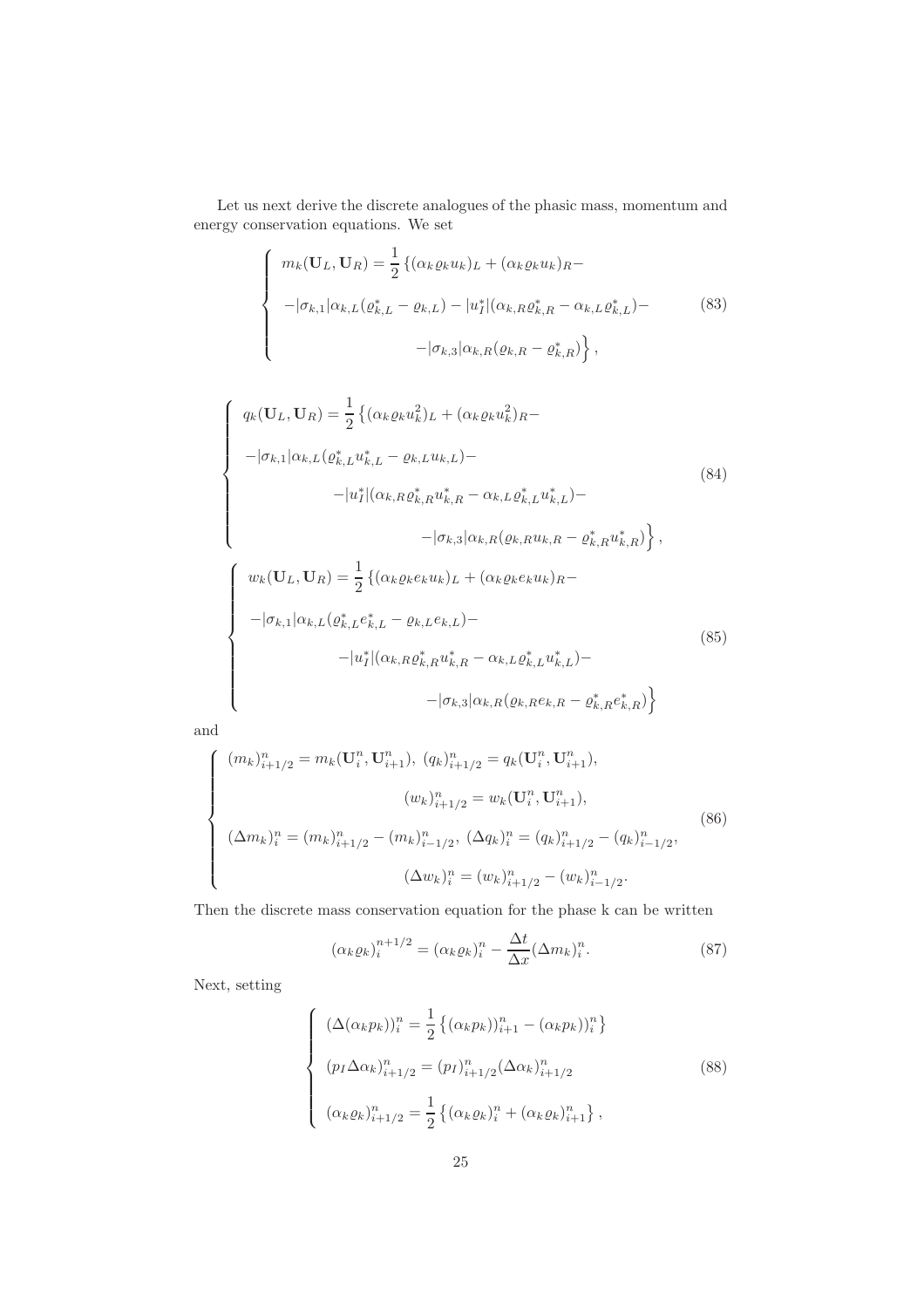Let us next derive the discrete analogues of the phasic mass, momentum and energy conservation equations. We set

$$
\left\{
\begin{array}{l}
m_k(\mathbf{U}_L, \mathbf{U}_R) = \dfrac{1}{2}\left\{(\alpha_k \varrho_k u_k)_L + (\alpha_k \varrho_k u_k)_R - \right. \\
-|\sigma_{k,1}|\alpha_{k,L}(\varrho^*_{k,L} - \varrho_{k,L}) - |u^*_I|(\alpha_{k,R}\varrho^*_{k,R} - \alpha_{k,L}\varrho^*_{k,L}) - \\
\qquad\qquad \left. -|\sigma_{k,3}|\alpha_{k,R}(\varrho_{k,R} - \varrho^*_{k,R})\right\},
\end{array}
\right.
\tag{83}
$$

$$
\left\{
\begin{array}{l}
q_k(\mathbf{U}_L, \mathbf{U}_R) = \dfrac{1}{2}\left\{(\alpha_k \varrho_k u_k^2)_L + (\alpha_k \varrho_k u_k^2)_R - \right. \\
-|\sigma_{k,1}|\alpha_{k,L}(\varrho^*_{k,L}u^*_{k,L} - \varrho_{k,L}u_{k,L}) - \\
\qquad -|u^*_I|(\alpha_{k,R}\varrho^*_{k,R}u^*_{k,R} - \alpha_{k,L}\varrho^*_{k,L}u^*_{k,L}) - \\
\qquad\qquad \left. -|\sigma_{k,3}|\alpha_{k,R}(\varrho_{k,R}u_{k,R} - \varrho^*_{k,R}u^*_{k,R})\right\},
\end{array}
\right.
\tag{84}
$$

$$
\left\{
\begin{array}{l}
w_k(\mathbf{U}_L, \mathbf{U}_R) = \dfrac{1}{2}\left\{(\alpha_k \varrho_k e_k u_k)_L + (\alpha_k \varrho_k e_k u_k)_R - \right. \\
-|\sigma_{k,1}|\alpha_{k,L}(\varrho^*_{k,L}e^*_{k,L} - \varrho_{k,L}e_{k,L}) - \\
\qquad -|u^*_I|(\alpha_{k,R}\varrho^*_{k,R}u^*_{k,R} - \alpha_{k,L}\varrho^*_{k,L}u^*_{k,L}) - \\
\qquad\qquad \left. -|\sigma_{k,3}|\alpha_{k,R}(\varrho_{k,R}e_{k,R} - \varrho^*_{k,R}e^*_{k,R})\right\}
\end{array}
\right.
\tag{85}
$$

and

$$
\left\{
\begin{array}{l}
(m_k)^n_{i+1/2} = m_k(\mathbf{U}^n_i, \mathbf{U}^n_{i+1}),\ (q_k)^n_{i+1/2} = q_k(\mathbf{U}^n_i, \mathbf{U}^n_{i+1}), \\
\qquad\qquad (w_k)^n_{i+1/2} = w_k(\mathbf{U}^n_i, \mathbf{U}^n_{i+1}), \\
(\Delta m_k)^n_i = (m_k)^n_{i+1/2} - (m_k)^n_{i-1/2},\ (\Delta q_k)^n_i = (q_k)^n_{i+1/2} - (q_k)^n_{i-1/2}, \\
\qquad\qquad (\Delta w_k)^n_i = (w_k)^n_{i+1/2} - (w_k)^n_{i-1/2}.
\end{array}
\right.
\tag{86}
$$

Then the discrete mass conservation equation for the phase k can be written

$$
(\alpha_k \varrho_k)^{n+1/2}_i = (\alpha_k \varrho_k)^n_i - \frac{\Delta t}{\Delta x}(\Delta m_k)^n_i.
\tag{87}
$$

Next, setting

$$
\left\{
\begin{array}{l}
(\Delta(\alpha_k p_k))^n_i = \dfrac{1}{2}\left\{(\alpha_k p_k))^n_{i+1} - (\alpha_k p_k))^n_i\right\} \\
(p_I \Delta \alpha_k)^n_{i+1/2} = (p_I)^n_{i+1/2}(\Delta \alpha_k)^n_{i+1/2} \\
(\alpha_k \varrho_k)^n_{i+1/2} = \dfrac{1}{2}\left\{(\alpha_k \varrho_k)^n_i + (\alpha_k \varrho_k)^n_{i+1}\right\},
\end{array}
\right.
\tag{88}
$$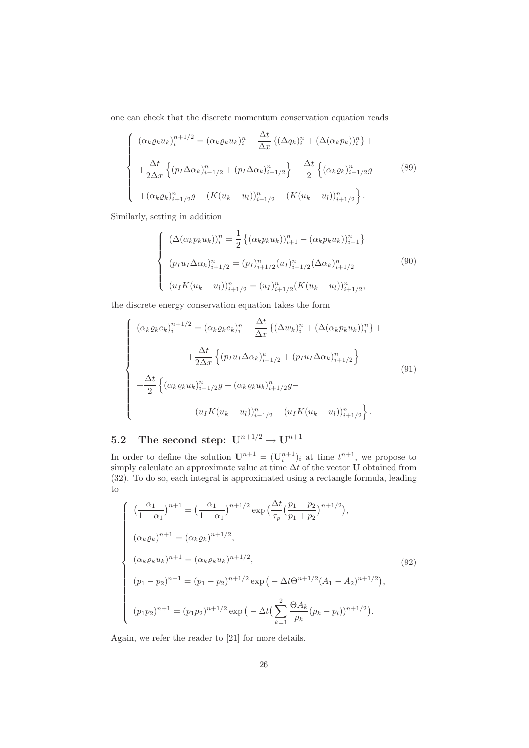one can check that the discrete momentum conservation equation reads

$$
\left\{
\begin{array}{l}
(\alpha_k \varrho_k u_k)_i^{n+1/2} = (\alpha_k \varrho_k u_k)_i^n - \dfrac{\Delta t}{\Delta x} \left\{ (\Delta q_k)_i^n + (\Delta(\alpha_k p_k))_i^n \right\} + \\[2ex]
+ \dfrac{\Delta t}{2\Delta x} \left\{ (p_I \Delta \alpha_k)_{i-1/2}^n + (p_I \Delta \alpha_k)_{i+1/2}^n \right\} + \dfrac{\Delta t}{2} \left\{ (\alpha_k \varrho_k)_{i-1/2}^n g + \right. \\[2ex]
\left. + (\alpha_k \varrho_k)_{i+1/2}^n g - (K(u_k - u_l))_{i-1/2}^n - (K(u_k - u_l))_{i+1/2}^n \right\}.
\end{array}
\right. \tag{89}
$$

Similarly, setting in addition

$$
\left\{
\begin{array}{l}
(\Delta(\alpha_k p_k u_k))_i^n = \dfrac{1}{2} \left\{ (\alpha_k p_k u_k))_{i+1}^n - (\alpha_k p_k u_k))_{i-1}^n \right\} \\[2ex]
(p_I u_I \Delta \alpha_k)_{i+1/2}^n = (p_I)_{i+1/2}^n (u_I)_{i+1/2}^n (\Delta \alpha_k)_{i+1/2}^n \\[2ex]
(u_I K(u_k - u_l))_{i+1/2}^n = (u_I)_{i+1/2}^n (K(u_k - u_l))_{i+1/2}^n,
\end{array}
\right. \tag{90}
$$

the discrete energy conservation equation takes the form

$$
\left\{
\begin{array}{l}
(\alpha_k \varrho_k e_k)_i^{n+1/2} = (\alpha_k \varrho_k e_k)_i^n - \dfrac{\Delta t}{\Delta x} \left\{ (\Delta w_k)_i^n + (\Delta(\alpha_k p_k u_k))_i^n \right\} + \\[2ex]
\qquad + \dfrac{\Delta t}{2\Delta x} \left\{ (p_I u_I \Delta \alpha_k)_{i-1/2}^n + (p_I u_I \Delta \alpha_k)_{i+1/2}^n \right\} + \\[2ex]
+ \dfrac{\Delta t}{2} \left\{ (\alpha_k \varrho_k u_k)_{i-1/2}^n g + (\alpha_k \varrho_k u_k)_{i+1/2}^n g - \right. \\[2ex]
\qquad \left. - (u_I K(u_k - u_l))_{i-1/2}^n - (u_I K(u_k - u_l))_{i+1/2}^n \right\}.
\end{array}
\right. \tag{91}
$$

## 5.2 The second step: $\mathbf{U}^{n+1/2} \rightarrow \mathbf{U}^{n+1}$

In order to define the solution $\mathbf{U}^{n+1} = (\mathbf{U}_i^{n+1})_i$ at time $t^{n+1}$, we propose to simply calculate an approximate value at time $\Delta t$ of the vector $\mathbf{U}$ obtained from (32). To do so, each integral is approximated using a rectangle formula, leading to

$$
\left\{
\begin{array}{l}
\big( \dfrac{\alpha_1}{1 - \alpha_1} \big)^{n+1} = \big( \dfrac{\alpha_1}{1 - \alpha_1} \big)^{n+1/2} \exp \big( \dfrac{\Delta t}{\tau_p} \big( \dfrac{p_1 - p_2}{p_1 + p_2} \big)^{n+1/2} \big), \\[2ex]
(\alpha_k \varrho_k)^{n+1} = (\alpha_k \varrho_k)^{n+1/2}, \\[2ex]
(\alpha_k \varrho_k u_k)^{n+1} = (\alpha_k \varrho_k u_k)^{n+1/2}, \\[2ex]
(p_1 - p_2)^{n+1} = (p_1 - p_2)^{n+1/2} \exp \big( - \Delta t \Theta^{n+1/2} (A_1 - A_2)^{n+1/2} \big), \\[2ex]
(p_1 p_2)^{n+1} = (p_1 p_2)^{n+1/2} \exp \big( - \Delta t \big( \displaystyle\sum_{k=1}^{2} \dfrac{\Theta A_k}{p_k} (p_k - p_l) \big)^{n+1/2} \big).
\end{array}
\right. \tag{92}
$$

Again, we refer the reader to [21] for more details.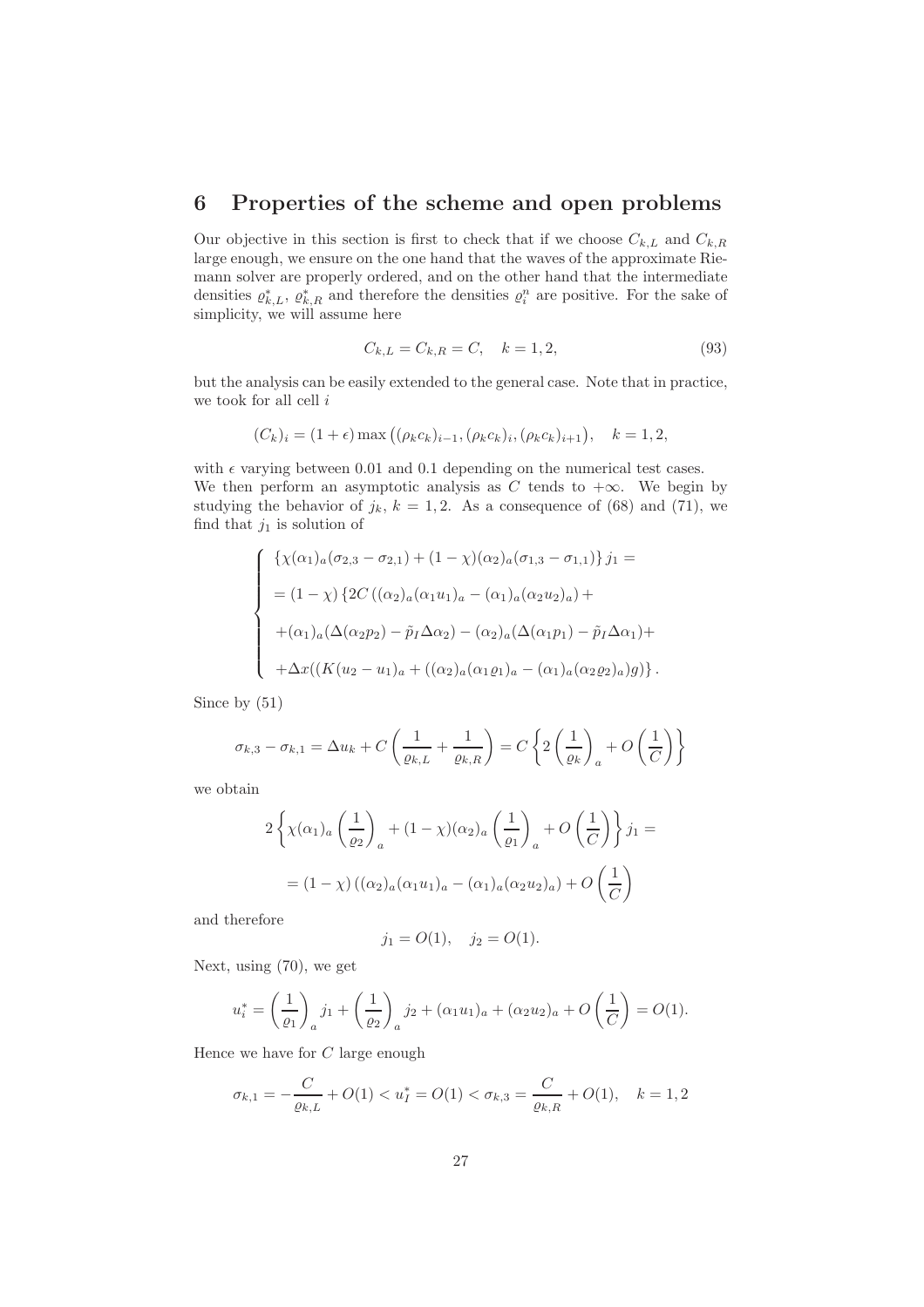# 6 Properties of the scheme and open problems

Our objective in this section is first to check that if we choose $C_{k,L}$ and $C_{k,R}$ large enough, we ensure on the one hand that the waves of the approximate Riemann solver are properly ordered, and on the other hand that the intermediate densities $\varrho^*_{k,L}$, $\varrho^*_{k,R}$ and therefore the densities $\varrho^n_i$ are positive. For the sake of simplicity, we will assume here

$$C_{k,L} = C_{k,R} = C, \quad k = 1, 2, \tag{93}$$

but the analysis can be easily extended to the general case. Note that in practice, we took for all cell $i$

$$(C_k)_i = (1+\epsilon)\max\left((\rho_k c_k)_{i-1}, (\rho_k c_k)_i, (\rho_k c_k)_{i+1}\right), \quad k = 1, 2,$$

with $\epsilon$ varying between 0.01 and 0.1 depending on the numerical test cases.
We then perform an asymptotic analysis as $C$ tends to $+\infty$. We begin by studying the behavior of $j_k$, $k = 1, 2$. As a consequence of (68) and (71), we find that $j_1$ is solution of

$$\left\{\begin{array}{l}
\{\chi(\alpha_1)_a(\sigma_{2,3} - \sigma_{2,1}) + (1-\chi)(\alpha_2)_a(\sigma_{1,3} - \sigma_{1,1})\}\, j_1 = \\[2mm]
= (1-\chi)\,\{2C\left((\alpha_2)_a(\alpha_1 u_1)_a - (\alpha_1)_a(\alpha_2 u_2)_a\right) + \\[2mm]
+(\alpha_1)_a(\Delta(\alpha_2 p_2) - \tilde{p}_I \Delta\alpha_2) - (\alpha_2)_a(\Delta(\alpha_1 p_1) - \tilde{p}_I \Delta\alpha_1) + \\[2mm]
+\Delta x((K(u_2 - u_1)_a + ((\alpha_2)_a(\alpha_1\varrho_1)_a - (\alpha_1)_a(\alpha_2\varrho_2)_a)g)\}\,.
\end{array}\right.$$

Since by (51)

$$\sigma_{k,3} - \sigma_{k,1} = \Delta u_k + C\left(\frac{1}{\varrho_{k,L}} + \frac{1}{\varrho_{k,R}}\right) = C\left\{2\left(\frac{1}{\varrho_k}\right)_a + O\left(\frac{1}{C}\right)\right\}$$

we obtain

$$2\left\{\chi(\alpha_1)_a\left(\frac{1}{\varrho_2}\right)_a + (1-\chi)(\alpha_2)_a\left(\frac{1}{\varrho_1}\right)_a + O\left(\frac{1}{C}\right)\right\} j_1 =$$
$$= (1-\chi)\left((\alpha_2)_a(\alpha_1 u_1)_a - (\alpha_1)_a(\alpha_2 u_2)_a\right) + O\left(\frac{1}{C}\right)$$

and therefore

$$j_1 = O(1), \quad j_2 = O(1).$$

Next, using (70), we get

$$u^*_i = \left(\frac{1}{\varrho_1}\right)_a j_1 + \left(\frac{1}{\varrho_2}\right)_a j_2 + (\alpha_1 u_1)_a + (\alpha_2 u_2)_a + O\left(\frac{1}{C}\right) = O(1).$$

Hence we have for $C$ large enough

$$\sigma_{k,1} = -\frac{C}{\varrho_{k,L}} + O(1) < u^*_I = O(1) < \sigma_{k,3} = \frac{C}{\varrho_{k,R}} + O(1), \quad k = 1, 2$$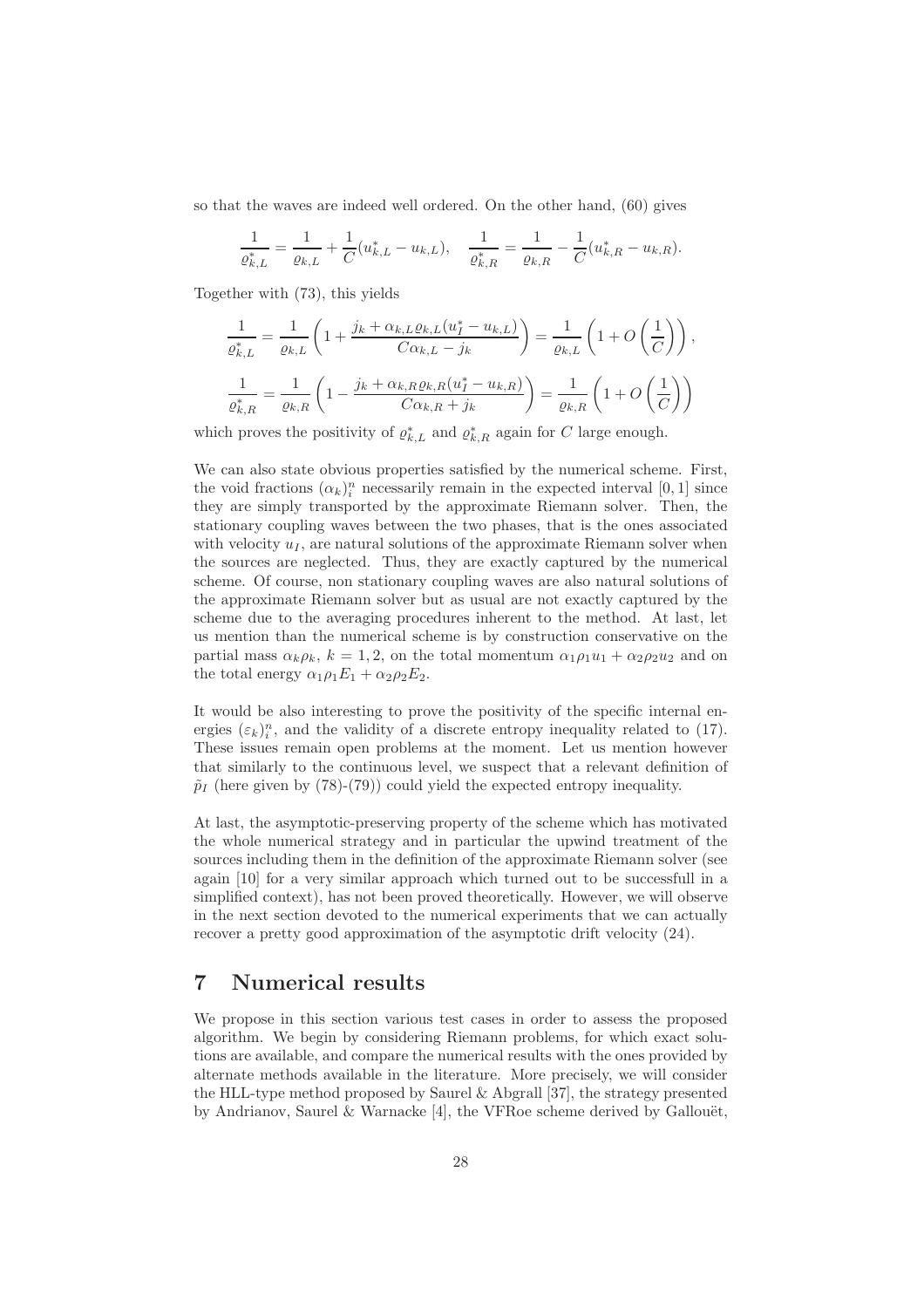so that the waves are indeed well ordered. On the other hand, (60) gives

$$\frac{1}{\varrho_{k,L}^*} = \frac{1}{\varrho_{k,L}} + \frac{1}{C}(u_{k,L}^* - u_{k,L}), \quad \frac{1}{\varrho_{k,R}^*} = \frac{1}{\varrho_{k,R}} - \frac{1}{C}(u_{k,R}^* - u_{k,R}).$$

Together with (73), this yields

$$\frac{1}{\varrho_{k,L}^*} = \frac{1}{\varrho_{k,L}}\left(1 + \frac{j_k + \alpha_{k,L}\varrho_{k,L}(u_I^* - u_{k,L})}{C\alpha_{k,L} - j_k}\right) = \frac{1}{\varrho_{k,L}}\left(1 + O\left(\frac{1}{C}\right)\right),$$

$$\frac{1}{\varrho_{k,R}^*} = \frac{1}{\varrho_{k,R}}\left(1 - \frac{j_k + \alpha_{k,R}\varrho_{k,R}(u_I^* - u_{k,R})}{C\alpha_{k,R} + j_k}\right) = \frac{1}{\varrho_{k,R}}\left(1 + O\left(\frac{1}{C}\right)\right)$$

which proves the positivity of $\varrho_{k,L}^*$ and $\varrho_{k,R}^*$ again for $C$ large enough.

We can also state obvious properties satisfied by the numerical scheme. First, the void fractions $(\alpha_k)_i^n$ necessarily remain in the expected interval $[0, 1]$ since they are simply transported by the approximate Riemann solver. Then, the stationary coupling waves between the two phases, that is the ones associated with velocity $u_I$, are natural solutions of the approximate Riemann solver when the sources are neglected. Thus, they are exactly captured by the numerical scheme. Of course, non stationary coupling waves are also natural solutions of the approximate Riemann solver but as usual are not exactly captured by the scheme due to the averaging procedures inherent to the method. At last, let us mention than the numerical scheme is by construction conservative on the partial mass $\alpha_k\rho_k$, $k = 1, 2$, on the total momentum $\alpha_1\rho_1 u_1 + \alpha_2\rho_2 u_2$ and on the total energy $\alpha_1\rho_1 E_1 + \alpha_2\rho_2 E_2$.

It would be also interesting to prove the positivity of the specific internal energies $(\varepsilon_k)_i^n$, and the validity of a discrete entropy inequality related to (17). These issues remain open problems at the moment. Let us mention however that similarly to the continuous level, we suspect that a relevant definition of $\tilde{p}_I$ (here given by (78)-(79)) could yield the expected entropy inequality.

At last, the asymptotic-preserving property of the scheme which has motivated the whole numerical strategy and in particular the upwind treatment of the sources including them in the definition of the approximate Riemann solver (see again [10] for a very similar approach which turned out to be successfull in a simplified context), has not been proved theoretically. However, we will observe in the next section devoted to the numerical experiments that we can actually recover a pretty good approximation of the asymptotic drift velocity (24).

# 7 Numerical results

We propose in this section various test cases in order to assess the proposed algorithm. We begin by considering Riemann problems, for which exact solutions are available, and compare the numerical results with the ones provided by alternate methods available in the literature. More precisely, we will consider the HLL-type method proposed by Saurel & Abgrall [37], the strategy presented by Andrianov, Saurel & Warnacke [4], the VFRoe scheme derived by Gallouët,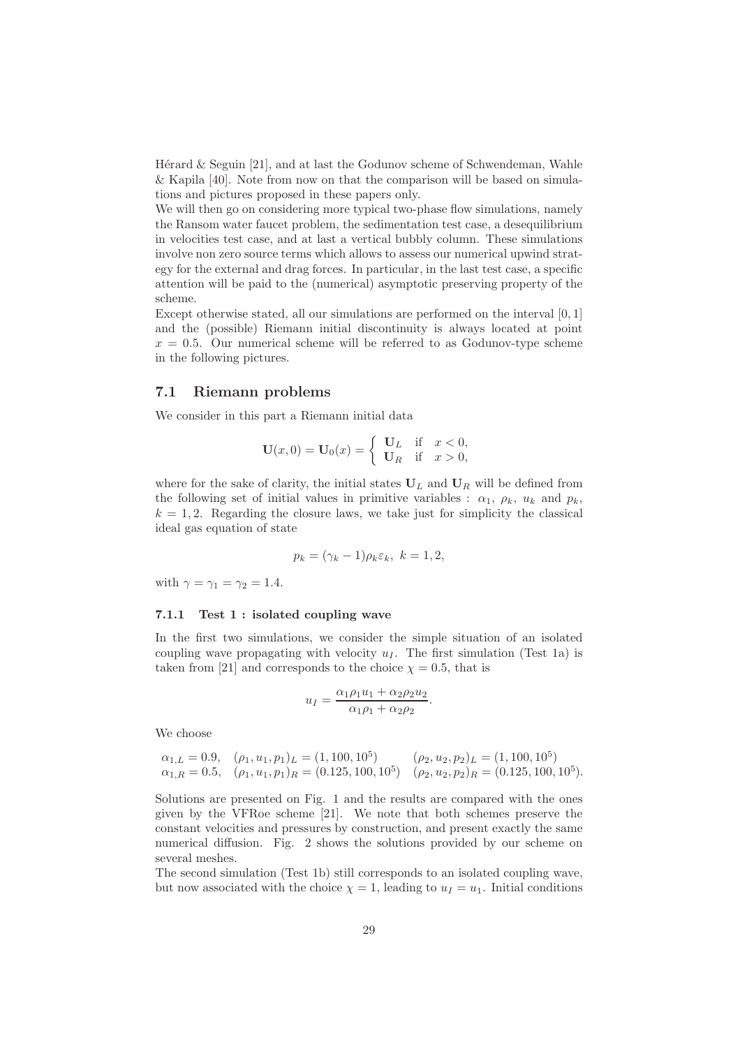Hérard & Seguin [21], and at last the Godunov scheme of Schwendeman, Wahle & Kapila [40]. Note from now on that the comparison will be based on simulations and pictures proposed in these papers only.
We will then go on considering more typical two-phase flow simulations, namely the Ransom water faucet problem, the sedimentation test case, a desequilibrium in velocities test case, and at last a vertical bubbly column. These simulations involve non zero source terms which allows to assess our numerical upwind strategy for the external and drag forces. In particular, in the last test case, a specific attention will be paid to the (numerical) asymptotic preserving property of the scheme.
Except otherwise stated, all our simulations are performed on the interval $[0,1]$ and the (possible) Riemann initial discontinuity is always located at point $x = 0.5$. Our numerical scheme will be referred to as Godunov-type scheme in the following pictures.

## 7.1 Riemann problems

We consider in this part a Riemann initial data

$$\mathbf{U}(x,0) = \mathbf{U}_0(x) = \begin{cases} \mathbf{U}_L & \text{if} \quad x < 0, \\ \mathbf{U}_R & \text{if} \quad x > 0, \end{cases}$$

where for the sake of clarity, the initial states $\mathbf{U}_L$ and $\mathbf{U}_R$ will be defined from the following set of initial values in primitive variables : $\alpha_1$, $\rho_k$, $u_k$ and $p_k$, $k = 1, 2$. Regarding the closure laws, we take just for simplicity the classical ideal gas equation of state

$$p_k = (\gamma_k - 1)\rho_k \varepsilon_k, \ k = 1, 2,$$

with $\gamma = \gamma_1 = \gamma_2 = 1.4$.

### 7.1.1 Test 1 : isolated coupling wave

In the first two simulations, we consider the simple situation of an isolated coupling wave propagating with velocity $u_I$. The first simulation (Test 1a) is taken from [21] and corresponds to the choice $\chi = 0.5$, that is

$$u_I = \frac{\alpha_1 \rho_1 u_1 + \alpha_2 \rho_2 u_2}{\alpha_1 \rho_1 + \alpha_2 \rho_2}.$$

We choose

$$\begin{array}{lll} \alpha_{1,L} = 0.9, & (\rho_1, u_1, p_1)_L = (1, 100, 10^5) & (\rho_2, u_2, p_2)_L = (1, 100, 10^5) \\ \alpha_{1,R} = 0.5, & (\rho_1, u_1, p_1)_R = (0.125, 100, 10^5) & (\rho_2, u_2, p_2)_R = (0.125, 100, 10^5). \end{array}$$

Solutions are presented on Fig. 1 and the results are compared with the ones given by the VFRoe scheme [21]. We note that both schemes preserve the constant velocities and pressures by construction, and present exactly the same numerical diffusion. Fig. 2 shows the solutions provided by our scheme on several meshes.
The second simulation (Test 1b) still corresponds to an isolated coupling wave, but now associated with the choice $\chi = 1$, leading to $u_I = u_1$. Initial conditions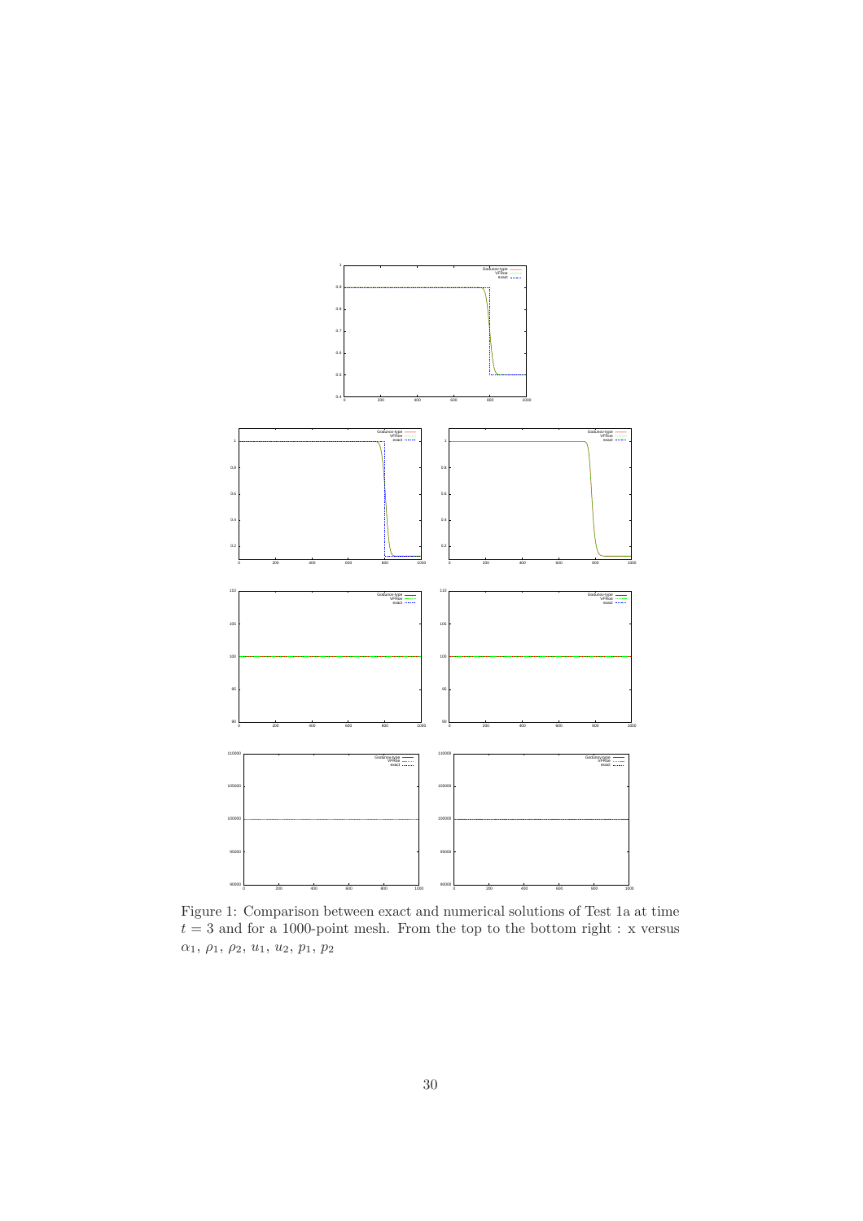Figure 1: Comparison between exact and numerical solutions of Test 1a at time $t = 3$ and for a 1000-point mesh. From the top to the bottom right : x versus $\alpha_1$, $\rho_1$, $\rho_2$, $u_1$, $u_2$, $p_1$, $p_2$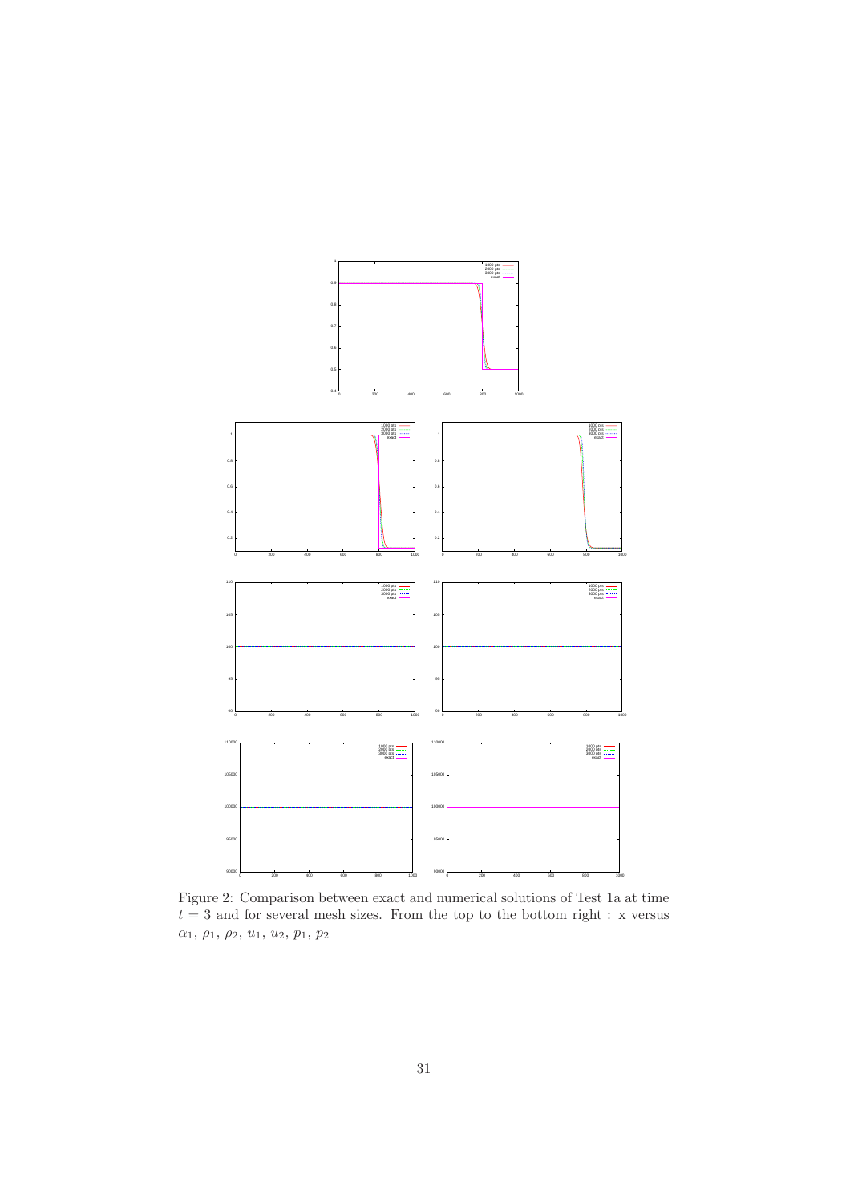Figure 2: Comparison between exact and numerical solutions of Test 1a at time $t = 3$ and for several mesh sizes. From the top to the bottom right : x versus $\alpha_1$, $\rho_1$, $\rho_2$, $u_1$, $u_2$, $p_1$, $p_2$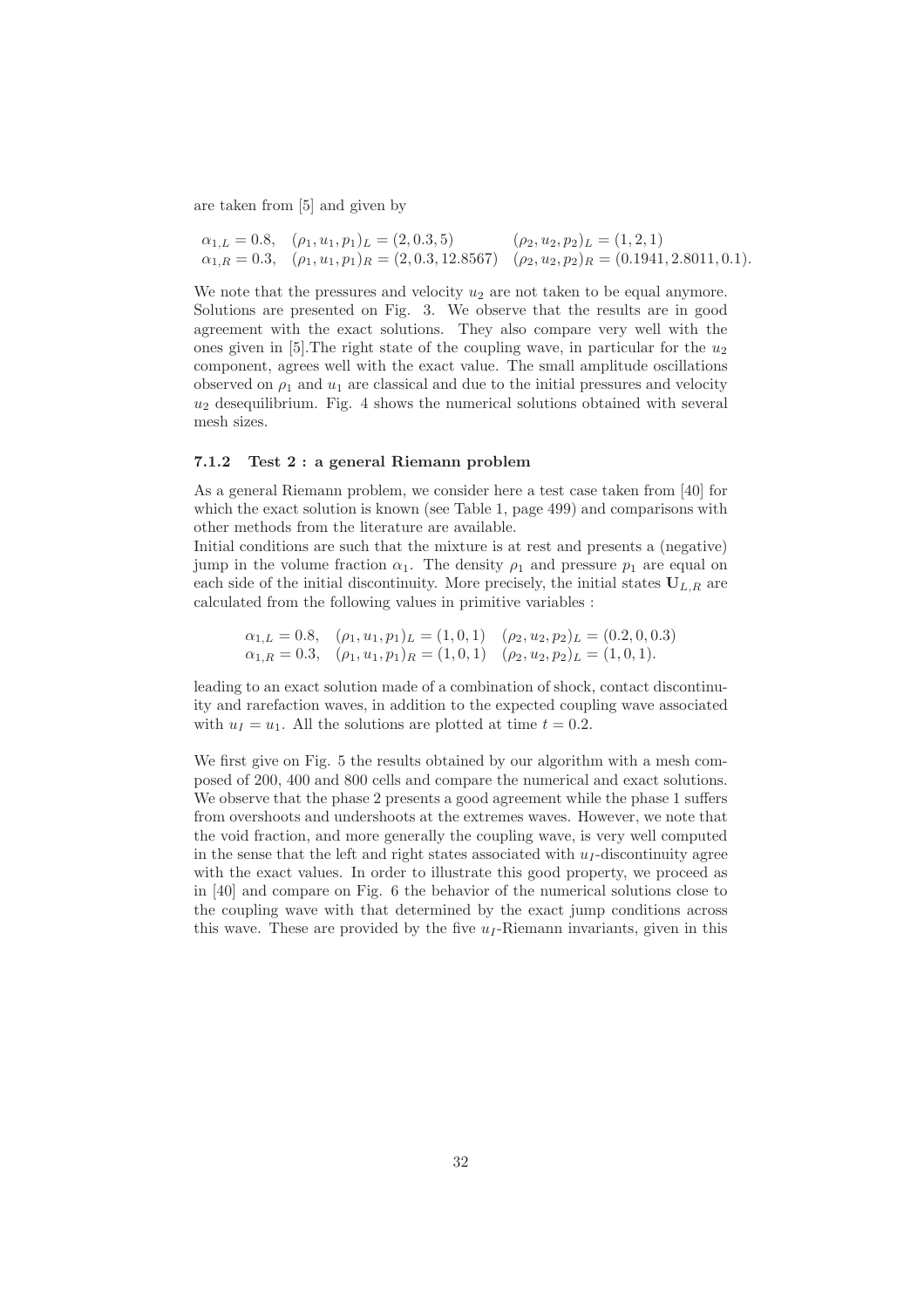are taken from [5] and given by

$$
\begin{array}{lll}
\alpha_{1,L} = 0.8, & (\rho_1, u_1, p_1)_L = (2, 0.3, 5) & (\rho_2, u_2, p_2)_L = (1, 2, 1) \\
\alpha_{1,R} = 0.3, & (\rho_1, u_1, p_1)_R = (2, 0.3, 12.8567) & (\rho_2, u_2, p_2)_R = (0.1941, 2.8011, 0.1).
\end{array}
$$

We note that the pressures and velocity $u_2$ are not taken to be equal anymore. Solutions are presented on Fig. 3. We observe that the results are in good agreement with the exact solutions. They also compare very well with the ones given in [5].The right state of the coupling wave, in particular for the $u_2$ component, agrees well with the exact value. The small amplitude oscillations observed on $\rho_1$ and $u_1$ are classical and due to the initial pressures and velocity $u_2$ desequilibrium. Fig. 4 shows the numerical solutions obtained with several mesh sizes.

#### 7.1.2 Test 2 : a general Riemann problem

As a general Riemann problem, we consider here a test case taken from [40] for which the exact solution is known (see Table 1, page 499) and comparisons with other methods from the literature are available.
Initial conditions are such that the mixture is at rest and presents a (negative) jump in the volume fraction $\alpha_1$. The density $\rho_1$ and pressure $p_1$ are equal on each side of the initial discontinuity. More precisely, the initial states $\mathbf{U}_{L,R}$ are calculated from the following values in primitive variables :

$$
\begin{array}{lll}
\alpha_{1,L} = 0.8, & (\rho_1, u_1, p_1)_L = (1, 0, 1) & (\rho_2, u_2, p_2)_L = (0.2, 0, 0.3) \\
\alpha_{1,R} = 0.3, & (\rho_1, u_1, p_1)_R = (1, 0, 1) & (\rho_2, u_2, p_2)_L = (1, 0, 1).
\end{array}
$$

leading to an exact solution made of a combination of shock, contact discontinuity and rarefaction waves, in addition to the expected coupling wave associated with $u_I = u_1$. All the solutions are plotted at time $t = 0.2$.

We first give on Fig. 5 the results obtained by our algorithm with a mesh composed of 200, 400 and 800 cells and compare the numerical and exact solutions. We observe that the phase 2 presents a good agreement while the phase 1 suffers from overshoots and undershoots at the extremes waves. However, we note that the void fraction, and more generally the coupling wave, is very well computed in the sense that the left and right states associated with $u_I$-discontinuity agree with the exact values. In order to illustrate this good property, we proceed as in [40] and compare on Fig. 6 the behavior of the numerical solutions close to the coupling wave with that determined by the exact jump conditions across this wave. These are provided by the five $u_I$-Riemann invariants, given in this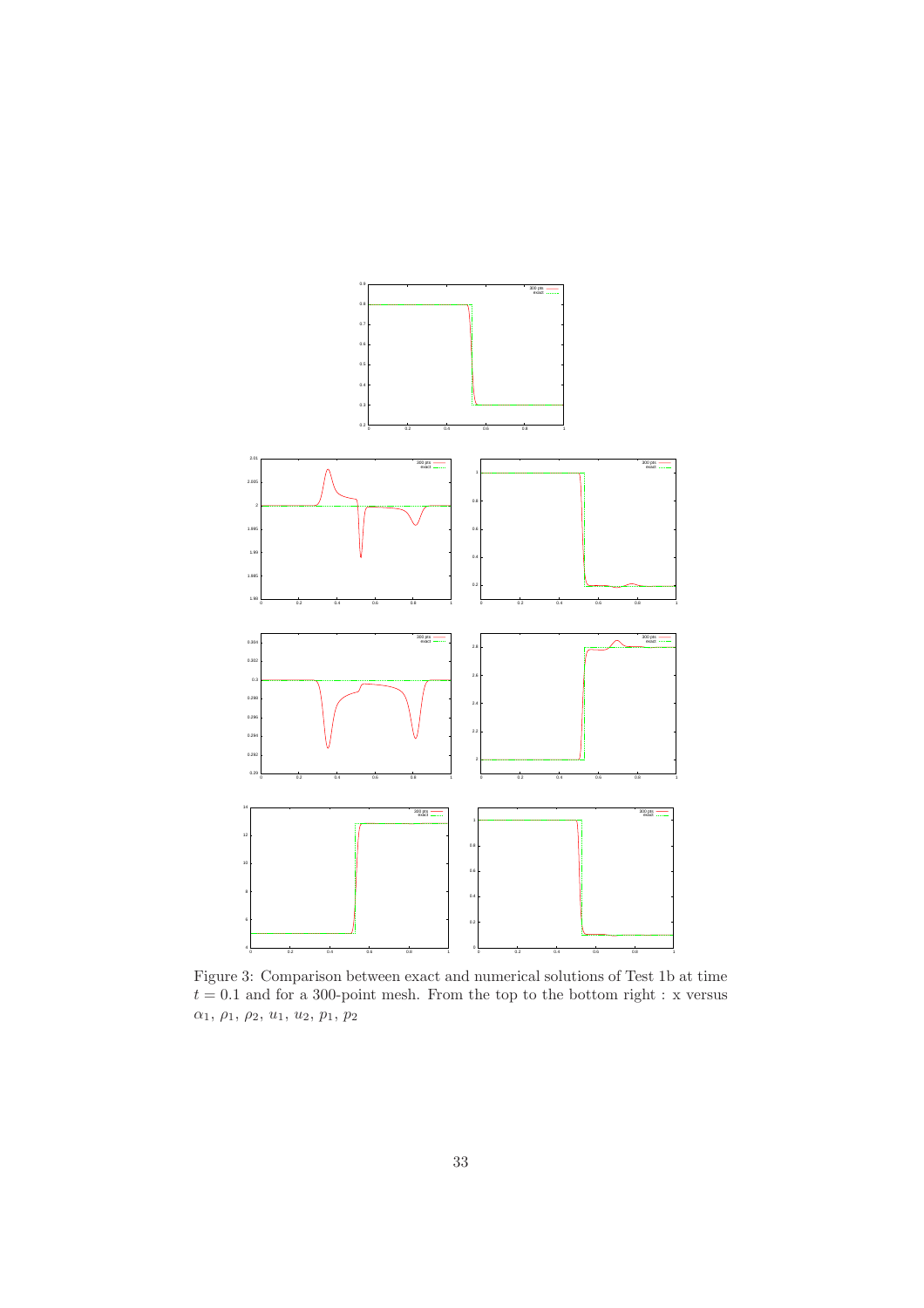Figure 3: Comparison between exact and numerical solutions of Test 1b at time $t = 0.1$ and for a 300-point mesh. From the top to the bottom right : x versus $\alpha_1$, $\rho_1$, $\rho_2$, $u_1$, $u_2$, $p_1$, $p_2$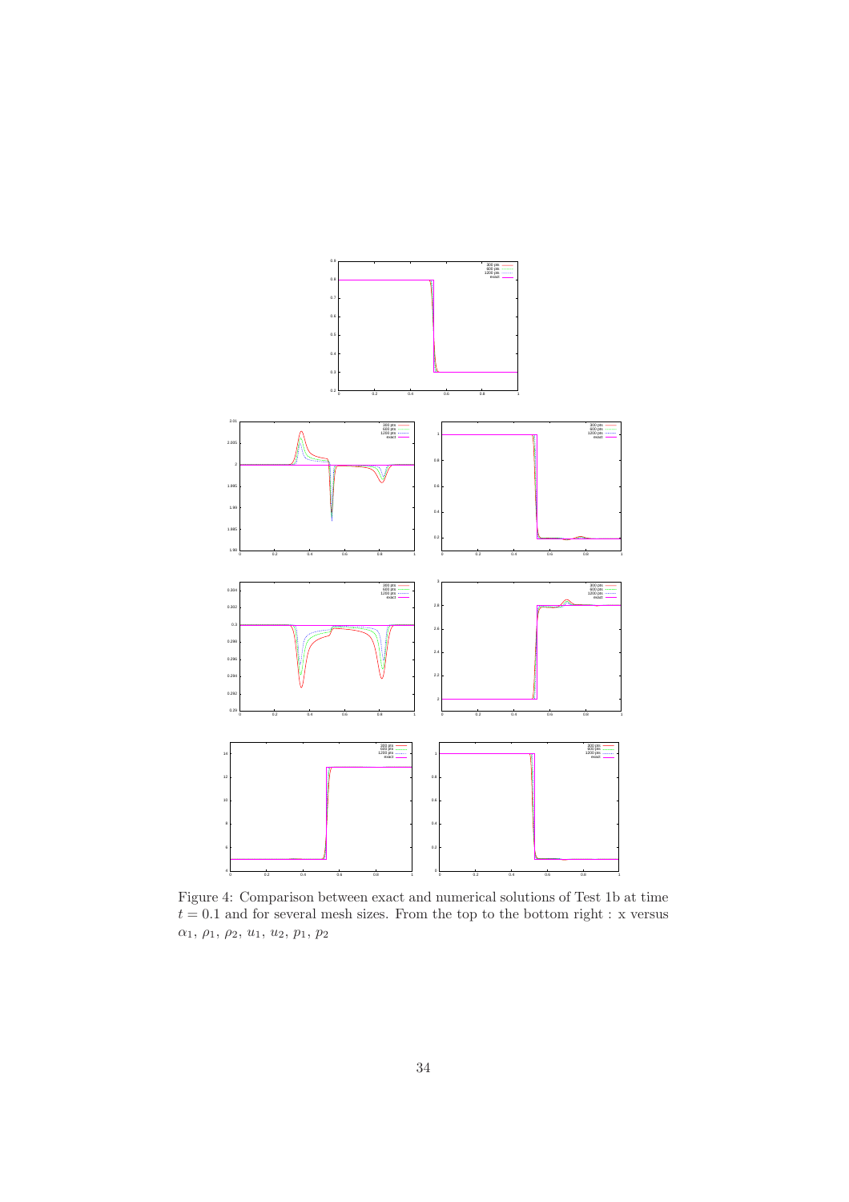Figure 4: Comparison between exact and numerical solutions of Test 1b at time $t = 0.1$ and for several mesh sizes. From the top to the bottom right : x versus $\alpha_1$, $\rho_1$, $\rho_2$, $u_1$, $u_2$, $p_1$, $p_2$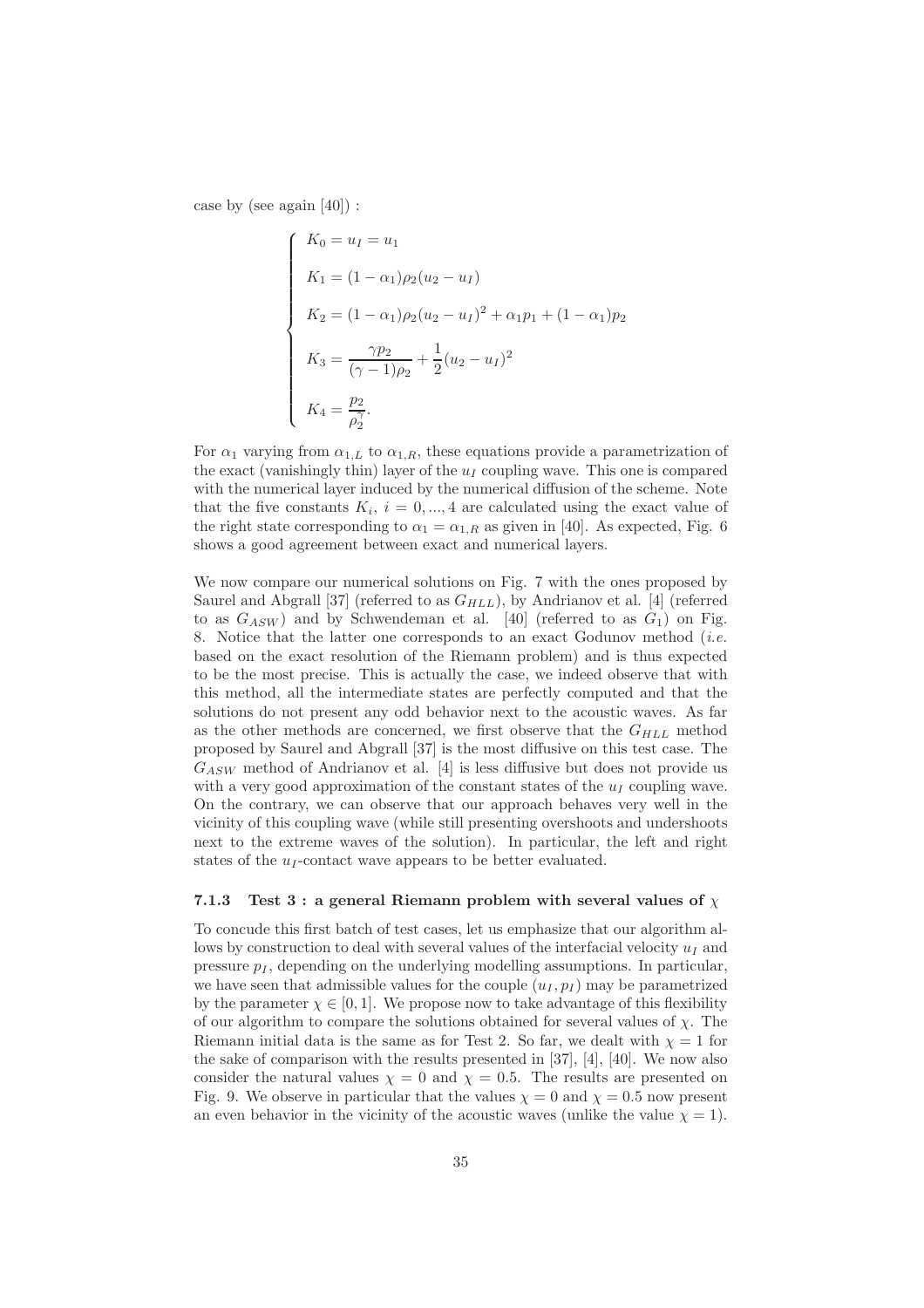case by (see again [40]) :

$$
\begin{cases}
K_0 = u_I = u_1 \\
K_1 = (1-\alpha_1)\rho_2(u_2 - u_I) \\
K_2 = (1-\alpha_1)\rho_2(u_2 - u_I)^2 + \alpha_1 p_1 + (1-\alpha_1)p_2 \\
K_3 = \dfrac{\gamma p_2}{(\gamma-1)\rho_2} + \dfrac{1}{2}(u_2 - u_I)^2 \\
K_4 = \dfrac{p_2}{\rho_2^{\gamma}}.
\end{cases}
$$

For $\alpha_1$ varying from $\alpha_{1,L}$ to $\alpha_{1,R}$, these equations provide a parametrization of the exact (vanishingly thin) layer of the $u_I$ coupling wave. This one is compared with the numerical layer induced by the numerical diffusion of the scheme. Note that the five constants $K_i$, $i = 0, ..., 4$ are calculated using the exact value of the right state corresponding to $\alpha_1 = \alpha_{1,R}$ as given in [40]. As expected, Fig. 6 shows a good agreement between exact and numerical layers.

We now compare our numerical solutions on Fig. 7 with the ones proposed by Saurel and Abgrall [37] (referred to as $G_{HLL}$), by Andrianov et al. [4] (referred to as $G_{ASW}$) and by Schwendeman et al. [40] (referred to as $G_1$) on Fig. 8. Notice that the latter one corresponds to an exact Godunov method (*i.e.* based on the exact resolution of the Riemann problem) and is thus expected to be the most precise. This is actually the case, we indeed observe that with this method, all the intermediate states are perfectly computed and that the solutions do not present any odd behavior next to the acoustic waves. As far as the other methods are concerned, we first observe that the $G_{HLL}$ method proposed by Saurel and Abgrall [37] is the most diffusive on this test case. The $G_{ASW}$ method of Andrianov et al. [4] is less diffusive but does not provide us with a very good approximation of the constant states of the $u_I$ coupling wave. On the contrary, we can observe that our approach behaves very well in the vicinity of this coupling wave (while still presenting overshoots and undershoots next to the extreme waves of the solution). In particular, the left and right states of the $u_I$-contact wave appears to be better evaluated.

### 7.1.3 Test 3 : a general Riemann problem with several values of $\chi$

To concude this first batch of test cases, let us emphasize that our algorithm allows by construction to deal with several values of the interfacial velocity $u_I$ and pressure $p_I$, depending on the underlying modelling assumptions. In particular, we have seen that admissible values for the couple $(u_I, p_I)$ may be parametrized by the parameter $\chi \in [0, 1]$. We propose now to take advantage of this flexibility of our algorithm to compare the solutions obtained for several values of $\chi$. The Riemann initial data is the same as for Test 2. So far, we dealt with $\chi = 1$ for the sake of comparison with the results presented in [37], [4], [40]. We now also consider the natural values $\chi = 0$ and $\chi = 0.5$. The results are presented on Fig. 9. We observe in particular that the values $\chi = 0$ and $\chi = 0.5$ now present an even behavior in the vicinity of the acoustic waves (unlike the value $\chi = 1$).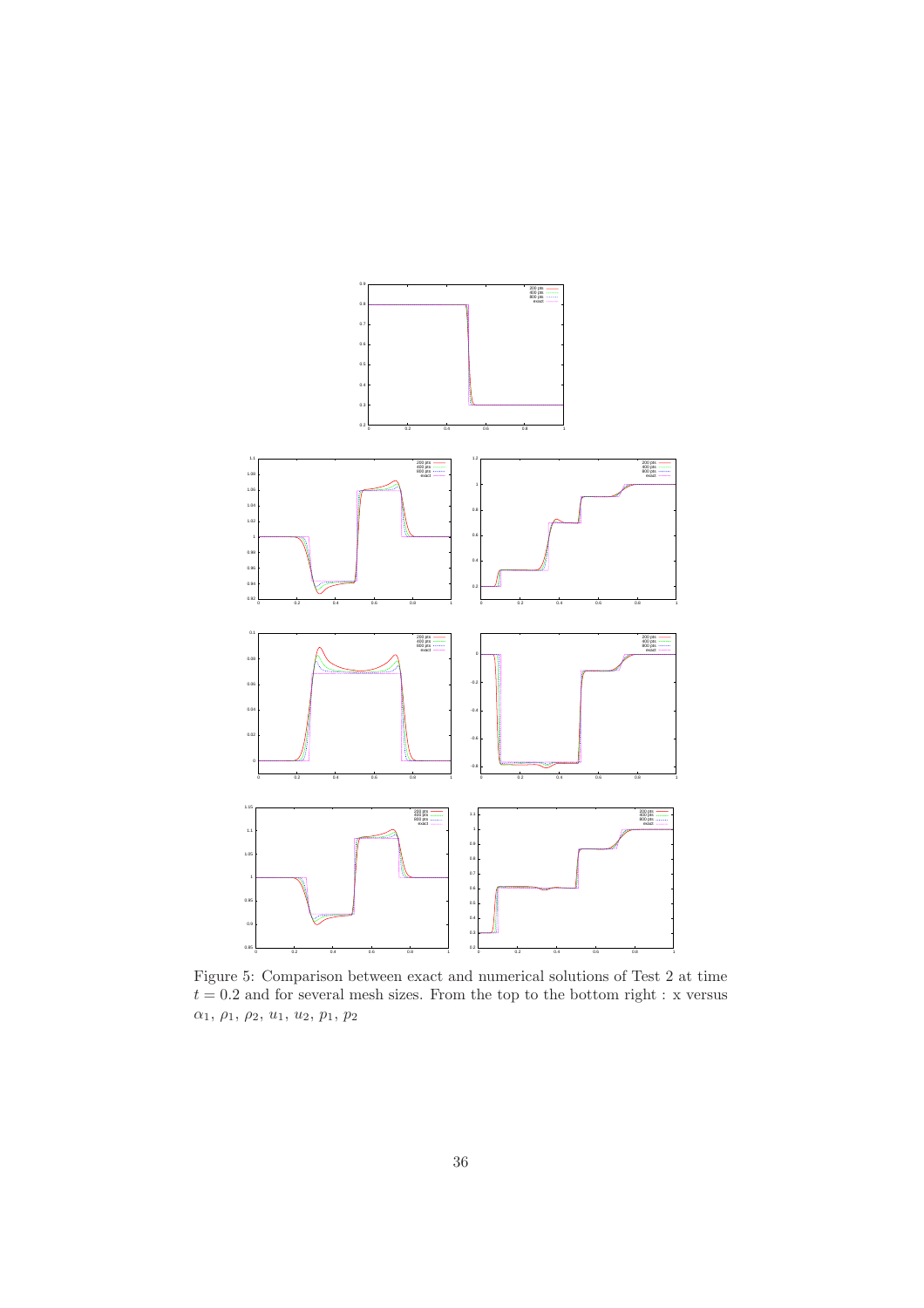Figure 5: Comparison between exact and numerical solutions of Test 2 at time $t = 0.2$ and for several mesh sizes. From the top to the bottom right : x versus $\alpha_1$, $\rho_1$, $\rho_2$, $u_1$, $u_2$, $p_1$, $p_2$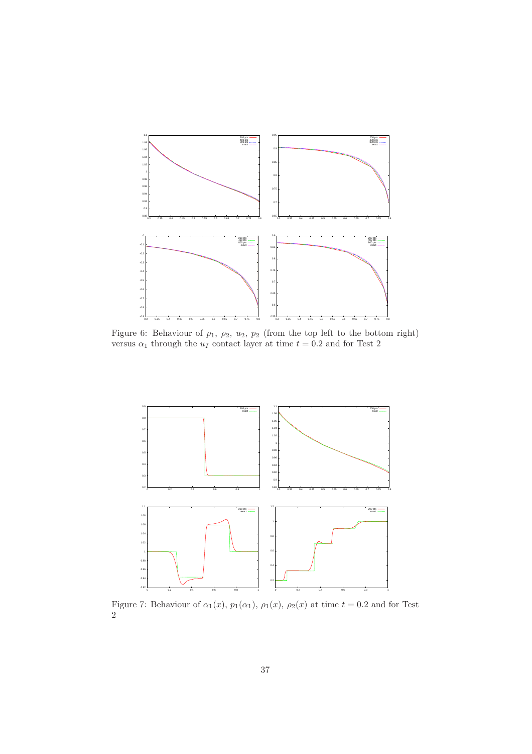Figure 6: Behaviour of $p_1$, $\rho_2$, $u_2$, $p_2$ (from the top left to the bottom right) versus $\alpha_1$ through the $u_I$ contact layer at time $t = 0.2$ and for Test 2

Figure 7: Behaviour of $\alpha_1(x)$, $p_1(\alpha_1)$, $\rho_1(x)$, $\rho_2(x)$ at time $t = 0.2$ and for Test 2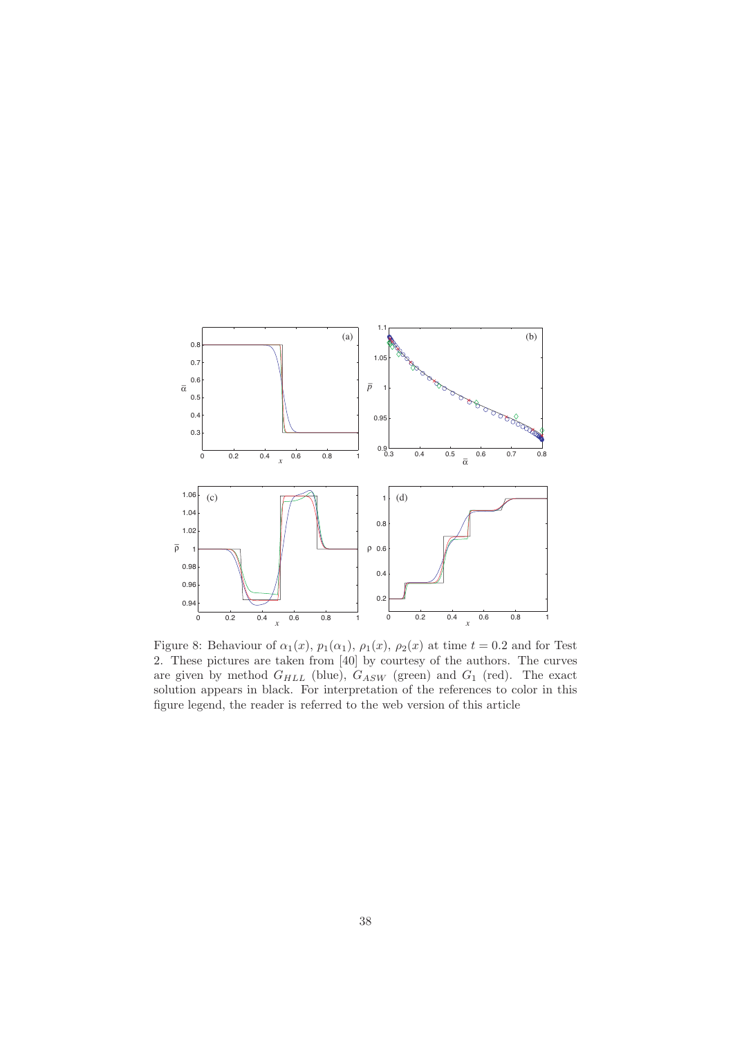Figure 8: Behaviour of $\alpha_1(x)$, $p_1(\alpha_1)$, $\rho_1(x)$, $\rho_2(x)$ at time $t = 0.2$ and for Test 2. These pictures are taken from [40] by courtesy of the authors. The curves are given by method $G_{HLL}$ (blue), $G_{ASW}$ (green) and $G_1$ (red). The exact solution appears in black. For interpretation of the references to color in this figure legend, the reader is referred to the web version of this article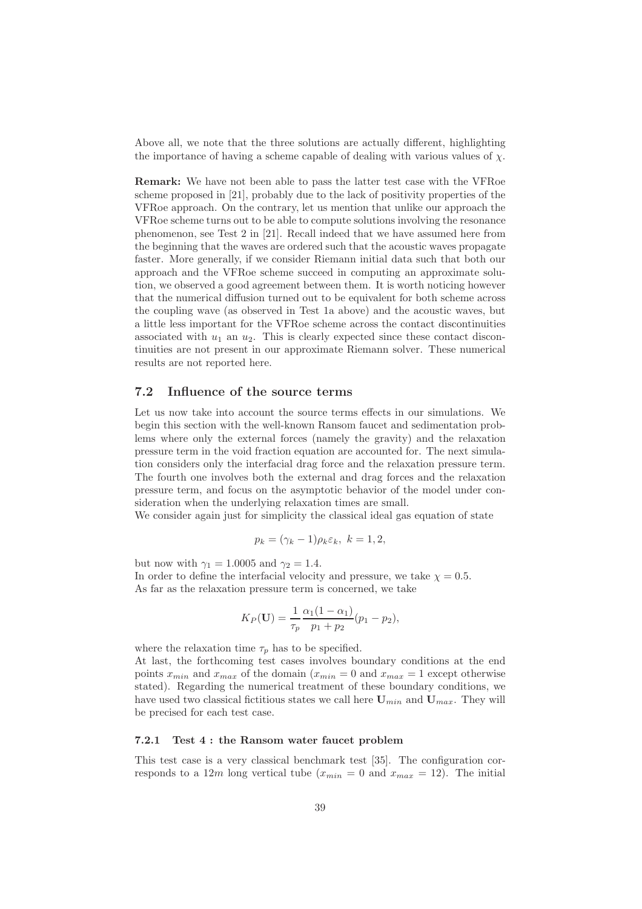Above all, we note that the three solutions are actually different, highlighting the importance of having a scheme capable of dealing with various values of $\chi$.

**Remark:** We have not been able to pass the latter test case with the VFRoe scheme proposed in [21], probably due to the lack of positivity properties of the VFRoe approach. On the contrary, let us mention that unlike our approach the VFRoe scheme turns out to be able to compute solutions involving the resonance phenomenon, see Test 2 in [21]. Recall indeed that we have assumed here from the beginning that the waves are ordered such that the acoustic waves propagate faster. More generally, if we consider Riemann initial data such that both our approach and the VFRoe scheme succeed in computing an approximate solution, we observed a good agreement between them. It is worth noticing however that the numerical diffusion turned out to be equivalent for both scheme across the coupling wave (as observed in Test 1a above) and the acoustic waves, but a little less important for the VFRoe scheme across the contact discontinuities associated with $u_1$ an $u_2$. This is clearly expected since these contact discontinuities are not present in our approximate Riemann solver. These numerical results are not reported here.

## 7.2 Influence of the source terms

Let us now take into account the source terms effects in our simulations. We begin this section with the well-known Ransom faucet and sedimentation problems where only the external forces (namely the gravity) and the relaxation pressure term in the void fraction equation are accounted for. The next simulation considers only the interfacial drag force and the relaxation pressure term. The fourth one involves both the external and drag forces and the relaxation pressure term, and focus on the asymptotic behavior of the model under consideration when the underlying relaxation times are small.

We consider again just for simplicity the classical ideal gas equation of state

$$p_k = (\gamma_k - 1)\rho_k \varepsilon_k, \ k = 1, 2,$$

but now with $\gamma_1 = 1.0005$ and $\gamma_2 = 1.4$.

In order to define the interfacial velocity and pressure, we take $\chi = 0.5$.

As far as the relaxation pressure term is concerned, we take

$$K_P(\mathbf{U}) = \frac{1}{\tau_p} \frac{\alpha_1(1-\alpha_1)}{p_1 + p_2}(p_1 - p_2),$$

where the relaxation time $\tau_p$ has to be specified.

At last, the forthcoming test cases involves boundary conditions at the end points $x_{min}$ and $x_{max}$ of the domain ($x_{min} = 0$ and $x_{max} = 1$ except otherwise stated). Regarding the numerical treatment of these boundary conditions, we have used two classical fictitious states we call here $\mathbf{U}_{min}$ and $\mathbf{U}_{max}$. They will be precised for each test case.

### 7.2.1 Test 4 : the Ransom water faucet problem

This test case is a very classical benchmark test [35]. The configuration corresponds to a $12m$ long vertical tube ($x_{min} = 0$ and $x_{max} = 12$). The initial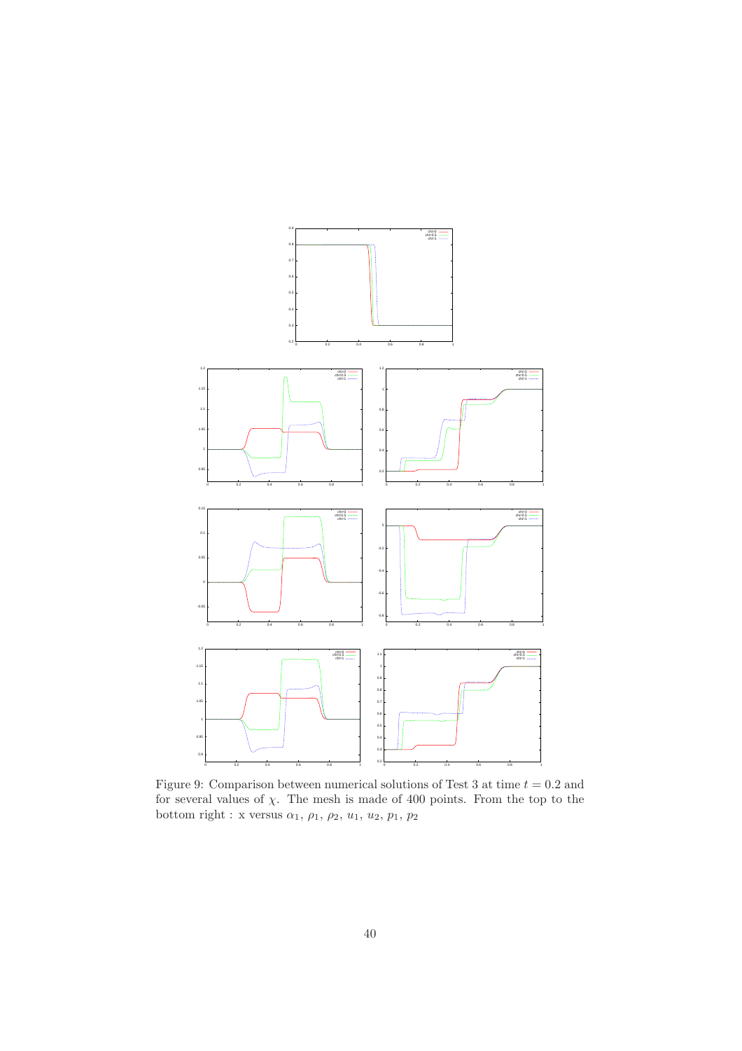Figure 9: Comparison between numerical solutions of Test 3 at time $t = 0.2$ and for several values of $\chi$. The mesh is made of 400 points. From the top to the bottom right : x versus $\alpha_1$, $\rho_1$, $\rho_2$, $u_1$, $u_2$, $p_1$, $p_2$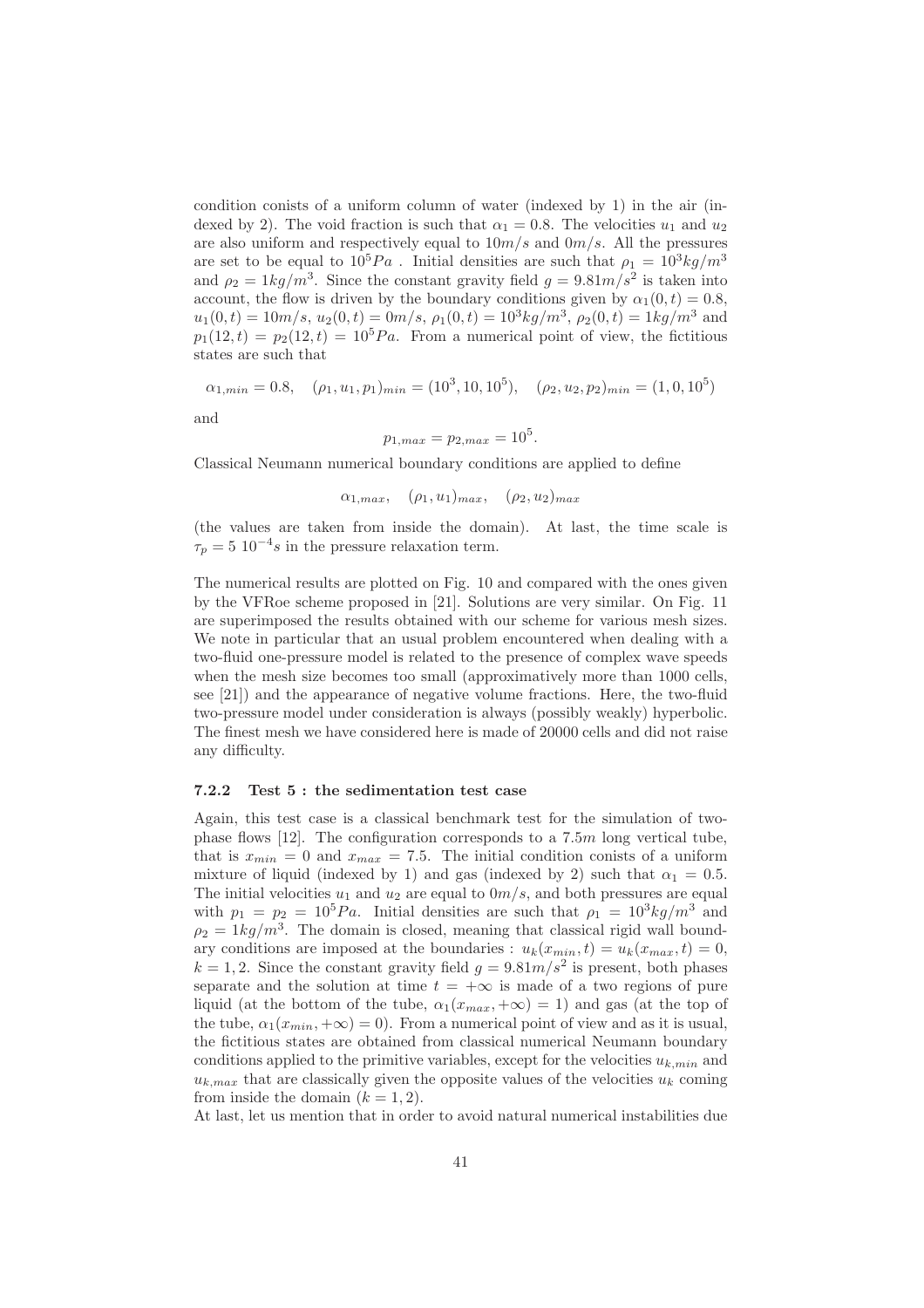condition conists of a uniform column of water (indexed by 1) in the air (indexed by 2). The void fraction is such that $\alpha_1 = 0.8$. The velocities $u_1$ and $u_2$ are also uniform and respectively equal to $10m/s$ and $0m/s$. All the pressures are set to be equal to $10^5 Pa$ . Initial densities are such that $\rho_1 = 10^3 kg/m^3$ and $\rho_2 = 1kg/m^3$. Since the constant gravity field $g = 9.81m/s^2$ is taken into account, the flow is driven by the boundary conditions given by $\alpha_1(0,t) = 0.8$, $u_1(0,t) = 10m/s$, $u_2(0,t) = 0m/s$, $\rho_1(0,t) = 10^3 kg/m^3$, $\rho_2(0,t) = 1kg/m^3$ and $p_1(12,t) = p_2(12,t) = 10^5 Pa$. From a numerical point of view, the fictitious states are such that

$$\alpha_{1,min} = 0.8, \quad (\rho_1, u_1, p_1)_{min} = (10^3, 10, 10^5), \quad (\rho_2, u_2, p_2)_{min} = (1, 0, 10^5)$$

and

$$p_{1,max} = p_{2,max} = 10^5.$$

Classical Neumann numerical boundary conditions are applied to define

$$\alpha_{1,max}, \quad (\rho_1, u_1)_{max}, \quad (\rho_2, u_2)_{max}$$

(the values are taken from inside the domain). At last, the time scale is $\tau_p = 5\ 10^{-4} s$ in the pressure relaxation term.

The numerical results are plotted on Fig. 10 and compared with the ones given by the VFRoe scheme proposed in [21]. Solutions are very similar. On Fig. 11 are superimposed the results obtained with our scheme for various mesh sizes. We note in particular that an usual problem encountered when dealing with a two-fluid one-pressure model is related to the presence of complex wave speeds when the mesh size becomes too small (approximatively more than 1000 cells, see [21]) and the appearance of negative volume fractions. Here, the two-fluid two-pressure model under consideration is always (possibly weakly) hyperbolic. The finest mesh we have considered here is made of 20000 cells and did not raise any difficulty.

### 7.2.2 Test 5 : the sedimentation test case

Again, this test case is a classical benchmark test for the simulation of two-phase flows [12]. The configuration corresponds to a $7.5m$ long vertical tube, that is $x_{min} = 0$ and $x_{max} = 7.5$. The initial condition consists of a uniform mixture of liquid (indexed by 1) and gas (indexed by 2) such that $\alpha_1 = 0.5$. The initial velocities $u_1$ and $u_2$ are equal to $0m/s$, and both pressures are equal with $p_1 = p_2 = 10^5 Pa$. Initial densities are such that $\rho_1 = 10^3 kg/m^3$ and $\rho_2 = 1kg/m^3$. The domain is closed, meaning that classical rigid wall boundary conditions are imposed at the boundaries : $u_k(x_{min}, t) = u_k(x_{max}, t) = 0$, $k = 1, 2$. Since the constant gravity field $g = 9.81m/s^2$ is present, both phases separate and the solution at time $t = +\infty$ is made of a two regions of pure liquid (at the bottom of the tube, $\alpha_1(x_{max}, +\infty) = 1$) and gas (at the top of the tube, $\alpha_1(x_{min}, +\infty) = 0$). From a numerical point of view and as it is usual, the fictitious states are obtained from classical numerical Neumann boundary conditions applied to the primitive variables, except for the velocities $u_{k,min}$ and $u_{k,max}$ that are classically given the opposite values of the velocities $u_k$ coming from inside the domain ($k = 1, 2$).

At last, let us mention that in order to avoid natural numerical instabilities due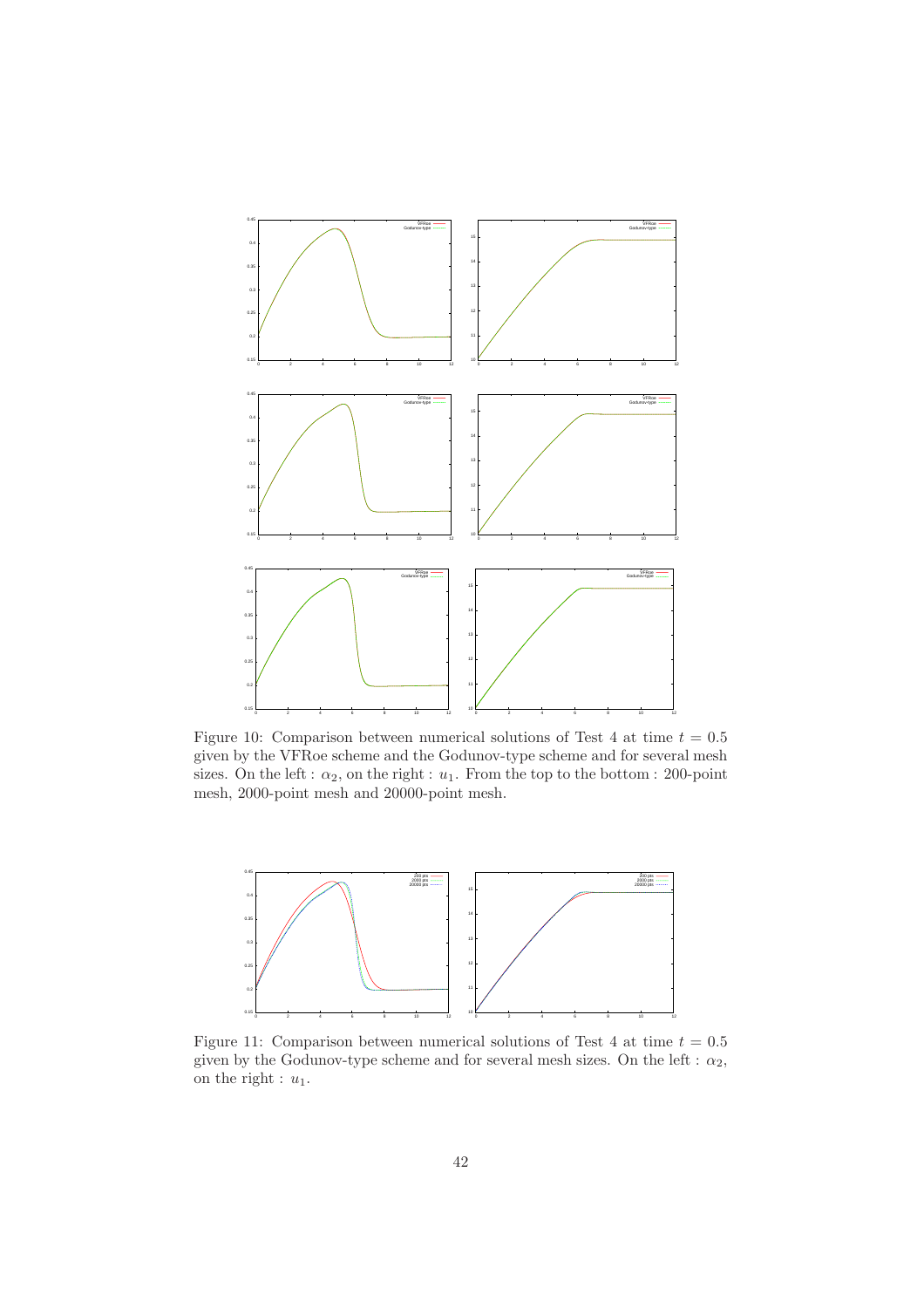Figure 10: Comparison between numerical solutions of Test 4 at time $t = 0.5$ given by the VFRoe scheme and the Godunov-type scheme and for several mesh sizes. On the left : $\alpha_2$, on the right : $u_1$. From the top to the bottom : 200-point mesh, 2000-point mesh and 20000-point mesh.

Figure 11: Comparison between numerical solutions of Test 4 at time $t = 0.5$ given by the Godunov-type scheme and for several mesh sizes. On the left : $\alpha_2$, on the right : $u_1$.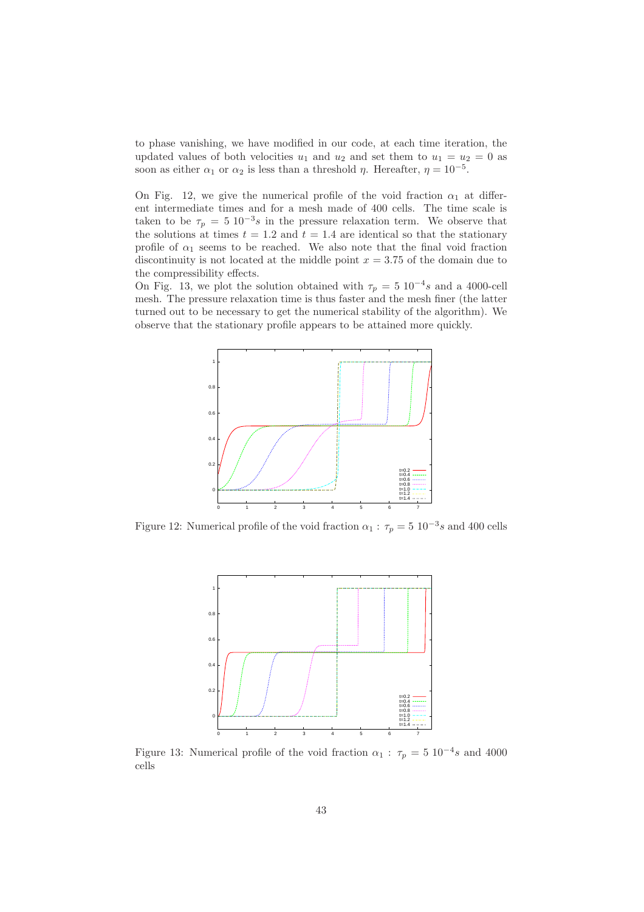to phase vanishing, we have modified in our code, at each time iteration, the updated values of both velocities $u_1$ and $u_2$ and set them to $u_1 = u_2 = 0$ as soon as either $\alpha_1$ or $\alpha_2$ is less than a threshold $\eta$. Hereafter, $\eta = 10^{-5}$.

On Fig. 12, we give the numerical profile of the void fraction $\alpha_1$ at different intermediate times and for a mesh made of 400 cells. The time scale is taken to be $\tau_p = 5\ 10^{-3}s$ in the pressure relaxation term. We observe that the solutions at times $t = 1.2$ and $t = 1.4$ are identical so that the stationary profile of $\alpha_1$ seems to be reached. We also note that the final void fraction discontinuity is not located at the middle point $x = 3.75$ of the domain due to the compressibility effects.

On Fig. 13, we plot the solution obtained with $\tau_p = 5\ 10^{-4}s$ and a 4000-cell mesh. The pressure relaxation time is thus faster and the mesh finer (the latter turned out to be necessary to get the numerical stability of the algorithm). We observe that the stationary profile appears to be attained more quickly.

Figure 12: Numerical profile of the void fraction $\alpha_1$ : $\tau_p = 5\ 10^{-3}s$ and 400 cells

Figure 13: Numerical profile of the void fraction $\alpha_1$ : $\tau_p = 5\ 10^{-4}s$ and 4000 cells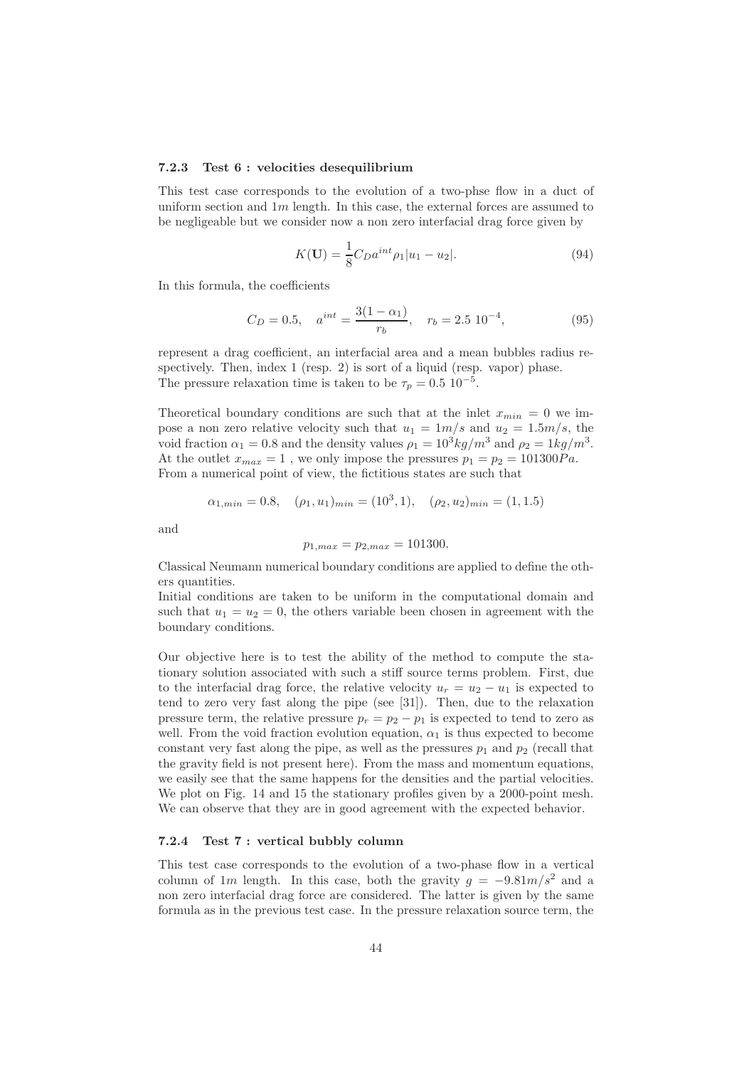#### 7.2.3 Test 6 : velocities desequilibrium

This test case corresponds to the evolution of a two-phse flow in a duct of uniform section and $1m$ length. In this case, the external forces are assumed to be negligeable but we consider now a non zero interfacial drag force given by

$$K(\mathbf{U}) = \frac{1}{8} C_D a^{int} \rho_1 |u_1 - u_2|. \tag{94}$$

In this formula, the coefficients

$$C_D = 0.5, \quad a^{int} = \frac{3(1-\alpha_1)}{r_b}, \quad r_b = 2.5\ 10^{-4}, \tag{95}$$

represent a drag coefficient, an interfacial area and a mean bubbles radius respectively. Then, index 1 (resp. 2) is sort of a liquid (resp. vapor) phase.
The pressure relaxation time is taken to be $\tau_p = 0.5\ 10^{-5}$.

Theoretical boundary conditions are such that at the inlet $x_{min} = 0$ we impose a non zero relative velocity such that $u_1 = 1m/s$ and $u_2 = 1.5m/s$, the void fraction $\alpha_1 = 0.8$ and the density values $\rho_1 = 10^3 kg/m^3$ and $\rho_2 = 1kg/m^3$. At the outlet $x_{max} = 1$ , we only impose the pressures $p_1 = p_2 = 101300Pa$.
From a numerical point of view, the fictitious states are such that

$$\alpha_{1,min} = 0.8, \quad (\rho_1, u_1)_{min} = (10^3, 1), \quad (\rho_2, u_2)_{min} = (1, 1.5)$$

and

$$p_{1,max} = p_{2,max} = 101300.$$

Classical Neumann numerical boundary conditions are applied to define the others quantities.
Initial conditions are taken to be uniform in the computational domain and such that $u_1 = u_2 = 0$, the others variable been chosen in agreement with the boundary conditions.

Our objective here is to test the ability of the method to compute the stationary solution associated with such a stiff source terms problem. First, due to the interfacial drag force, the relative velocity $u_r = u_2 - u_1$ is expected to tend to zero very fast along the pipe (see [31]). Then, due to the relaxation pressure term, the relative pressure $p_r = p_2 - p_1$ is expected to tend to zero as well. From the void fraction evolution equation, $\alpha_1$ is thus expected to become constant very fast along the pipe, as well as the pressures $p_1$ and $p_2$ (recall that the gravity field is not present here). From the mass and momentum equations, we easily see that the same happens for the densities and the partial velocities. We plot on Fig. 14 and 15 the stationary profiles given by a 2000-point mesh. We can observe that they are in good agreement with the expected behavior.

#### 7.2.4 Test 7 : vertical bubbly column

This test case corresponds to the evolution of a two-phase flow in a vertical column of $1m$ length. In this case, both the gravity $g = -9.81m/s^2$ and a non zero interfacial drag force are considered. The latter is given by the same formula as in the previous test case. In the pressure relaxation source term, the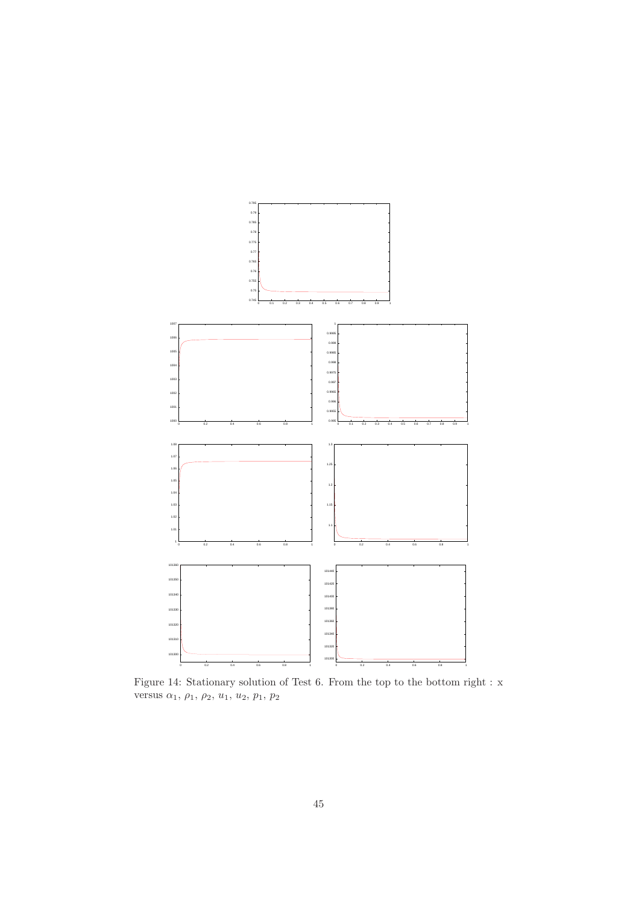Figure 14: Stationary solution of Test 6. From the top to the bottom right : x versus $\alpha_1$, $\rho_1$, $\rho_2$, $u_1$, $u_2$, $p_1$, $p_2$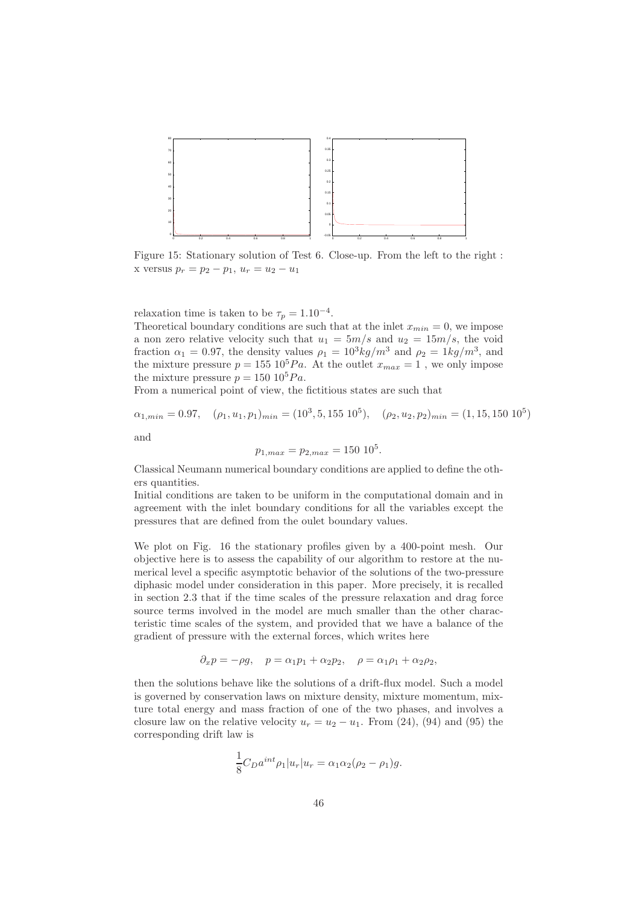Figure 15: Stationary solution of Test 6. Close-up. From the left to the right : x versus $p_r = p_2 - p_1$, $u_r = u_2 - u_1$

relaxation time is taken to be $\tau_p = 1.10^{-4}$.

Theoretical boundary conditions are such that at the inlet $x_{min} = 0$, we impose a non zero relative velocity such that $u_1 = 5m/s$ and $u_2 = 15m/s$, the void fraction $\alpha_1 = 0.97$, the density values $\rho_1 = 10^3 kg/m^3$ and $\rho_2 = 1kg/m^3$, and the mixture pressure $p = 155\ 10^5 Pa$. At the outlet $x_{max} = 1$ , we only impose the mixture pressure $p = 150\ 10^5 Pa$.

From a numerical point of view, the fictitious states are such that

$$\alpha_{1,min} = 0.97, \quad (\rho_1, u_1, p_1)_{min} = (10^3, 5, 155\ 10^5), \quad (\rho_2, u_2, p_2)_{min} = (1, 15, 150\ 10^5)$$

and

$$p_{1,max} = p_{2,max} = 150\ 10^5.$$

Classical Neumann numerical boundary conditions are applied to define the others quantities.

Initial conditions are taken to be uniform in the computational domain and in agreement with the inlet boundary conditions for all the variables except the pressures that are defined from the oulet boundary values.

We plot on Fig. 16 the stationary profiles given by a 400-point mesh. Our objective here is to assess the capability of our algorithm to restore at the numerical level a specific asymptotic behavior of the solutions of the two-pressure diphasic model under consideration in this paper. More precisely, it is recalled in section 2.3 that if the time scales of the pressure relaxation and drag force source terms involved in the model are much smaller than the other characteristic time scales of the system, and provided that we have a balance of the gradient of pressure with the external forces, which writes here

$$\partial_x p = -\rho g, \quad p = \alpha_1 p_1 + \alpha_2 p_2, \quad \rho = \alpha_1 \rho_1 + \alpha_2 \rho_2,$$

then the solutions behave like the solutions of a drift-flux model. Such a model is governed by conservation laws on mixture density, mixture momentum, mixture total energy and mass fraction of one of the two phases, and involves a closure law on the relative velocity $u_r = u_2 - u_1$. From (24), (94) and (95) the corresponding drift law is

$$\frac{1}{8} C_D a^{int} \rho_1 |u_r| u_r = \alpha_1 \alpha_2 (\rho_2 - \rho_1) g.$$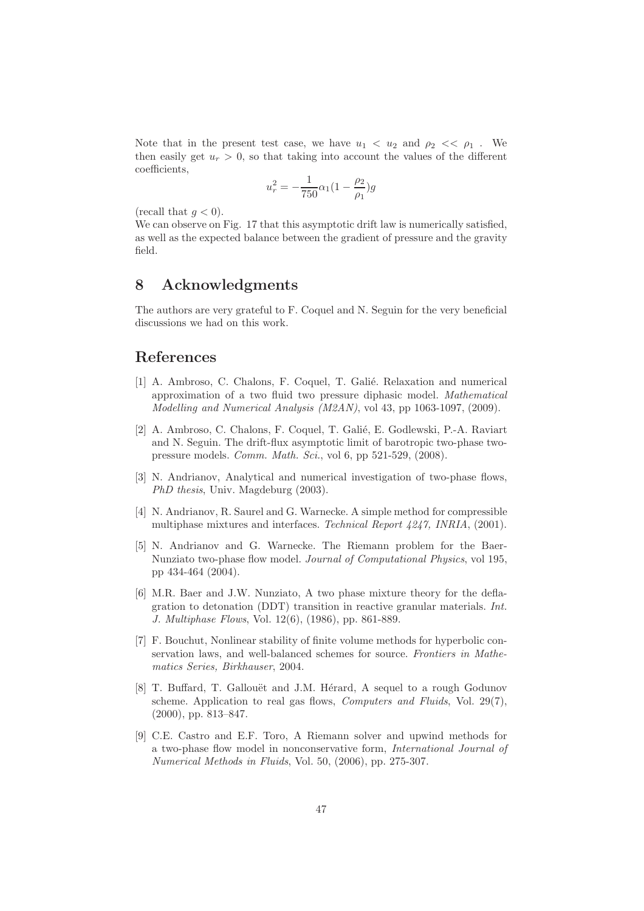Note that in the present test case, we have $u_1 < u_2$ and $\rho_2 << \rho_1$ . We then easily get $u_r > 0$, so that taking into account the values of the different coefficients,

$$u_r^2 = -\frac{1}{750}\alpha_1(1 - \frac{\rho_2}{\rho_1})g$$

(recall that $g < 0$).

We can observe on Fig. 17 that this asymptotic drift law is numerically satisfied, as well as the expected balance between the gradient of pressure and the gravity field.

## 8 Acknowledgments

The authors are very grateful to F. Coquel and N. Seguin for the very beneficial discussions we had on this work.

## References

[1] A. Ambroso, C. Chalons, F. Coquel, T. Galié. Relaxation and numerical approximation of a two fluid two pressure diphasic model. *Mathematical Modelling and Numerical Analysis (M2AN)*, vol 43, pp 1063-1097, (2009).

[2] A. Ambroso, C. Chalons, F. Coquel, T. Galié, E. Godlewski, P.-A. Raviart and N. Seguin. The drift-flux asymptotic limit of barotropic two-phase two-pressure models. *Comm. Math. Sci.*, vol 6, pp 521-529, (2008).

[3] N. Andrianov, Analytical and numerical investigation of two-phase flows, *PhD thesis*, Univ. Magdeburg (2003).

[4] N. Andrianov, R. Saurel and G. Warnecke. A simple method for compressible multiphase mixtures and interfaces. *Technical Report 4247, INRIA*, (2001).

[5] N. Andrianov and G. Warnecke. The Riemann problem for the Baer-Nunziato two-phase flow model. *Journal of Computational Physics*, vol 195, pp 434-464 (2004).

[6] M.R. Baer and J.W. Nunziato, A two phase mixture theory for the deflagration to detonation (DDT) transition in reactive granular materials. *Int. J. Multiphase Flows*, Vol. 12(6), (1986), pp. 861-889.

[7] F. Bouchut, Nonlinear stability of finite volume methods for hyperbolic conservation laws, and well-balanced schemes for source. *Frontiers in Mathematics Series, Birkhauser*, 2004.

[8] T. Buffard, T. Gallouët and J.M. Hérard, A sequel to a rough Godunov scheme. Application to real gas flows, *Computers and Fluids*, Vol. 29(7), (2000), pp. 813–847.

[9] C.E. Castro and E.F. Toro, A Riemann solver and upwind methods for a two-phase flow model in nonconservative form, *International Journal of Numerical Methods in Fluids*, Vol. 50, (2006), pp. 275-307.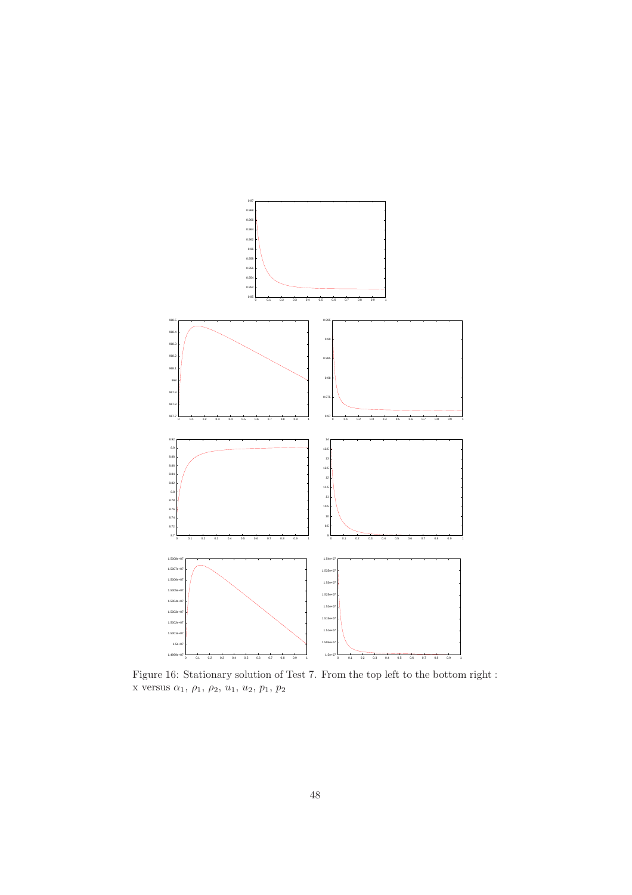Figure 16: Stationary solution of Test 7. From the top left to the bottom right : x versus $\alpha_1$, $\rho_1$, $\rho_2$, $u_1$, $u_2$, $p_1$, $p_2$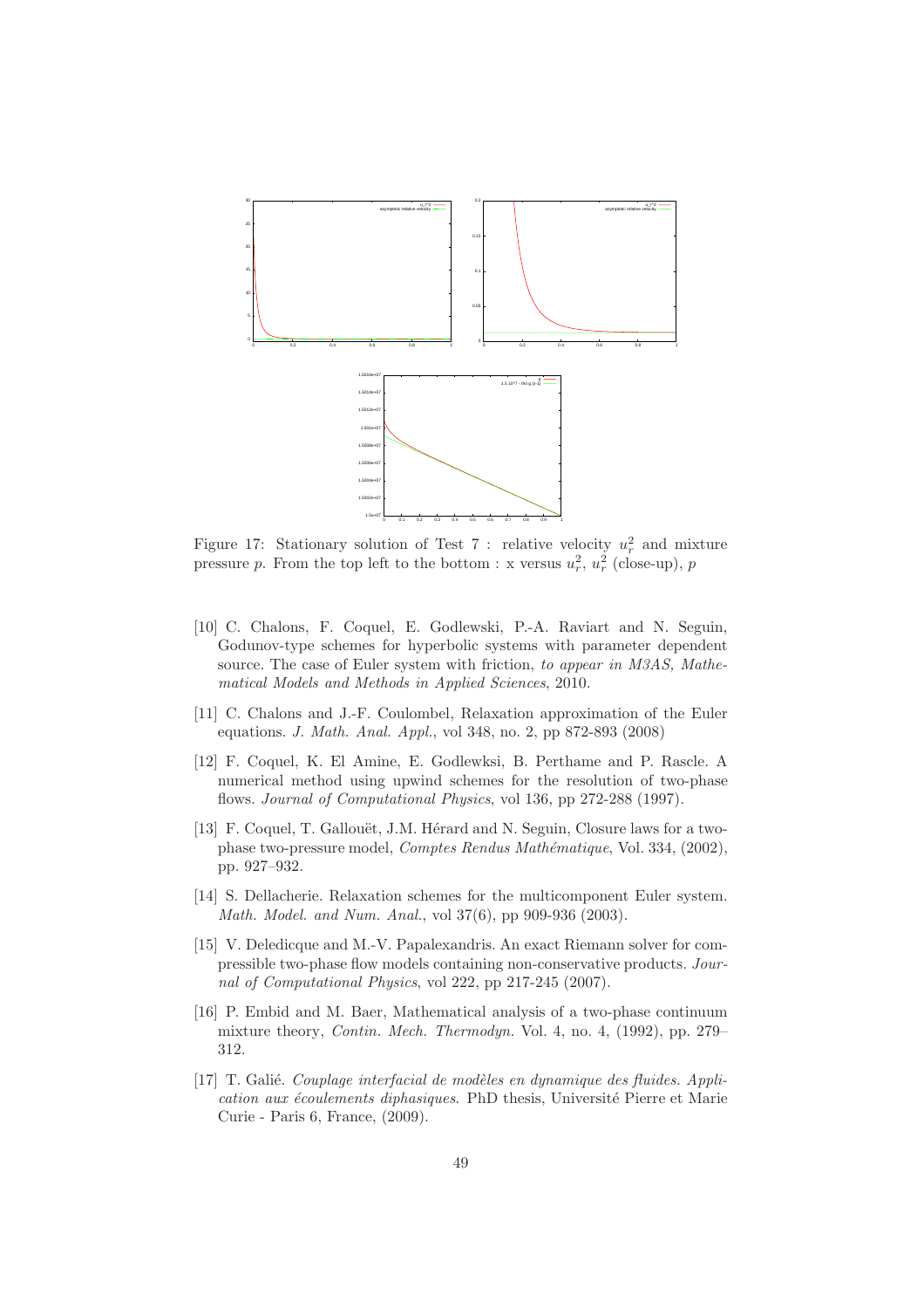Figure 17: Stationary solution of Test 7 : relative velocity $u_r^2$ and mixture pressure $p$. From the top left to the bottom : x versus $u_r^2$, $u_r^2$ (close-up), $p$

[10] C. Chalons, F. Coquel, E. Godlewski, P.-A. Raviart and N. Seguin, Godunov-type schemes for hyperbolic systems with parameter dependent source. The case of Euler system with friction, *to appear in M3AS, Mathematical Models and Methods in Applied Sciences*, 2010.

[11] C. Chalons and J.-F. Coulombel, Relaxation approximation of the Euler equations. *J. Math. Anal. Appl.*, vol 348, no. 2, pp 872-893 (2008)

[12] F. Coquel, K. El Amine, E. Godlewksi, B. Perthame and P. Rascle. A numerical method using upwind schemes for the resolution of two-phase flows. *Journal of Computational Physics*, vol 136, pp 272-288 (1997).

[13] F. Coquel, T. Gallouët, J.M. Hérard and N. Seguin, Closure laws for a two-phase two-pressure model, *Comptes Rendus Mathématique*, Vol. 334, (2002), pp. 927–932.

[14] S. Dellacherie. Relaxation schemes for the multicomponent Euler system. *Math. Model. and Num. Anal.*, vol 37(6), pp 909-936 (2003).

[15] V. Deledicque and M.-V. Papalexandris. An exact Riemann solver for compressible two-phase flow models containing non-conservative products. *Journal of Computational Physics*, vol 222, pp 217-245 (2007).

[16] P. Embid and M. Baer, Mathematical analysis of a two-phase continuum mixture theory, *Contin. Mech. Thermodyn.* Vol. 4, no. 4, (1992), pp. 279–312.

[17] T. Galié. *Couplage interfacial de modèles en dynamique des fluides. Application aux écoulements diphasiques.* PhD thesis, Université Pierre et Marie Curie - Paris 6, France, (2009).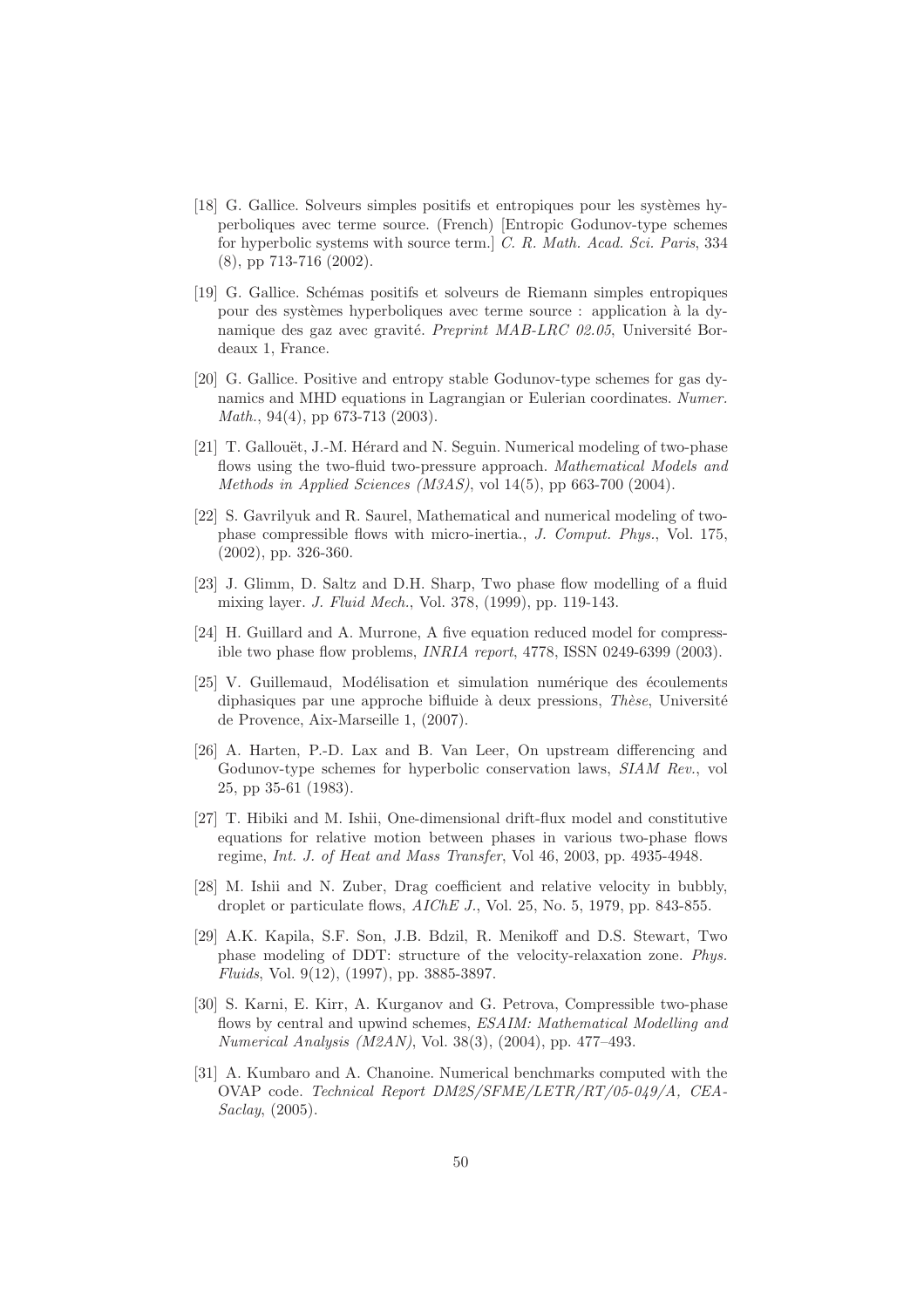[18] G. Gallice. Solveurs simples positifs et entropiques pour les systèmes hyperboliques avec terme source. (French) [Entropic Godunov-type schemes for hyperbolic systems with source term.] *C. R. Math. Acad. Sci. Paris*, 334 (8), pp 713-716 (2002).

[19] G. Gallice. Schémas positifs et solveurs de Riemann simples entropiques pour des systèmes hyperboliques avec terme source : application à la dynamique des gaz avec gravité. *Preprint MAB-LRC 02.05*, Université Bordeaux 1, France.

[20] G. Gallice. Positive and entropy stable Godunov-type schemes for gas dynamics and MHD equations in Lagrangian or Eulerian coordinates. *Numer. Math.*, 94(4), pp 673-713 (2003).

[21] T. Gallouët, J.-M. Hérard and N. Seguin. Numerical modeling of two-phase flows using the two-fluid two-pressure approach. *Mathematical Models and Methods in Applied Sciences (M3AS)*, vol 14(5), pp 663-700 (2004).

[22] S. Gavrilyuk and R. Saurel, Mathematical and numerical modeling of two-phase compressible flows with micro-inertia., *J. Comput. Phys.*, Vol. 175, (2002), pp. 326-360.

[23] J. Glimm, D. Saltz and D.H. Sharp, Two phase flow modelling of a fluid mixing layer. *J. Fluid Mech.*, Vol. 378, (1999), pp. 119-143.

[24] H. Guillard and A. Murrone, A five equation reduced model for compressible two phase flow problems, *INRIA report*, 4778, ISSN 0249-6399 (2003).

[25] V. Guillemaud, Modélisation et simulation numérique des écoulements diphasiques par une approche bifluide à deux pressions, *Thèse*, Université de Provence, Aix-Marseille 1, (2007).

[26] A. Harten, P.-D. Lax and B. Van Leer, On upstream differencing and Godunov-type schemes for hyperbolic conservation laws, *SIAM Rev.*, vol 25, pp 35-61 (1983).

[27] T. Hibiki and M. Ishii, One-dimensional drift-flux model and constitutive equations for relative motion between phases in various two-phase flows regime, *Int. J. of Heat and Mass Transfer*, Vol 46, 2003, pp. 4935-4948.

[28] M. Ishii and N. Zuber, Drag coefficient and relative velocity in bubbly, droplet or particulate flows, *AIChE J.*, Vol. 25, No. 5, 1979, pp. 843-855.

[29] A.K. Kapila, S.F. Son, J.B. Bdzil, R. Menikoff and D.S. Stewart, Two phase modeling of DDT: structure of the velocity-relaxation zone. *Phys. Fluids*, Vol. 9(12), (1997), pp. 3885-3897.

[30] S. Karni, E. Kirr, A. Kurganov and G. Petrova, Compressible two-phase flows by central and upwind schemes, *ESAIM: Mathematical Modelling and Numerical Analysis (M2AN)*, Vol. 38(3), (2004), pp. 477–493.

[31] A. Kumbaro and A. Chanoine. Numerical benchmarks computed with the OVAP code. *Technical Report DM2S/SFME/LETR/RT/05-049/A, CEA-Saclay*, (2005).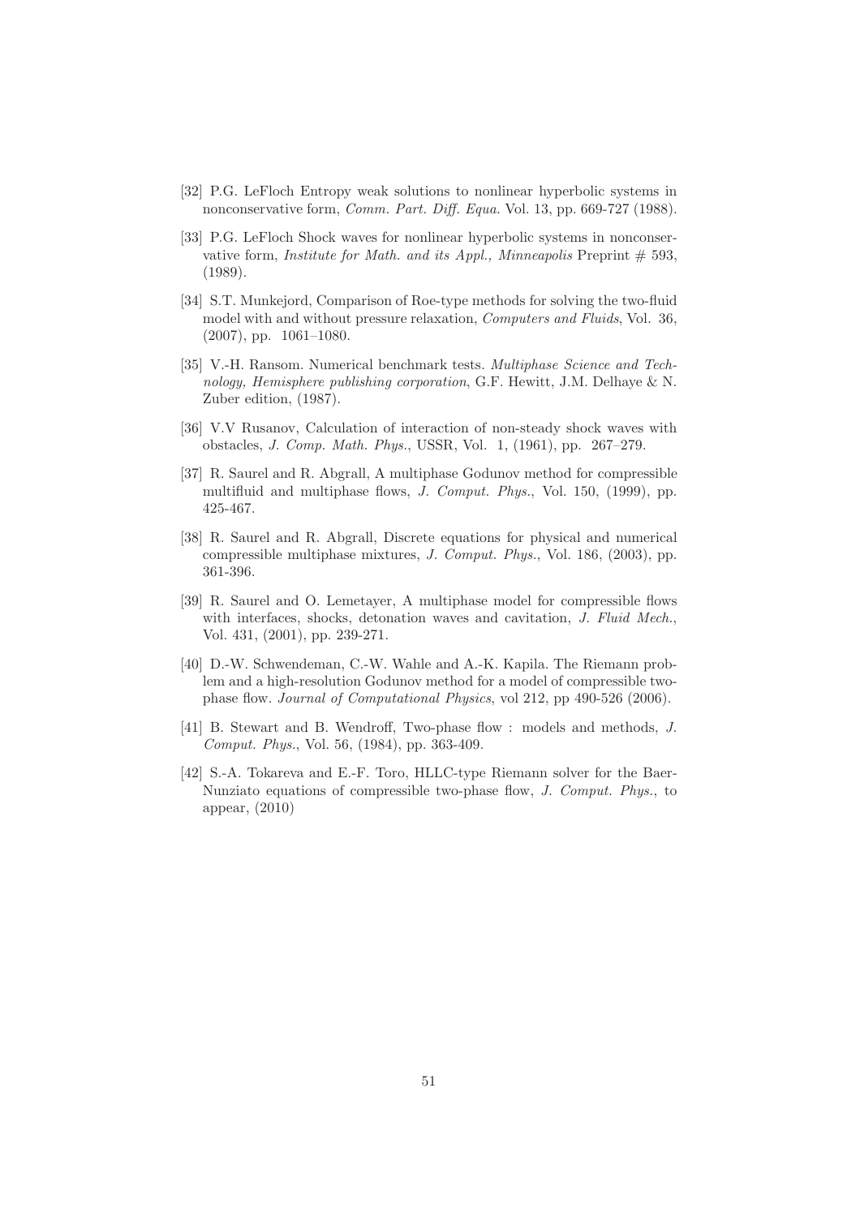[32] P.G. LeFloch Entropy weak solutions to nonlinear hyperbolic systems in nonconservative form, *Comm. Part. Diff. Equa.* Vol. 13, pp. 669-727 (1988).

[33] P.G. LeFloch Shock waves for nonlinear hyperbolic systems in nonconservative form, *Institute for Math. and its Appl., Minneapolis* Preprint # 593, (1989).

[34] S.T. Munkejord, Comparison of Roe-type methods for solving the two-fluid model with and without pressure relaxation, *Computers and Fluids*, Vol. 36, (2007), pp. 1061–1080.

[35] V.-H. Ransom. Numerical benchmark tests. *Multiphase Science and Technology, Hemisphere publishing corporation*, G.F. Hewitt, J.M. Delhaye & N. Zuber edition, (1987).

[36] V.V Rusanov, Calculation of interaction of non-steady shock waves with obstacles, *J. Comp. Math. Phys.*, USSR, Vol. 1, (1961), pp. 267–279.

[37] R. Saurel and R. Abgrall, A multiphase Godunov method for compressible multifluid and multiphase flows, *J. Comput. Phys.*, Vol. 150, (1999), pp. 425-467.

[38] R. Saurel and R. Abgrall, Discrete equations for physical and numerical compressible multiphase mixtures, *J. Comput. Phys.*, Vol. 186, (2003), pp. 361-396.

[39] R. Saurel and O. Lemetayer, A multiphase model for compressible flows with interfaces, shocks, detonation waves and cavitation, *J. Fluid Mech.*, Vol. 431, (2001), pp. 239-271.

[40] D.-W. Schwendeman, C.-W. Wahle and A.-K. Kapila. The Riemann problem and a high-resolution Godunov method for a model of compressible two-phase flow. *Journal of Computational Physics*, vol 212, pp 490-526 (2006).

[41] B. Stewart and B. Wendroff, Two-phase flow : models and methods, *J. Comput. Phys.*, Vol. 56, (1984), pp. 363-409.

[42] S.-A. Tokareva and E.-F. Toro, HLLC-type Riemann solver for the Baer-Nunziato equations of compressible two-phase flow, *J. Comput. Phys.*, to appear, (2010)